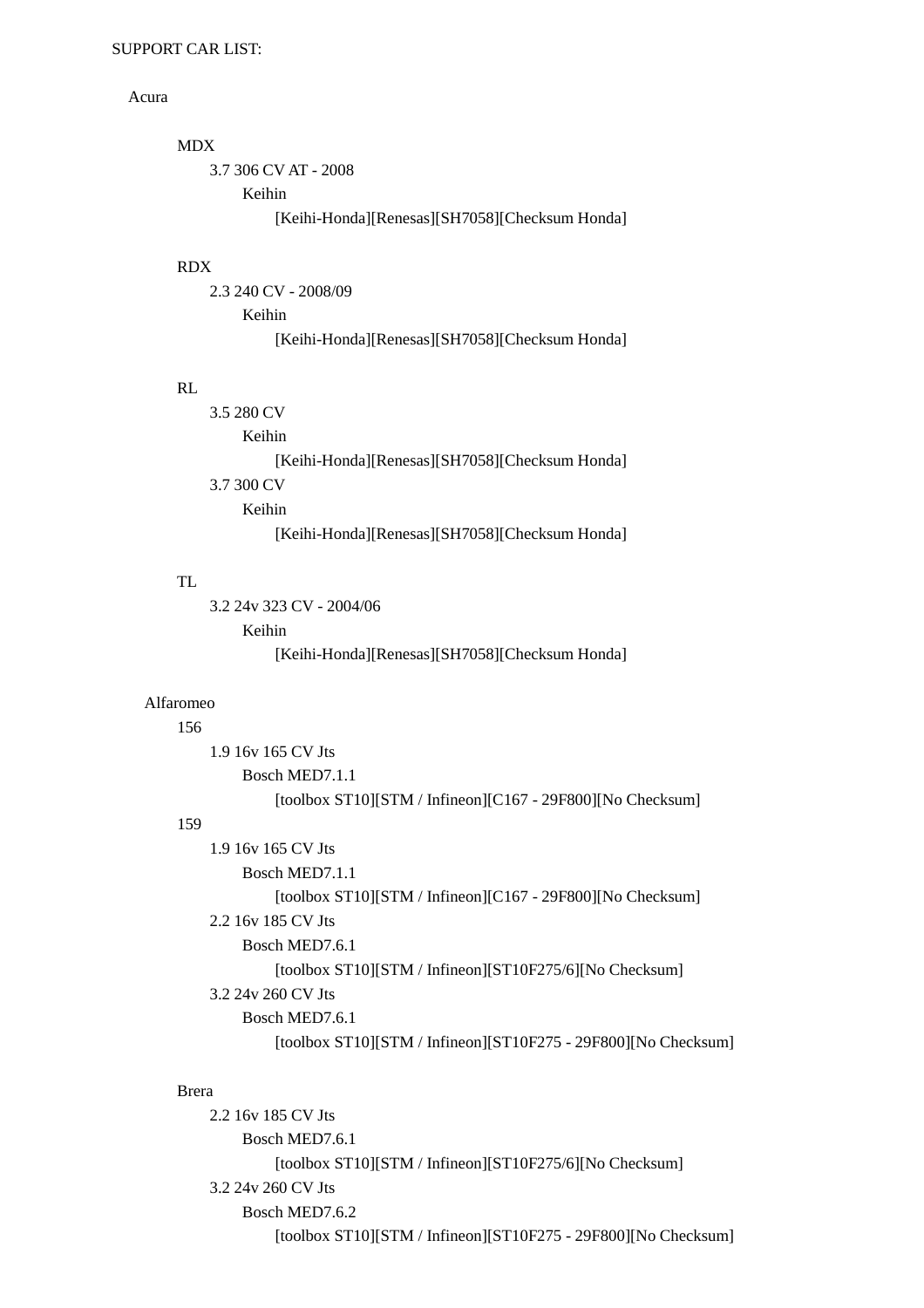SUPPORT CAR LIST:

- Acura
  - MDX
    - 3.7 306 CV AT - 2008
      - Keihin
        - [Keihi-Honda][Renesas][SH7058][Checksum Honda]
  - RDX
    - 2.3 240 CV - 2008/09
      - Keihin
        - [Keihi-Honda][Renesas][SH7058][Checksum Honda]
  - RL
    - 3.5 280 CV
      - Keihin
        - [Keihi-Honda][Renesas][SH7058][Checksum Honda]
    - 3.7 300 CV
      - Keihin
        - [Keihi-Honda][Renesas][SH7058][Checksum Honda]
  - TL
    - 3.2 24v 323 CV - 2004/06
      - Keihin
        - [Keihi-Honda][Renesas][SH7058][Checksum Honda]
- Alfaromeo
  - 156
    - 1.9 16v 165 CV Jts
      - Bosch MED7.1.1
        - [toolbox ST10][STM / Infineon][C167 - 29F800][No Checksum]
  - 159
    - 1.9 16v 165 CV Jts
      - Bosch MED7.1.1
        - [toolbox ST10][STM / Infineon][C167 - 29F800][No Checksum]
    - 2.2 16v 185 CV Jts
      - Bosch MED7.6.1
        - [toolbox ST10][STM / Infineon][ST10F275/6][No Checksum]
    - 3.2 24v 260 CV Jts
      - Bosch MED7.6.1
        - [toolbox ST10][STM / Infineon][ST10F275 - 29F800][No Checksum]
  - Brera
    - 2.2 16v 185 CV Jts
      - Bosch MED7.6.1
        - [toolbox ST10][STM / Infineon][ST10F275/6][No Checksum]
    - 3.2 24v 260 CV Jts
      - Bosch MED7.6.2
        - [toolbox ST10][STM / Infineon][ST10F275 - 29F800][No Checksum]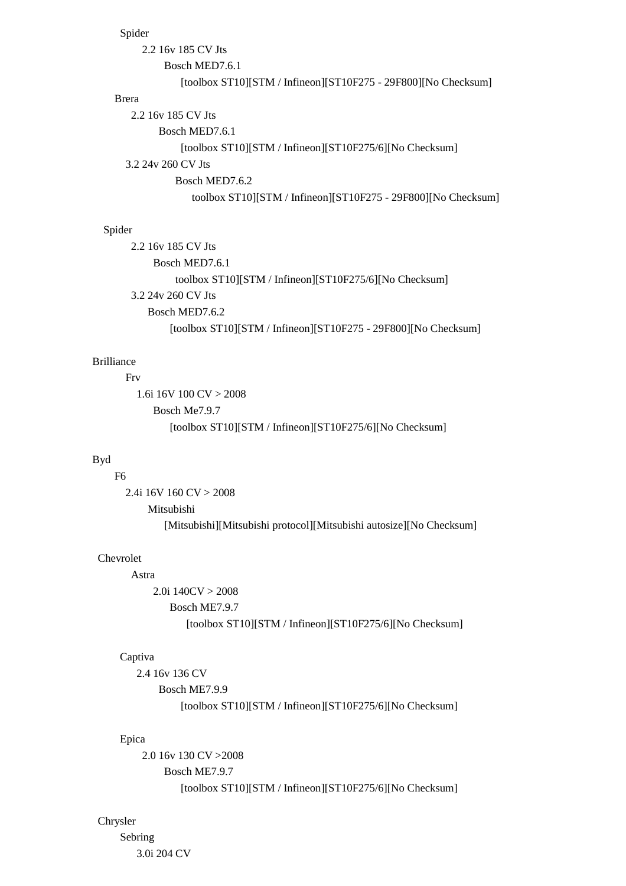Spider
- 2.2 16v 185 CV Jts
  - Bosch MED7.6.1
    - [toolbox ST10][STM / Infineon][ST10F275 - 29F800][No Checksum]

Brera
- 2.2 16v 185 CV Jts
  - Bosch MED7.6.1
    - [toolbox ST10][STM / Infineon][ST10F275/6][No Checksum]
- 3.2 24v 260 CV Jts
  - Bosch MED7.6.2
    - toolbox ST10][STM / Infineon][ST10F275 - 29F800][No Checksum]

Spider
- 2.2 16v 185 CV Jts
  - Bosch MED7.6.1
    - toolbox ST10][STM / Infineon][ST10F275/6][No Checksum]
- 3.2 24v 260 CV Jts
  - Bosch MED7.6.2
    - [toolbox ST10][STM / Infineon][ST10F275 - 29F800][No Checksum]

Brilliance
- Frv
  - 1.6i 16V 100 CV > 2008
    - Bosch Me7.9.7
      - [toolbox ST10][STM / Infineon][ST10F275/6][No Checksum]

Byd
- F6
  - 2.4i 16V 160 CV > 2008
    - Mitsubishi
      - [Mitsubishi][Mitsubishi protocol][Mitsubishi autosize][No Checksum]

Chevrolet
- Astra
  - 2.0i 140CV > 2008
    - Bosch ME7.9.7
      - [toolbox ST10][STM / Infineon][ST10F275/6][No Checksum]
- Captiva
  - 2.4 16v 136 CV
    - Bosch ME7.9.9
      - [toolbox ST10][STM / Infineon][ST10F275/6][No Checksum]
- Epica
  - 2.0 16v 130 CV >2008
    - Bosch ME7.9.7
      - [toolbox ST10][STM / Infineon][ST10F275/6][No Checksum]

Chrysler
- Sebring
  - 3.0i 204 CV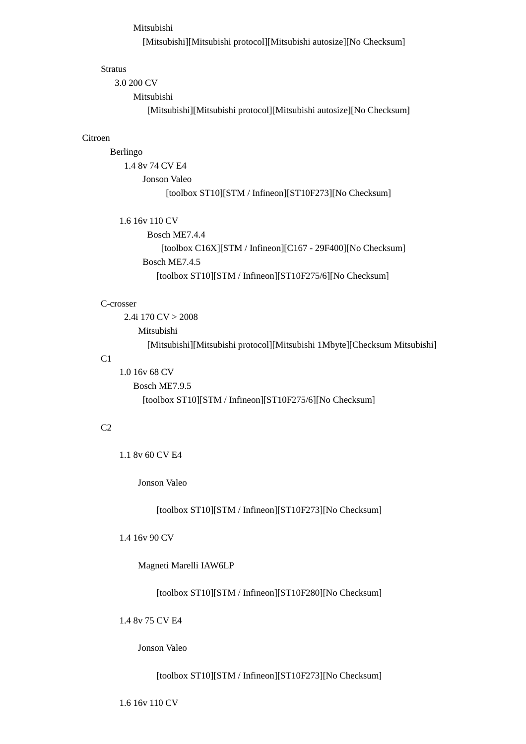Mitsubishi

[Mitsubishi][Mitsubishi protocol][Mitsubishi autosize][No Checksum]

Stratus

3.0 200 CV

Mitsubishi

[Mitsubishi][Mitsubishi protocol][Mitsubishi autosize][No Checksum]

Citroen

Berlingo

1.4 8v 74 CV E4

Jonson Valeo

[toolbox ST10][STM / Infineon][ST10F273][No Checksum]

1.6 16v 110 CV

Bosch ME7.4.4

[toolbox C16X][STM / Infineon][C167 - 29F400][No Checksum]

Bosch ME7.4.5

[toolbox ST10][STM / Infineon][ST10F275/6][No Checksum]

C-crosser

2.4i 170 CV > 2008

Mitsubishi

[Mitsubishi][Mitsubishi protocol][Mitsubishi 1Mbyte][Checksum Mitsubishi]

C1

1.0 16v 68 CV

Bosch ME7.9.5

[toolbox ST10][STM / Infineon][ST10F275/6][No Checksum]

C2

1.1 8v 60 CV E4

Jonson Valeo

[toolbox ST10][STM / Infineon][ST10F273][No Checksum]

1.4 16v 90 CV

Magneti Marelli IAW6LP

[toolbox ST10][STM / Infineon][ST10F280][No Checksum]

1.4 8v 75 CV E4

Jonson Valeo

[toolbox ST10][STM / Infineon][ST10F273][No Checksum]

1.6 16v 110 CV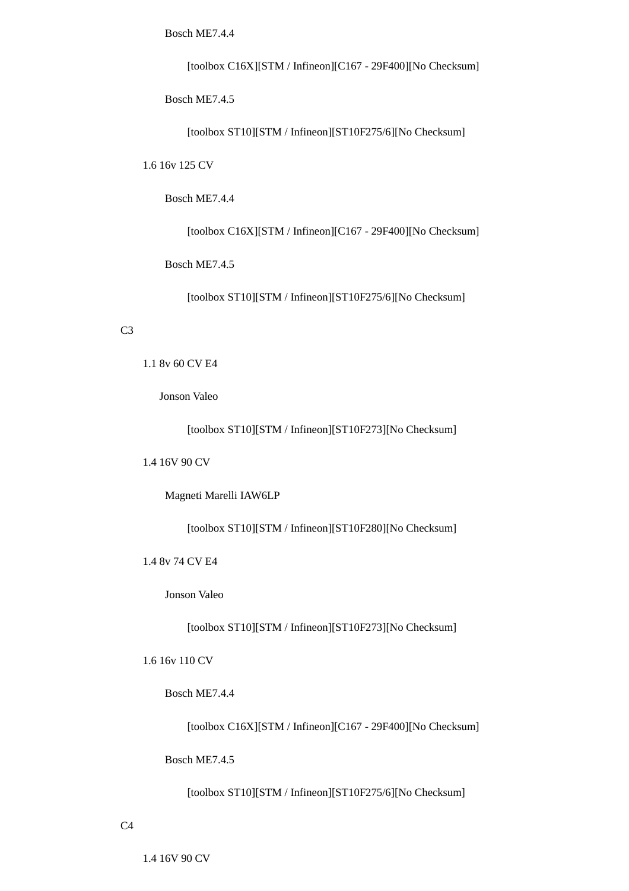- Bosch ME7.4.4
  - [toolbox C16X][STM / Infineon][C167 - 29F400][No Checksum]
- Bosch ME7.4.5
  - [toolbox ST10][STM / Infineon][ST10F275/6][No Checksum]

1.6 16v 125 CV

- Bosch ME7.4.4
  - [toolbox C16X][STM / Infineon][C167 - 29F400][No Checksum]
- Bosch ME7.4.5
  - [toolbox ST10][STM / Infineon][ST10F275/6][No Checksum]

C3

- 1.1 8v 60 CV E4
  - Jonson Valeo
    - [toolbox ST10][STM / Infineon][ST10F273][No Checksum]
- 1.4 16V 90 CV
  - Magneti Marelli IAW6LP
    - [toolbox ST10][STM / Infineon][ST10F280][No Checksum]
- 1.4 8v 74 CV E4
  - Jonson Valeo
    - [toolbox ST10][STM / Infineon][ST10F273][No Checksum]
- 1.6 16v 110 CV
  - Bosch ME7.4.4
    - [toolbox C16X][STM / Infineon][C167 - 29F400][No Checksum]
  - Bosch ME7.4.5
    - [toolbox ST10][STM / Infineon][ST10F275/6][No Checksum]

C4

- 1.4 16V 90 CV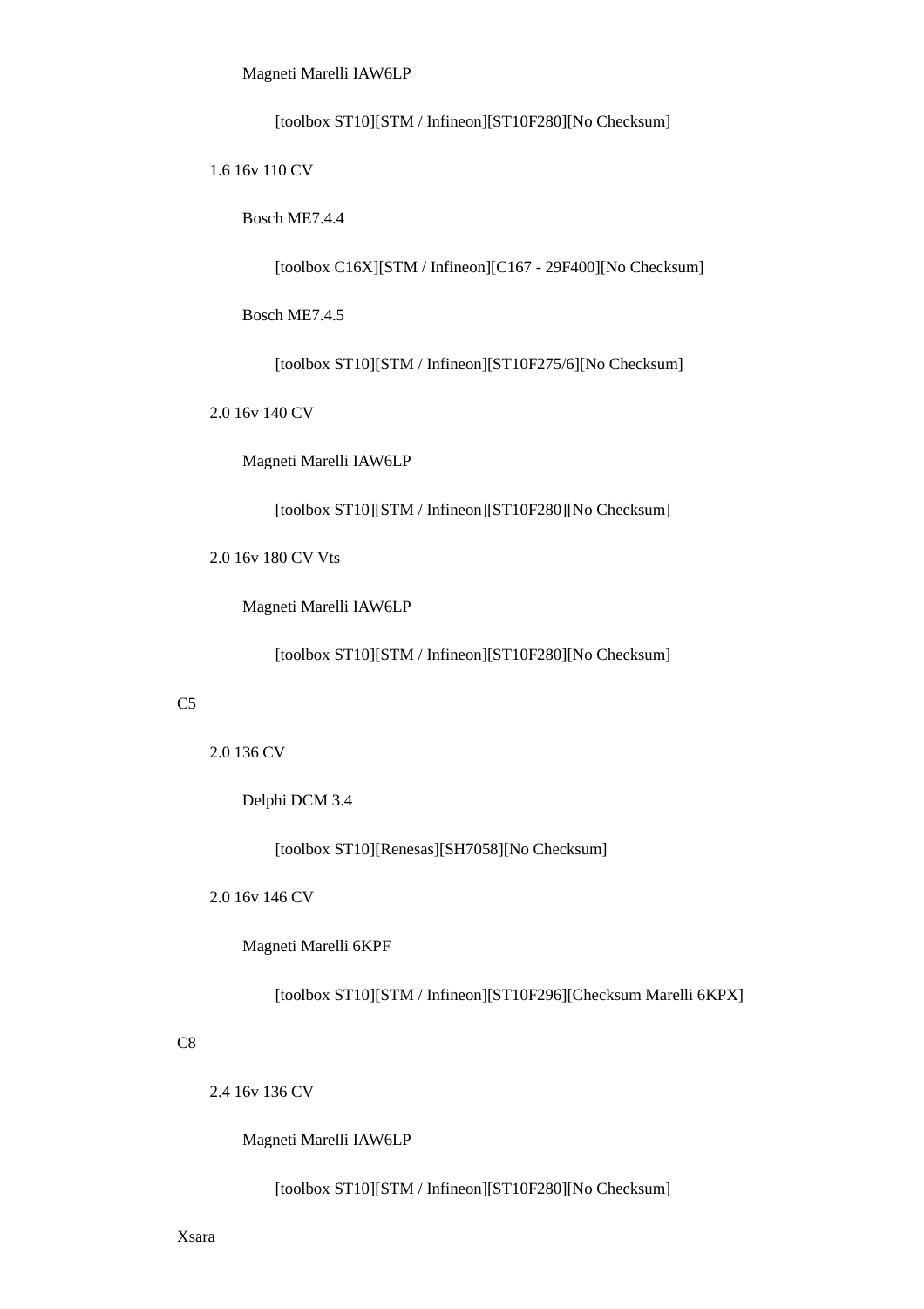- Magneti Marelli IAW6LP
  - [toolbox ST10][STM / Infineon][ST10F280][No Checksum]
- 1.6 16v 110 CV
  - Bosch ME7.4.4
    - [toolbox C16X][STM / Infineon][C167 - 29F400][No Checksum]
  - Bosch ME7.4.5
    - [toolbox ST10][STM / Infineon][ST10F275/6][No Checksum]
- 2.0 16v 140 CV
  - Magneti Marelli IAW6LP
    - [toolbox ST10][STM / Infineon][ST10F280][No Checksum]
- 2.0 16v 180 CV Vts
  - Magneti Marelli IAW6LP
    - [toolbox ST10][STM / Infineon][ST10F280][No Checksum]

C5

- 2.0 136 CV
  - Delphi DCM 3.4
    - [toolbox ST10][Renesas][SH7058][No Checksum]
- 2.0 16v 146 CV
  - Magneti Marelli 6KPF
    - [toolbox ST10][STM / Infineon][ST10F296][Checksum Marelli 6KPX]

C8

- 2.4 16v 136 CV
  - Magneti Marelli IAW6LP
    - [toolbox ST10][STM / Infineon][ST10F280][No Checksum]

Xsara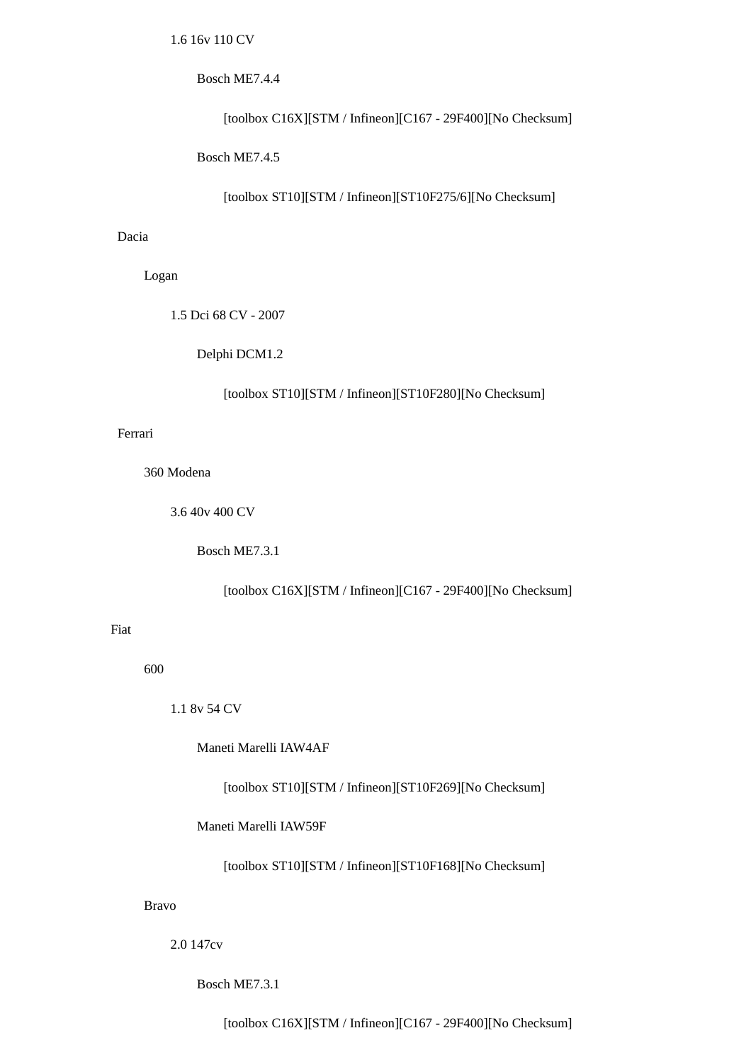- 1.6 16v 110 CV
  - Bosch ME7.4.4
    - [toolbox C16X][STM / Infineon][C167 - 29F400][No Checksum]
  - Bosch ME7.4.5
    - [toolbox ST10][STM / Infineon][ST10F275/6][No Checksum]

- Dacia
  - Logan
    - 1.5 Dci 68 CV - 2007
      - Delphi DCM1.2
        - [toolbox ST10][STM / Infineon][ST10F280][No Checksum]

- Ferrari
  - 360 Modena
    - 3.6 40v 400 CV
      - Bosch ME7.3.1
        - [toolbox C16X][STM / Infineon][C167 - 29F400][No Checksum]

- Fiat
  - 600
    - 1.1 8v 54 CV
      - Maneti Marelli IAW4AF
        - [toolbox ST10][STM / Infineon][ST10F269][No Checksum]
      - Maneti Marelli IAW59F
        - [toolbox ST10][STM / Infineon][ST10F168][No Checksum]
  - Bravo
    - 2.0 147cv
      - Bosch ME7.3.1
        - [toolbox C16X][STM / Infineon][C167 - 29F400][No Checksum]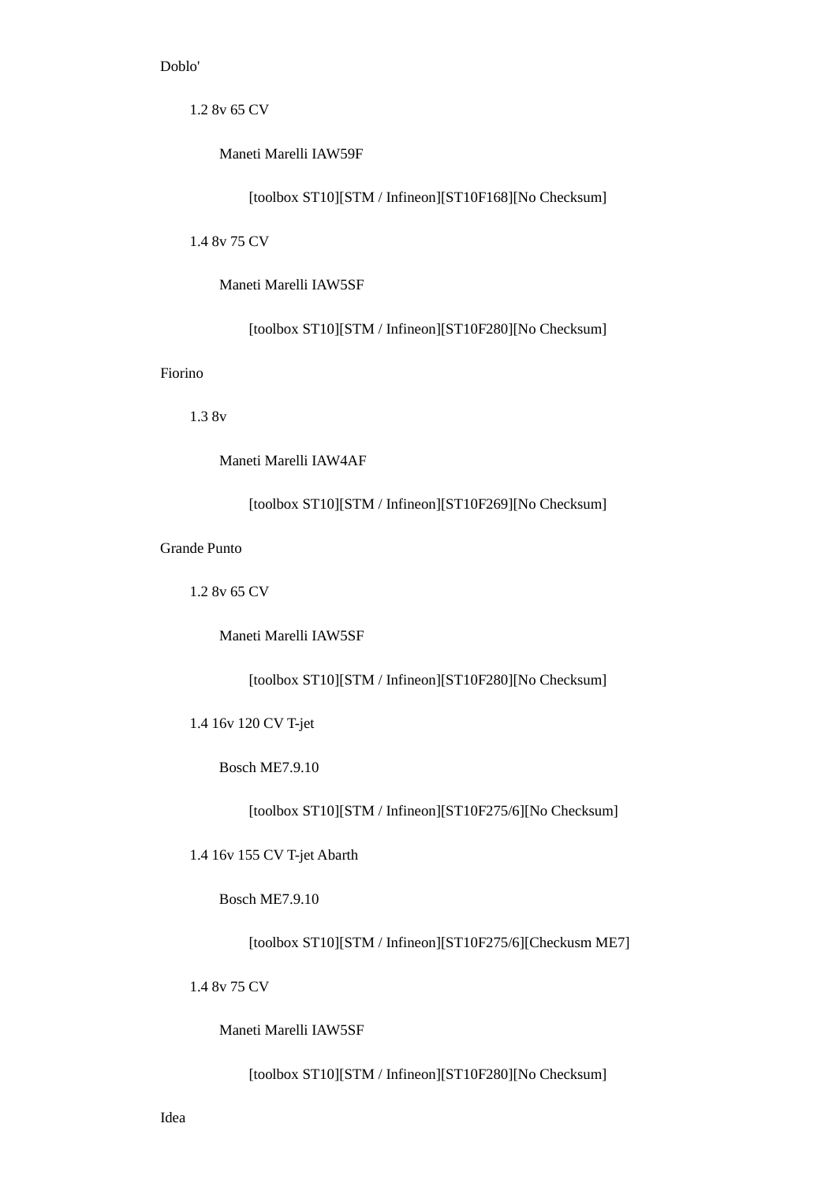Doblo'

- 1.2 8v 65 CV
  - Maneti Marelli IAW59F
    - [toolbox ST10][STM / Infineon][ST10F168][No Checksum]
- 1.4 8v 75 CV
  - Maneti Marelli IAW5SF
    - [toolbox ST10][STM / Infineon][ST10F280][No Checksum]

Fiorino

- 1.3 8v
  - Maneti Marelli IAW4AF
    - [toolbox ST10][STM / Infineon][ST10F269][No Checksum]

Grande Punto

- 1.2 8v 65 CV
  - Maneti Marelli IAW5SF
    - [toolbox ST10][STM / Infineon][ST10F280][No Checksum]
- 1.4 16v 120 CV T-jet
  - Bosch ME7.9.10
    - [toolbox ST10][STM / Infineon][ST10F275/6][No Checksum]
- 1.4 16v 155 CV T-jet Abarth
  - Bosch ME7.9.10
    - [toolbox ST10][STM / Infineon][ST10F275/6][Checkusm ME7]
- 1.4 8v 75 CV
  - Maneti Marelli IAW5SF
    - [toolbox ST10][STM / Infineon][ST10F280][No Checksum]

Idea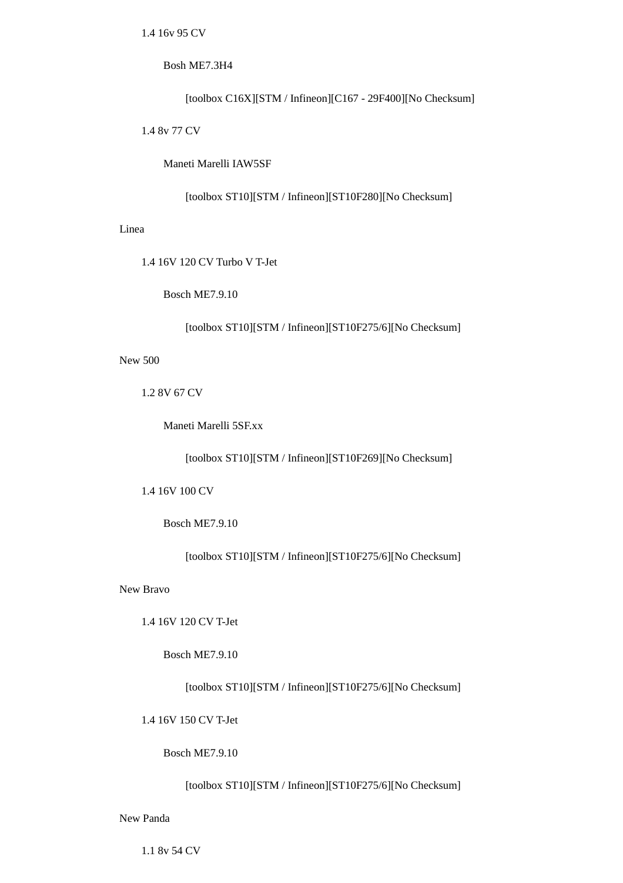- 1.4 16v 95 CV
  - Bosh ME7.3H4
    - [toolbox C16X][STM / Infineon][C167 - 29F400][No Checksum]
- 1.4 8v 77 CV
  - Maneti Marelli IAW5SF
    - [toolbox ST10][STM / Infineon][ST10F280][No Checksum]

Linea

- 1.4 16V 120 CV Turbo V T-Jet
  - Bosch ME7.9.10
    - [toolbox ST10][STM / Infineon][ST10F275/6][No Checksum]

New 500

- 1.2 8V 67 CV
  - Maneti Marelli 5SF.xx
    - [toolbox ST10][STM / Infineon][ST10F269][No Checksum]
- 1.4 16V 100 CV
  - Bosch ME7.9.10
    - [toolbox ST10][STM / Infineon][ST10F275/6][No Checksum]

New Bravo

- 1.4 16V 120 CV T-Jet
  - Bosch ME7.9.10
    - [toolbox ST10][STM / Infineon][ST10F275/6][No Checksum]
- 1.4 16V 150 CV T-Jet
  - Bosch ME7.9.10
    - [toolbox ST10][STM / Infineon][ST10F275/6][No Checksum]

New Panda

- 1.1 8v 54 CV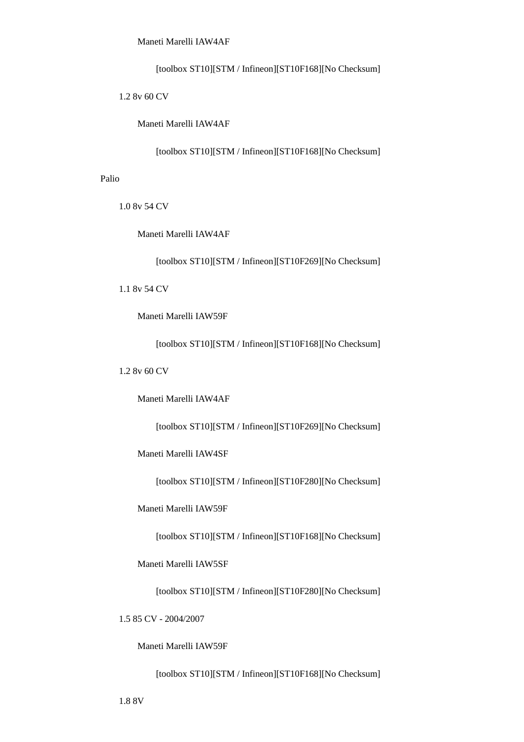Maneti Marelli IAW4AF

[toolbox ST10][STM / Infineon][ST10F168][No Checksum]

1.2 8v 60 CV

Maneti Marelli IAW4AF

[toolbox ST10][STM / Infineon][ST10F168][No Checksum]

Palio

1.0 8v 54 CV

Maneti Marelli IAW4AF

[toolbox ST10][STM / Infineon][ST10F269][No Checksum]

1.1 8v 54 CV

Maneti Marelli IAW59F

[toolbox ST10][STM / Infineon][ST10F168][No Checksum]

1.2 8v 60 CV

Maneti Marelli IAW4AF

[toolbox ST10][STM / Infineon][ST10F269][No Checksum]

Maneti Marelli IAW4SF

[toolbox ST10][STM / Infineon][ST10F280][No Checksum]

Maneti Marelli IAW59F

[toolbox ST10][STM / Infineon][ST10F168][No Checksum]

Maneti Marelli IAW5SF

[toolbox ST10][STM / Infineon][ST10F280][No Checksum]

1.5 85 CV - 2004/2007

Maneti Marelli IAW59F

[toolbox ST10][STM / Infineon][ST10F168][No Checksum]

1.8 8V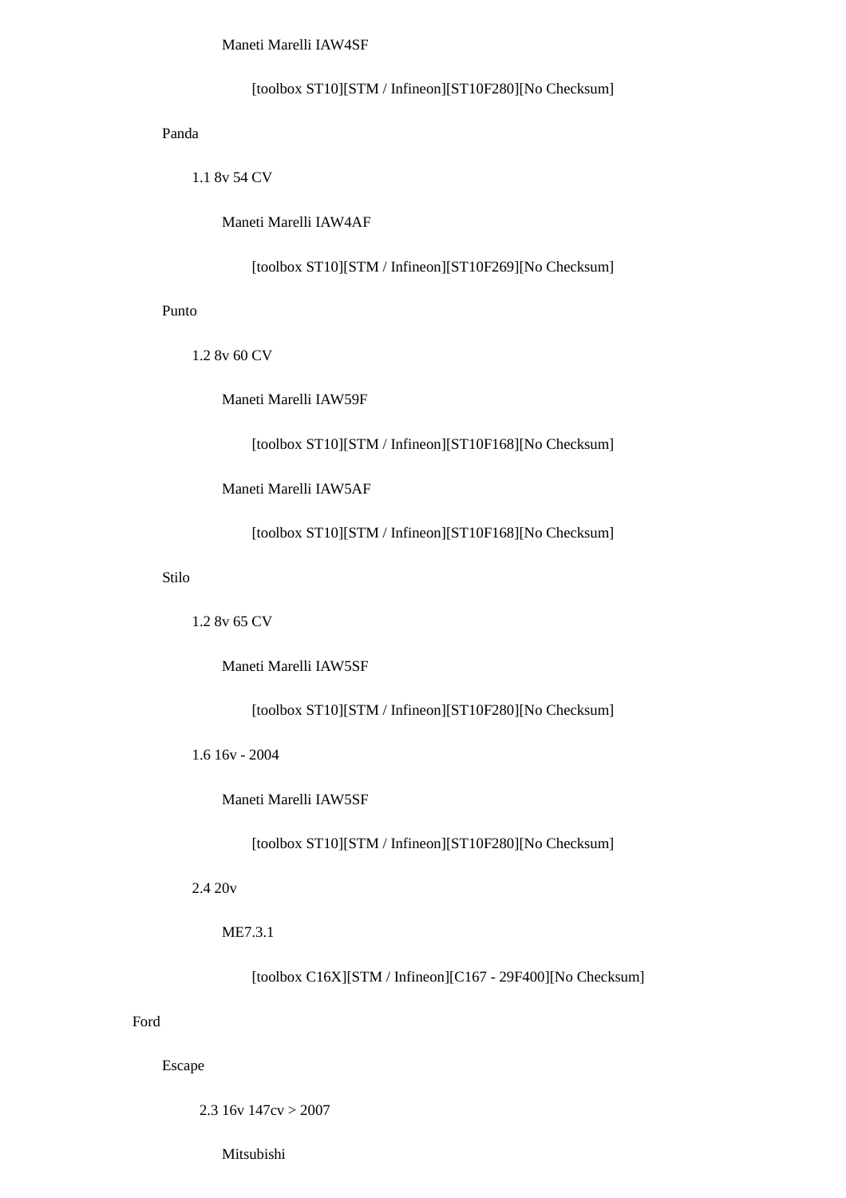Maneti Marelli IAW4SF

[toolbox ST10][STM / Infineon][ST10F280][No Checksum]

Panda

1.1 8v 54 CV

Maneti Marelli IAW4AF

[toolbox ST10][STM / Infineon][ST10F269][No Checksum]

Punto

1.2 8v 60 CV

Maneti Marelli IAW59F

[toolbox ST10][STM / Infineon][ST10F168][No Checksum]

Maneti Marelli IAW5AF

[toolbox ST10][STM / Infineon][ST10F168][No Checksum]

Stilo

1.2 8v 65 CV

Maneti Marelli IAW5SF

[toolbox ST10][STM / Infineon][ST10F280][No Checksum]

1.6 16v - 2004

Maneti Marelli IAW5SF

[toolbox ST10][STM / Infineon][ST10F280][No Checksum]

2.4 20v

ME7.3.1

[toolbox C16X][STM / Infineon][C167 - 29F400][No Checksum]

Ford

Escape

2.3 16v 147cv > 2007

Mitsubishi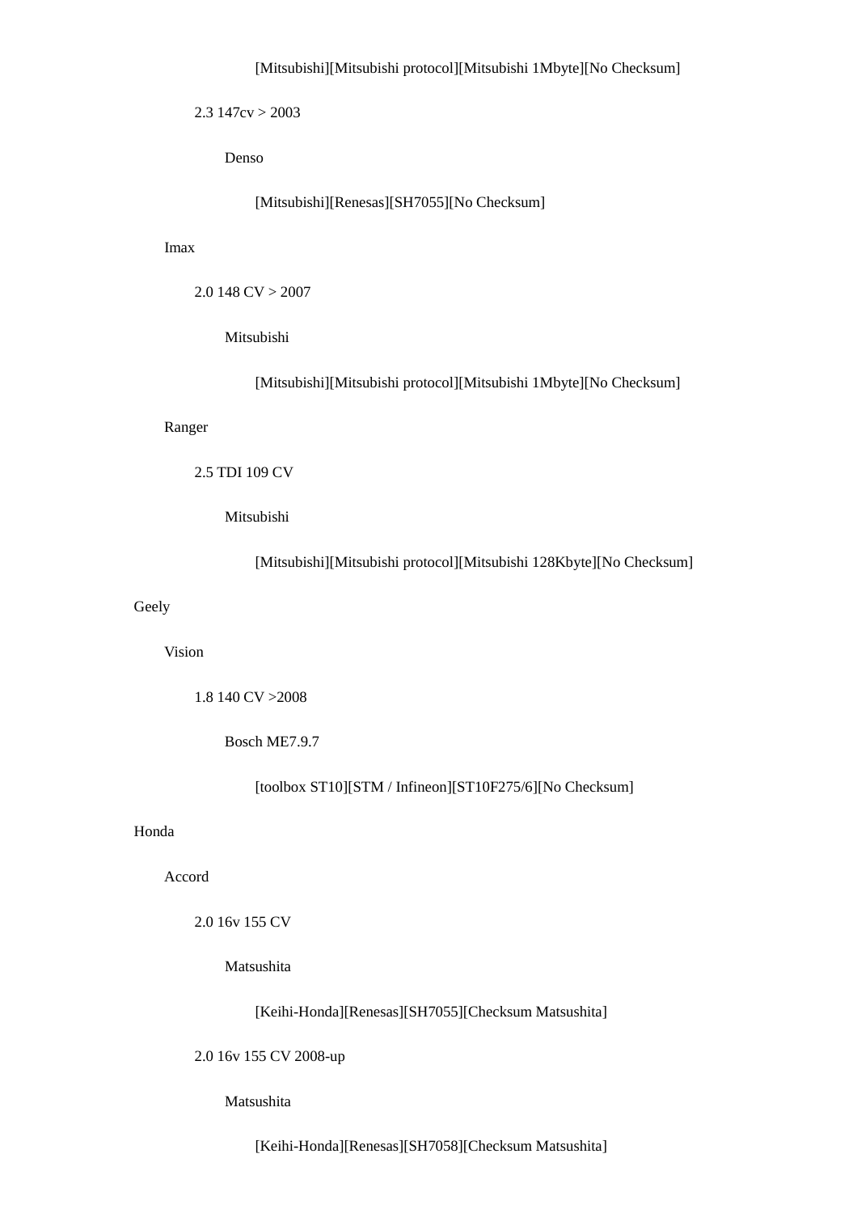[Mitsubishi][Mitsubishi protocol][Mitsubishi 1Mbyte][No Checksum]

2.3 147cv > 2003

Denso

[Mitsubishi][Renesas][SH7055][No Checksum]

Imax

2.0 148 CV > 2007

Mitsubishi

[Mitsubishi][Mitsubishi protocol][Mitsubishi 1Mbyte][No Checksum]

Ranger

2.5 TDI 109 CV

Mitsubishi

[Mitsubishi][Mitsubishi protocol][Mitsubishi 128Kbyte][No Checksum]

Geely

Vision

1.8 140 CV >2008

Bosch ME7.9.7

[toolbox ST10][STM / Infineon][ST10F275/6][No Checksum]

Honda

Accord

2.0 16v 155 CV

Matsushita

[Keihi-Honda][Renesas][SH7055][Checksum Matsushita]

2.0 16v 155 CV 2008-up

Matsushita

[Keihi-Honda][Renesas][SH7058][Checksum Matsushita]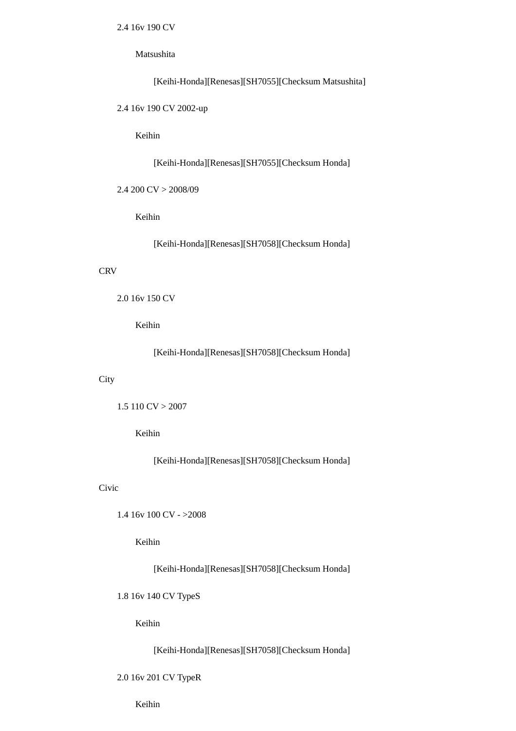2.4 16v 190 CV

Matsushita

[Keihi-Honda][Renesas][SH7055][Checksum Matsushita]

2.4 16v 190 CV 2002-up

Keihin

[Keihi-Honda][Renesas][SH7055][Checksum Honda]

2.4 200 CV > 2008/09

Keihin

[Keihi-Honda][Renesas][SH7058][Checksum Honda]

CRV

2.0 16v 150 CV

Keihin

[Keihi-Honda][Renesas][SH7058][Checksum Honda]

City

1.5 110 CV > 2007

Keihin

[Keihi-Honda][Renesas][SH7058][Checksum Honda]

Civic

1.4 16v 100 CV - >2008

Keihin

[Keihi-Honda][Renesas][SH7058][Checksum Honda]

1.8 16v 140 CV TypeS

Keihin

[Keihi-Honda][Renesas][SH7058][Checksum Honda]

2.0 16v 201 CV TypeR

Keihin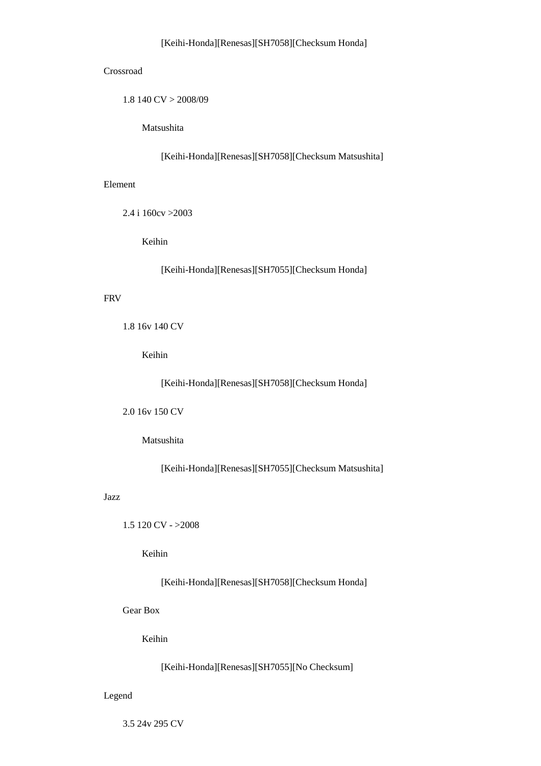[Keihi-Honda][Renesas][SH7058][Checksum Honda]

Crossroad

1.8 140 CV > 2008/09

Matsushita

[Keihi-Honda][Renesas][SH7058][Checksum Matsushita]

Element

2.4 i 160cv >2003

Keihin

[Keihi-Honda][Renesas][SH7055][Checksum Honda]

FRV

1.8 16v 140 CV

Keihin

[Keihi-Honda][Renesas][SH7058][Checksum Honda]

2.0 16v 150 CV

Matsushita

[Keihi-Honda][Renesas][SH7055][Checksum Matsushita]

Jazz

1.5 120 CV - >2008

Keihin

[Keihi-Honda][Renesas][SH7058][Checksum Honda]

Gear Box

Keihin

[Keihi-Honda][Renesas][SH7055][No Checksum]

Legend

3.5 24v 295 CV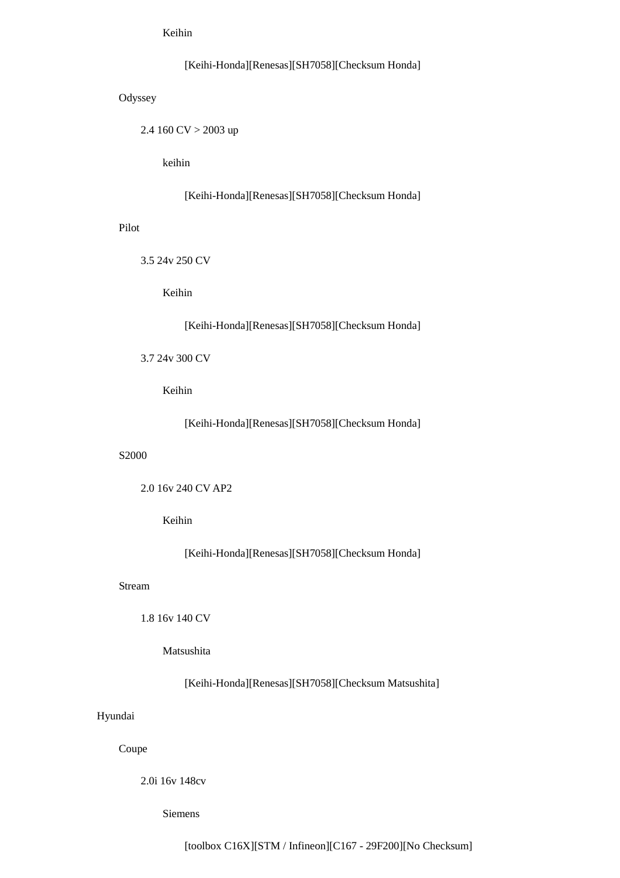Keihin

[Keihi-Honda][Renesas][SH7058][Checksum Honda]

Odyssey

2.4 160 CV > 2003 up

keihin

[Keihi-Honda][Renesas][SH7058][Checksum Honda]

Pilot

3.5 24v 250 CV

Keihin

[Keihi-Honda][Renesas][SH7058][Checksum Honda]

3.7 24v 300 CV

Keihin

[Keihi-Honda][Renesas][SH7058][Checksum Honda]

S2000

2.0 16v 240 CV AP2

Keihin

[Keihi-Honda][Renesas][SH7058][Checksum Honda]

Stream

1.8 16v 140 CV

Matsushita

[Keihi-Honda][Renesas][SH7058][Checksum Matsushita]

Hyundai

Coupe

2.0i 16v 148cv

Siemens

[toolbox C16X][STM / Infineon][C167 - 29F200][No Checksum]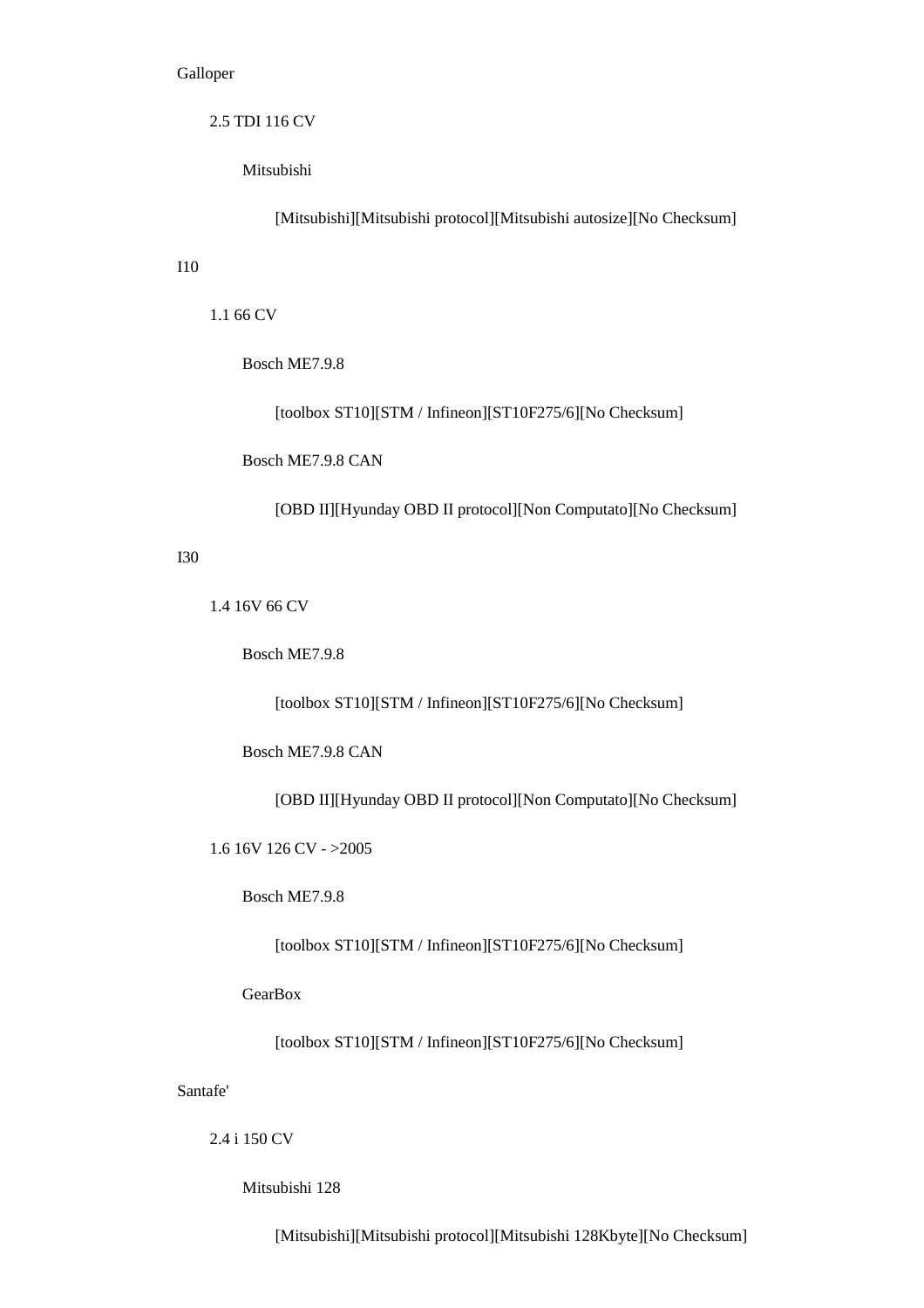Galloper

- 2.5 TDI 116 CV
  - Mitsubishi
    - [Mitsubishi][Mitsubishi protocol][Mitsubishi autosize][No Checksum]

I10

- 1.1 66 CV
  - Bosch ME7.9.8
    - [toolbox ST10][STM / Infineon][ST10F275/6][No Checksum]
  - Bosch ME7.9.8 CAN
    - [OBD II][Hyunday OBD II protocol][Non Computato][No Checksum]

I30

- 1.4 16V 66 CV
  - Bosch ME7.9.8
    - [toolbox ST10][STM / Infineon][ST10F275/6][No Checksum]
  - Bosch ME7.9.8 CAN
    - [OBD II][Hyunday OBD II protocol][Non Computato][No Checksum]
- 1.6 16V 126 CV - >2005
  - Bosch ME7.9.8
    - [toolbox ST10][STM / Infineon][ST10F275/6][No Checksum]
  - GearBox
    - [toolbox ST10][STM / Infineon][ST10F275/6][No Checksum]

Santafe'

- 2.4 i 150 CV
  - Mitsubishi 128
    - [Mitsubishi][Mitsubishi protocol][Mitsubishi 128Kbyte][No Checksum]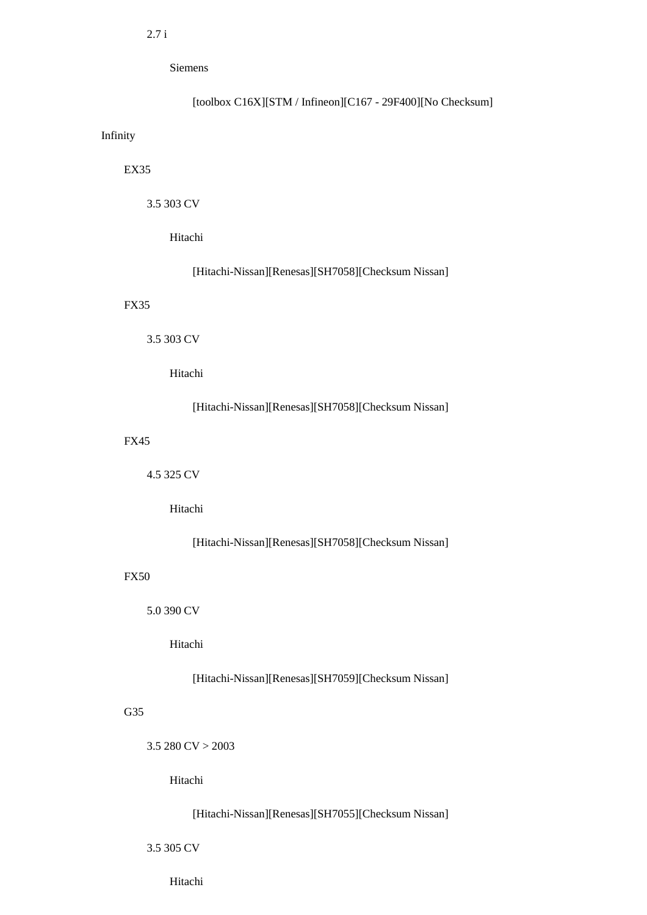2.7 i

Siemens

[toolbox C16X][STM / Infineon][C167 - 29F400][No Checksum]

Infinity

EX35

3.5 303 CV

Hitachi

[Hitachi-Nissan][Renesas][SH7058][Checksum Nissan]

FX35

3.5 303 CV

Hitachi

[Hitachi-Nissan][Renesas][SH7058][Checksum Nissan]

FX45

4.5 325 CV

Hitachi

[Hitachi-Nissan][Renesas][SH7058][Checksum Nissan]

FX50

5.0 390 CV

Hitachi

[Hitachi-Nissan][Renesas][SH7059][Checksum Nissan]

G35

3.5 280 CV > 2003

Hitachi

[Hitachi-Nissan][Renesas][SH7055][Checksum Nissan]

3.5 305 CV

Hitachi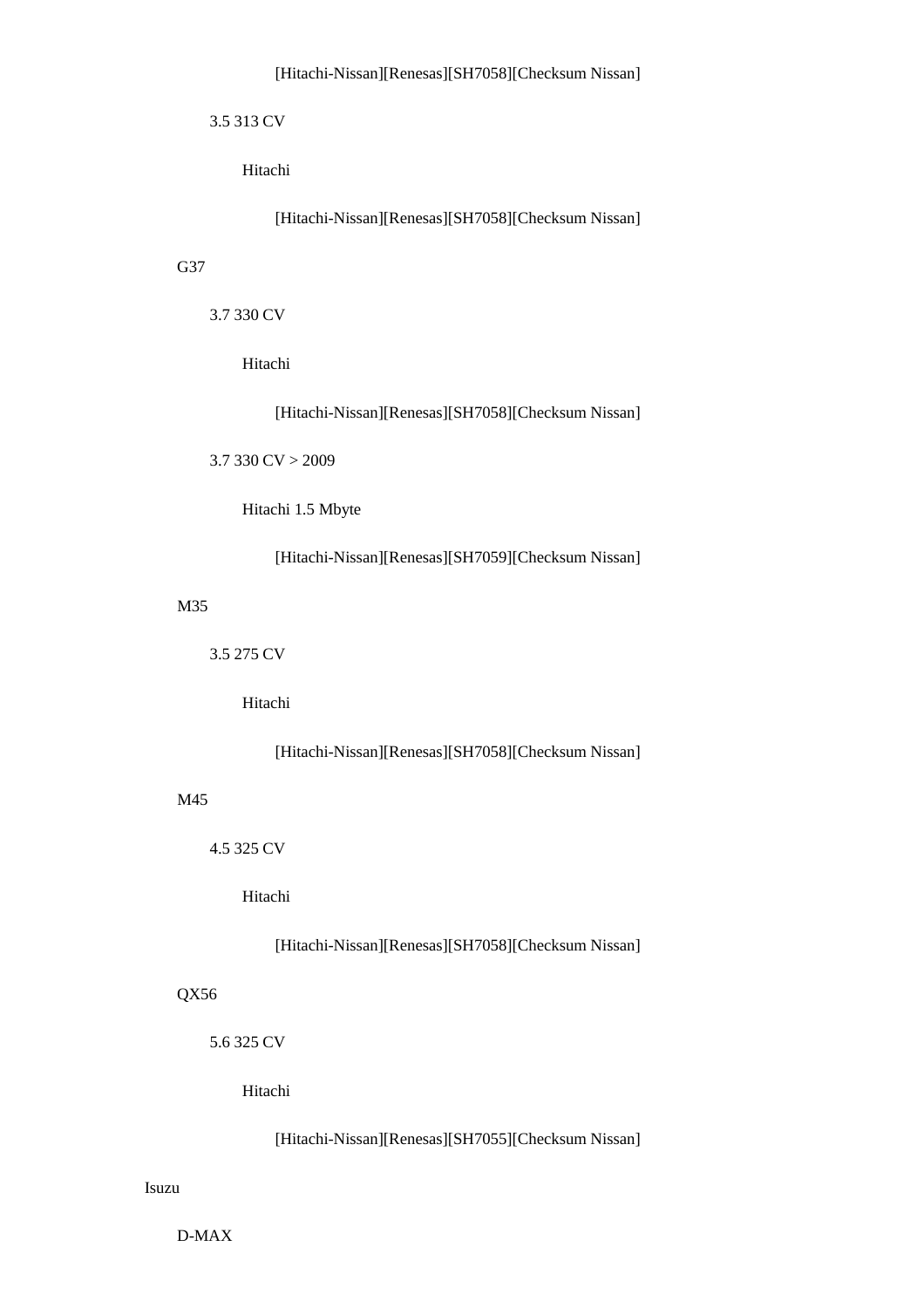[Hitachi-Nissan][Renesas][SH7058][Checksum Nissan]

3.5 313 CV

Hitachi

[Hitachi-Nissan][Renesas][SH7058][Checksum Nissan]

G37

3.7 330 CV

Hitachi

[Hitachi-Nissan][Renesas][SH7058][Checksum Nissan]

3.7 330 CV > 2009

Hitachi 1.5 Mbyte

[Hitachi-Nissan][Renesas][SH7059][Checksum Nissan]

M35

3.5 275 CV

Hitachi

[Hitachi-Nissan][Renesas][SH7058][Checksum Nissan]

M45

4.5 325 CV

Hitachi

[Hitachi-Nissan][Renesas][SH7058][Checksum Nissan]

QX56

5.6 325 CV

Hitachi

[Hitachi-Nissan][Renesas][SH7055][Checksum Nissan]

Isuzu

D-MAX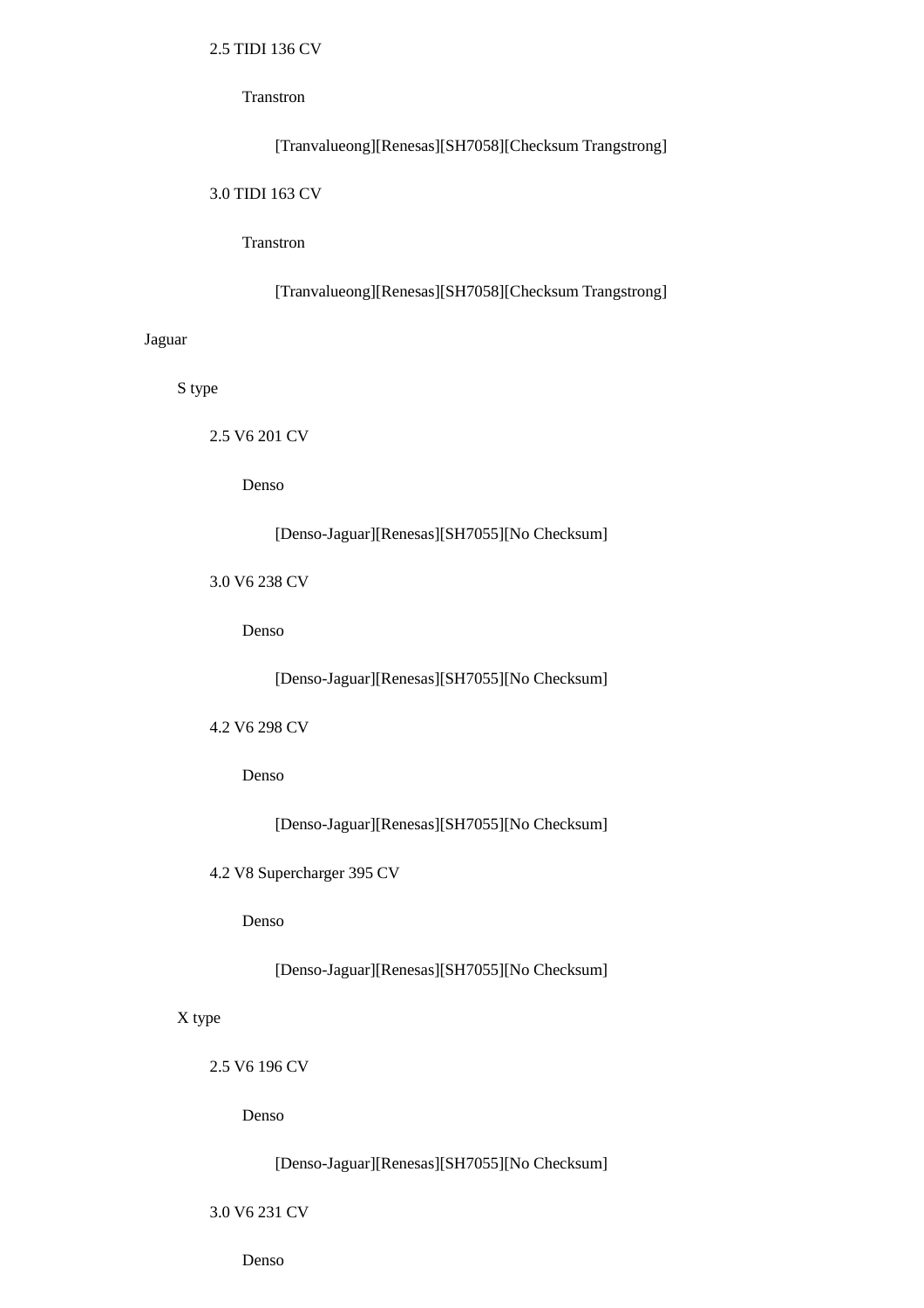2.5 TIDI 136 CV

                Transtron

                    [Tranvalueong][Renesas][SH7058][Checksum Trangstrong]

            3.0 TIDI 163 CV

                Transtron

                    [Tranvalueong][Renesas][SH7058][Checksum Trangstrong]

Jaguar

    S type

        2.5 V6 201 CV

            Denso

                [Denso-Jaguar][Renesas][SH7055][No Checksum]

        3.0 V6 238 CV

            Denso

                [Denso-Jaguar][Renesas][SH7055][No Checksum]

        4.2 V6 298 CV

            Denso

                [Denso-Jaguar][Renesas][SH7055][No Checksum]

        4.2 V8 Supercharger 395 CV

            Denso

                [Denso-Jaguar][Renesas][SH7055][No Checksum]

    X type

        2.5 V6 196 CV

            Denso

                [Denso-Jaguar][Renesas][SH7055][No Checksum]

        3.0 V6 231 CV

            Denso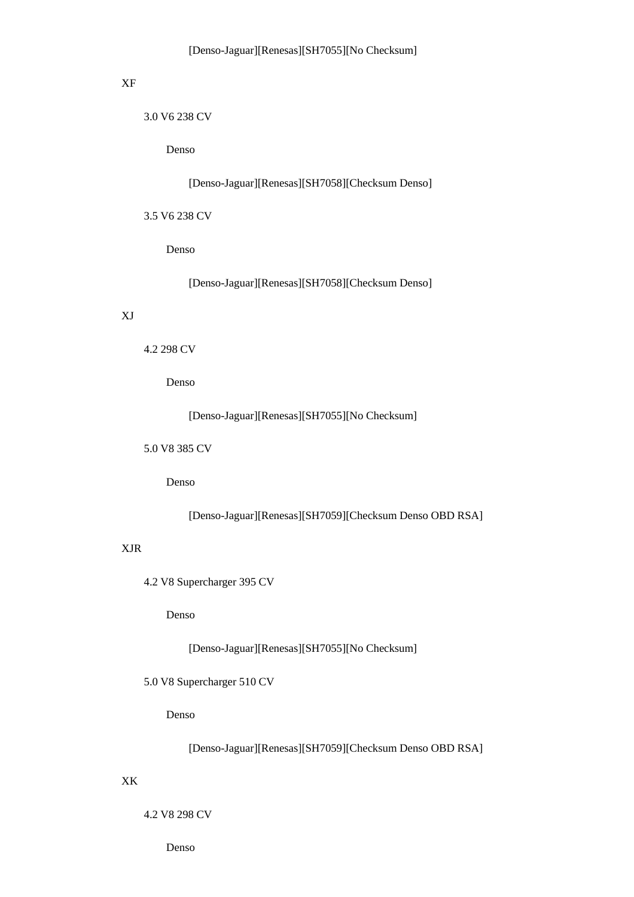[Denso-Jaguar][Renesas][SH7055][No Checksum]

XF

- 3.0 V6 238 CV
  - Denso
    - [Denso-Jaguar][Renesas][SH7058][Checksum Denso]
- 3.5 V6 238 CV
  - Denso
    - [Denso-Jaguar][Renesas][SH7058][Checksum Denso]

XJ

- 4.2 298 CV
  - Denso
    - [Denso-Jaguar][Renesas][SH7055][No Checksum]
- 5.0 V8 385 CV
  - Denso
    - [Denso-Jaguar][Renesas][SH7059][Checksum Denso OBD RSA]

XJR

- 4.2 V8 Supercharger 395 CV
  - Denso
    - [Denso-Jaguar][Renesas][SH7055][No Checksum]
- 5.0 V8 Supercharger 510 CV
  - Denso
    - [Denso-Jaguar][Renesas][SH7059][Checksum Denso OBD RSA]

XK

- 4.2 V8 298 CV
  - Denso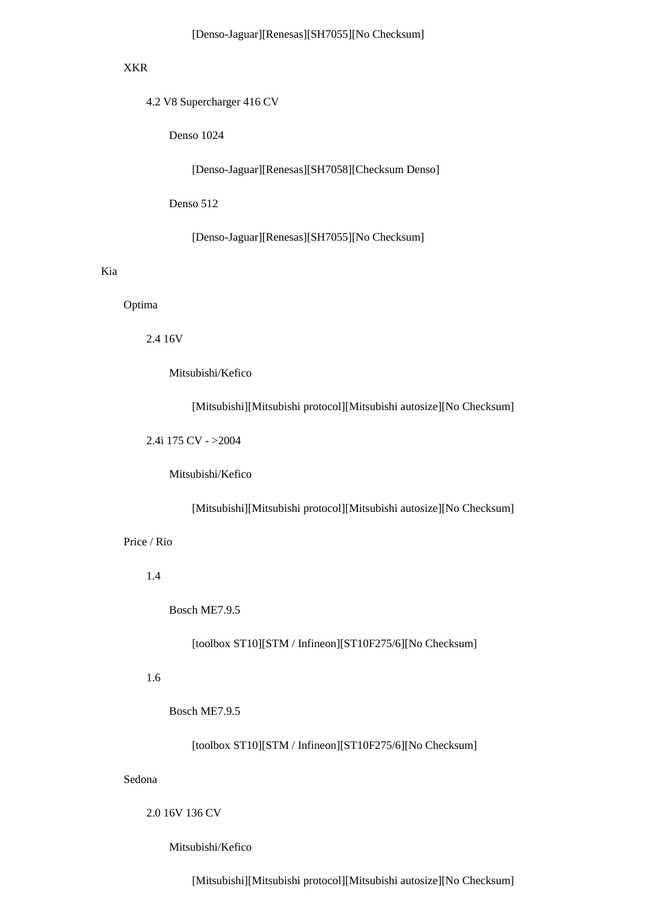[Denso-Jaguar][Renesas][SH7055][No Checksum]

XKR

4.2 V8 Supercharger 416 CV

Denso 1024

[Denso-Jaguar][Renesas][SH7058][Checksum Denso]

Denso 512

[Denso-Jaguar][Renesas][SH7055][No Checksum]

Kia

Optima

2.4 16V

Mitsubishi/Kefico

[Mitsubishi][Mitsubishi protocol][Mitsubishi autosize][No Checksum]

2.4i 175 CV - >2004

Mitsubishi/Kefico

[Mitsubishi][Mitsubishi protocol][Mitsubishi autosize][No Checksum]

Price / Rio

1.4

Bosch ME7.9.5

[toolbox ST10][STM / Infineon][ST10F275/6][No Checksum]

1.6

Bosch ME7.9.5

[toolbox ST10][STM / Infineon][ST10F275/6][No Checksum]

Sedona

2.0 16V 136 CV

Mitsubishi/Kefico

[Mitsubishi][Mitsubishi protocol][Mitsubishi autosize][No Checksum]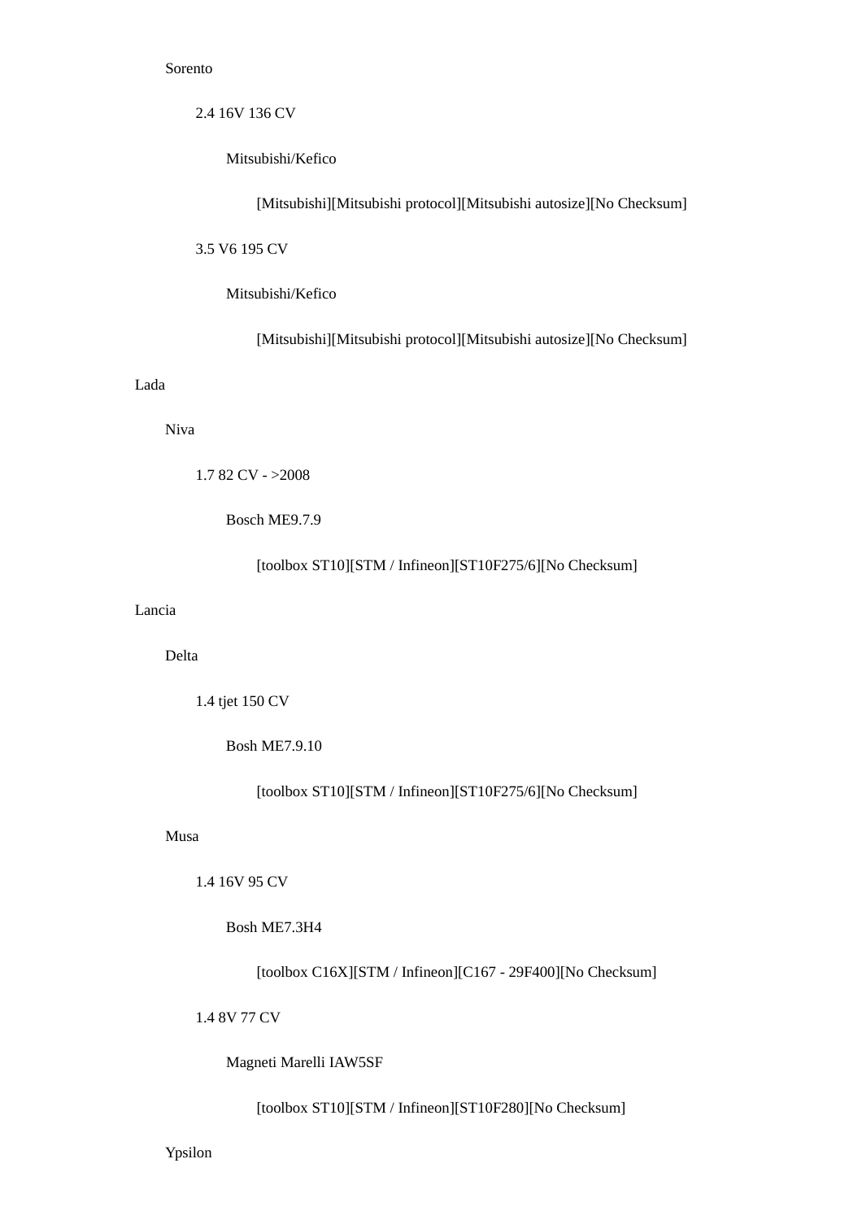- Sorento
  - 2.4 16V 136 CV
    - Mitsubishi/Kefico
      - [Mitsubishi][Mitsubishi protocol][Mitsubishi autosize][No Checksum]
  - 3.5 V6 195 CV
    - Mitsubishi/Kefico
      - [Mitsubishi][Mitsubishi protocol][Mitsubishi autosize][No Checksum]

Lada

- Niva
  - 1.7 82 CV - >2008
    - Bosch ME9.7.9
      - [toolbox ST10][STM / Infineon][ST10F275/6][No Checksum]

Lancia

- Delta
  - 1.4 tjet 150 CV
    - Bosh ME7.9.10
      - [toolbox ST10][STM / Infineon][ST10F275/6][No Checksum]
- Musa
  - 1.4 16V 95 CV
    - Bosh ME7.3H4
      - [toolbox C16X][STM / Infineon][C167 - 29F400][No Checksum]
  - 1.4 8V 77 CV
    - Magneti Marelli IAW5SF
      - [toolbox ST10][STM / Infineon][ST10F280][No Checksum]
- Ypsilon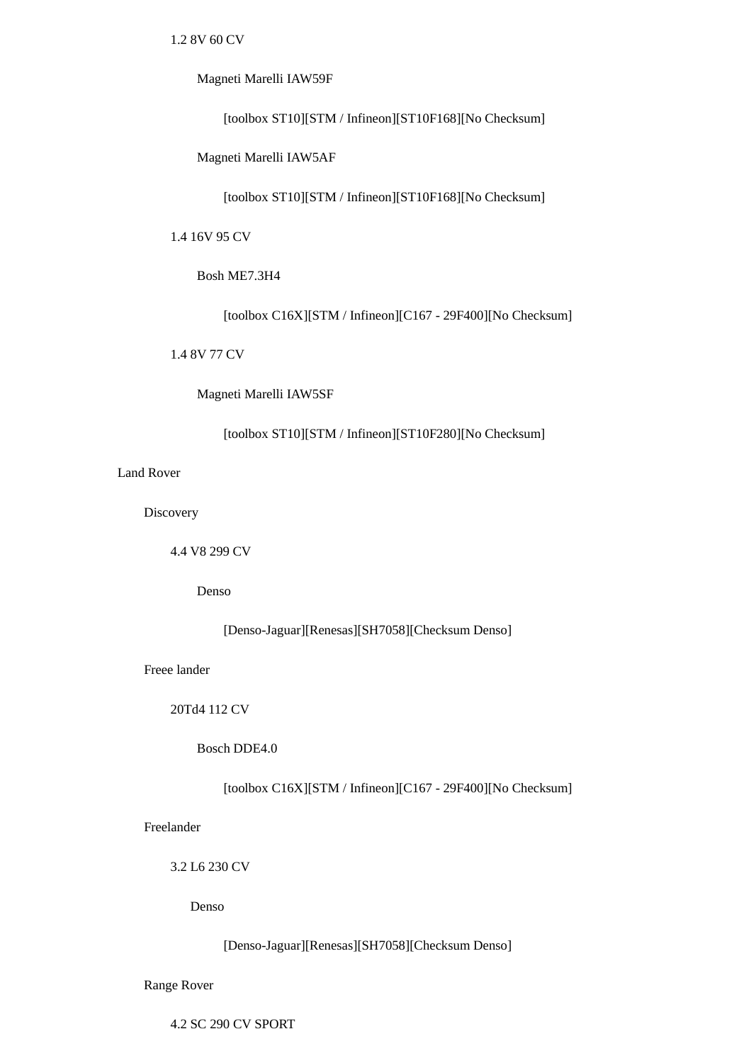1.2 8V 60 CV

Magneti Marelli IAW59F

[toolbox ST10][STM / Infineon][ST10F168][No Checksum]

Magneti Marelli IAW5AF

[toolbox ST10][STM / Infineon][ST10F168][No Checksum]

1.4 16V 95 CV

Bosh ME7.3H4

[toolbox C16X][STM / Infineon][C167 - 29F400][No Checksum]

1.4 8V 77 CV

Magneti Marelli IAW5SF

[toolbox ST10][STM / Infineon][ST10F280][No Checksum]

Land Rover

Discovery

4.4 V8 299 CV

Denso

[Denso-Jaguar][Renesas][SH7058][Checksum Denso]

Freee lander

20Td4 112 CV

Bosch DDE4.0

[toolbox C16X][STM / Infineon][C167 - 29F400][No Checksum]

Freelander

3.2 L6 230 CV

Denso

[Denso-Jaguar][Renesas][SH7058][Checksum Denso]

Range Rover

4.2 SC 290 CV SPORT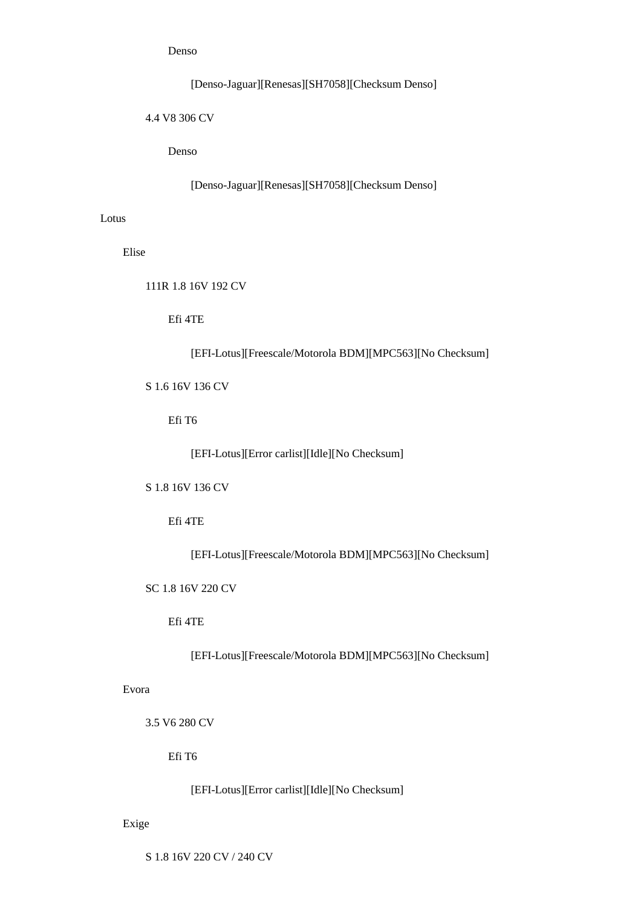Denso

[Denso-Jaguar][Renesas][SH7058][Checksum Denso]

4.4 V8 306 CV

Denso

[Denso-Jaguar][Renesas][SH7058][Checksum Denso]

Lotus

Elise

111R 1.8 16V 192 CV

Efi 4TE

[EFI-Lotus][Freescale/Motorola BDM][MPC563][No Checksum]

S 1.6 16V 136 CV

Efi T6

[EFI-Lotus][Error carlist][Idle][No Checksum]

S 1.8 16V 136 CV

Efi 4TE

[EFI-Lotus][Freescale/Motorola BDM][MPC563][No Checksum]

SC 1.8 16V 220 CV

Efi 4TE

[EFI-Lotus][Freescale/Motorola BDM][MPC563][No Checksum]

Evora

3.5 V6 280 CV

Efi T6

[EFI-Lotus][Error carlist][Idle][No Checksum]

Exige

S 1.8 16V 220 CV / 240 CV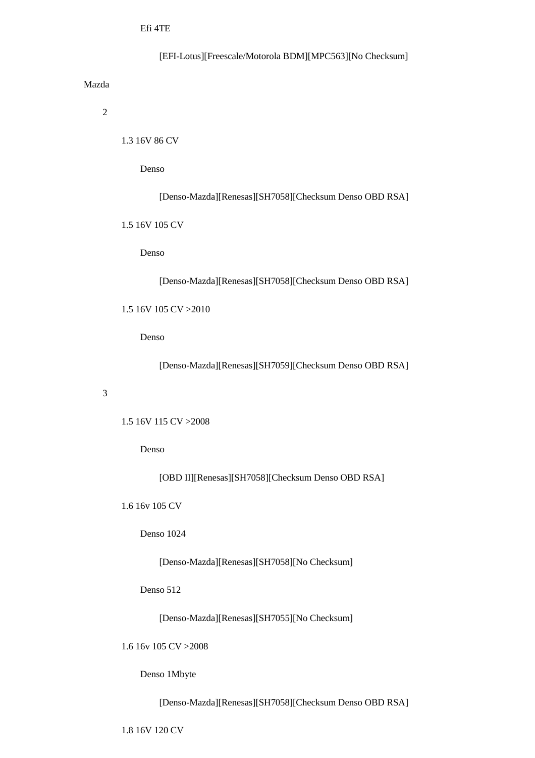Efi 4TE

[EFI-Lotus][Freescale/Motorola BDM][MPC563][No Checksum]

Mazda

2

1.3 16V 86 CV

Denso

[Denso-Mazda][Renesas][SH7058][Checksum Denso OBD RSA]

1.5 16V 105 CV

Denso

[Denso-Mazda][Renesas][SH7058][Checksum Denso OBD RSA]

1.5 16V 105 CV >2010

Denso

[Denso-Mazda][Renesas][SH7059][Checksum Denso OBD RSA]

3

1.5 16V 115 CV >2008

Denso

[OBD II][Renesas][SH7058][Checksum Denso OBD RSA]

1.6 16v 105 CV

Denso 1024

[Denso-Mazda][Renesas][SH7058][No Checksum]

Denso 512

[Denso-Mazda][Renesas][SH7055][No Checksum]

1.6 16v 105 CV >2008

Denso 1Mbyte

[Denso-Mazda][Renesas][SH7058][Checksum Denso OBD RSA]

1.8 16V 120 CV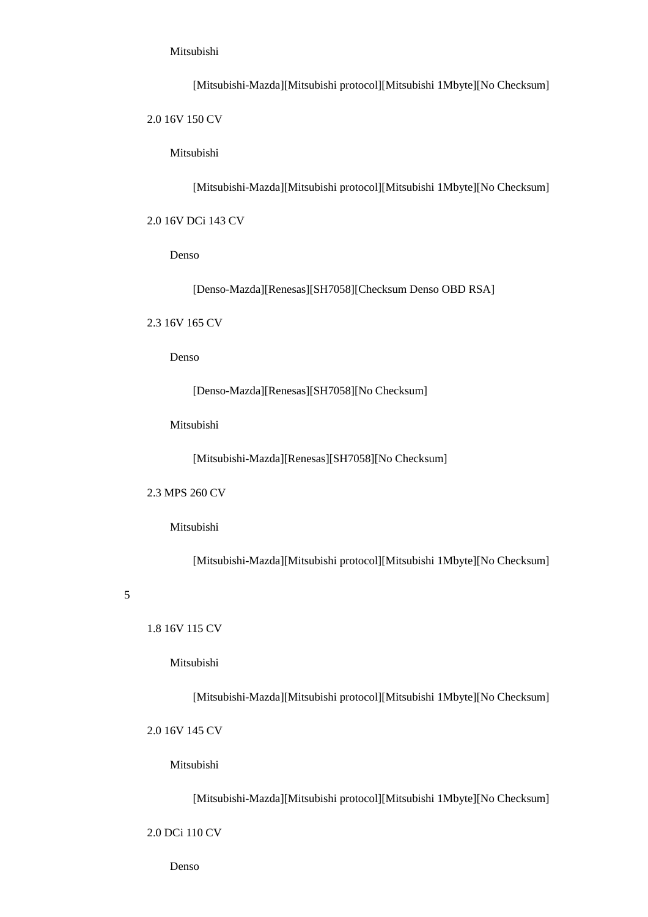Mitsubishi

[Mitsubishi-Mazda][Mitsubishi protocol][Mitsubishi 1Mbyte][No Checksum]

2.0 16V 150 CV

Mitsubishi

[Mitsubishi-Mazda][Mitsubishi protocol][Mitsubishi 1Mbyte][No Checksum]

2.0 16V DCi 143 CV

Denso

[Denso-Mazda][Renesas][SH7058][Checksum Denso OBD RSA]

2.3 16V 165 CV

Denso

[Denso-Mazda][Renesas][SH7058][No Checksum]

Mitsubishi

[Mitsubishi-Mazda][Renesas][SH7058][No Checksum]

2.3 MPS 260 CV

Mitsubishi

[Mitsubishi-Mazda][Mitsubishi protocol][Mitsubishi 1Mbyte][No Checksum]

5

1.8 16V 115 CV

Mitsubishi

[Mitsubishi-Mazda][Mitsubishi protocol][Mitsubishi 1Mbyte][No Checksum]

2.0 16V 145 CV

Mitsubishi

[Mitsubishi-Mazda][Mitsubishi protocol][Mitsubishi 1Mbyte][No Checksum]

2.0 DCi 110 CV

Denso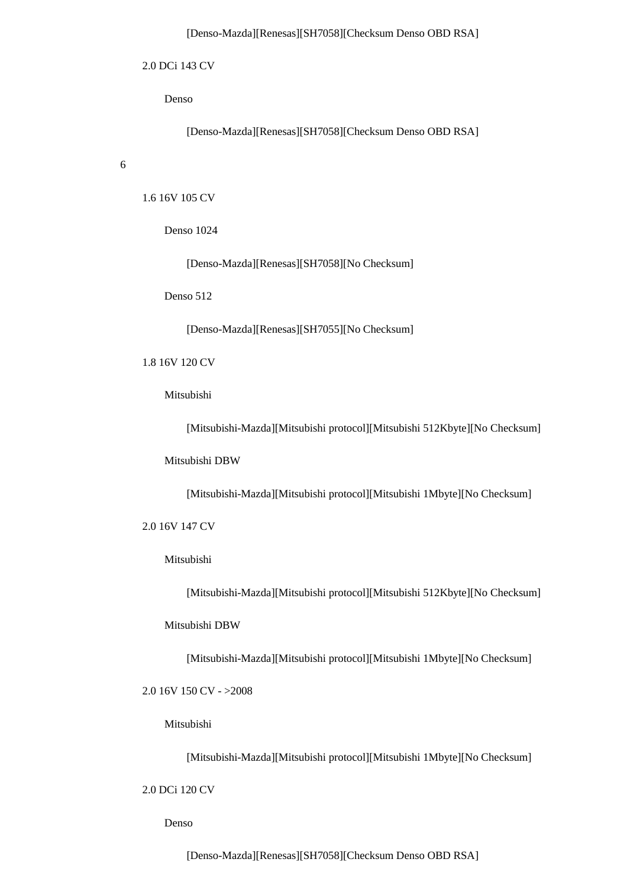[Denso-Mazda][Renesas][SH7058][Checksum Denso OBD RSA]

2.0 DCi 143 CV

Denso

[Denso-Mazda][Renesas][SH7058][Checksum Denso OBD RSA]

6

1.6 16V 105 CV

Denso 1024

[Denso-Mazda][Renesas][SH7058][No Checksum]

Denso 512

[Denso-Mazda][Renesas][SH7055][No Checksum]

1.8 16V 120 CV

Mitsubishi

[Mitsubishi-Mazda][Mitsubishi protocol][Mitsubishi 512Kbyte][No Checksum]

Mitsubishi DBW

[Mitsubishi-Mazda][Mitsubishi protocol][Mitsubishi 1Mbyte][No Checksum]

2.0 16V 147 CV

Mitsubishi

[Mitsubishi-Mazda][Mitsubishi protocol][Mitsubishi 512Kbyte][No Checksum]

Mitsubishi DBW

[Mitsubishi-Mazda][Mitsubishi protocol][Mitsubishi 1Mbyte][No Checksum]

2.0 16V 150 CV - >2008

Mitsubishi

[Mitsubishi-Mazda][Mitsubishi protocol][Mitsubishi 1Mbyte][No Checksum]

2.0 DCi 120 CV

Denso

[Denso-Mazda][Renesas][SH7058][Checksum Denso OBD RSA]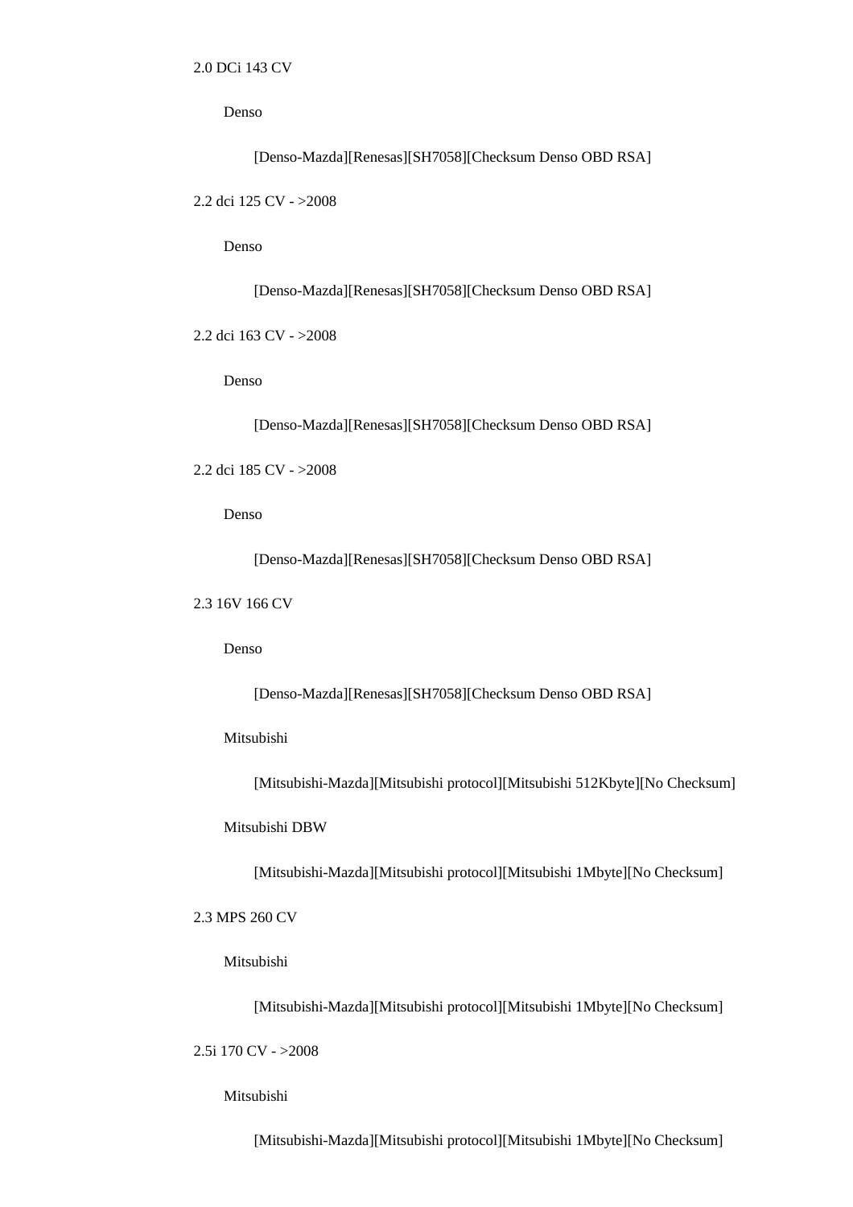2.0 DCi 143 CV

  Denso

    [Denso-Mazda][Renesas][SH7058][Checksum Denso OBD RSA]

2.2 dci 125 CV - >2008

  Denso

    [Denso-Mazda][Renesas][SH7058][Checksum Denso OBD RSA]

2.2 dci 163 CV - >2008

  Denso

    [Denso-Mazda][Renesas][SH7058][Checksum Denso OBD RSA]

2.2 dci 185 CV - >2008

  Denso

    [Denso-Mazda][Renesas][SH7058][Checksum Denso OBD RSA]

2.3 16V 166 CV

  Denso

    [Denso-Mazda][Renesas][SH7058][Checksum Denso OBD RSA]

  Mitsubishi

    [Mitsubishi-Mazda][Mitsubishi protocol][Mitsubishi 512Kbyte][No Checksum]

  Mitsubishi DBW

    [Mitsubishi-Mazda][Mitsubishi protocol][Mitsubishi 1Mbyte][No Checksum]

2.3 MPS 260 CV

  Mitsubishi

    [Mitsubishi-Mazda][Mitsubishi protocol][Mitsubishi 1Mbyte][No Checksum]

2.5i 170 CV - >2008

  Mitsubishi

    [Mitsubishi-Mazda][Mitsubishi protocol][Mitsubishi 1Mbyte][No Checksum]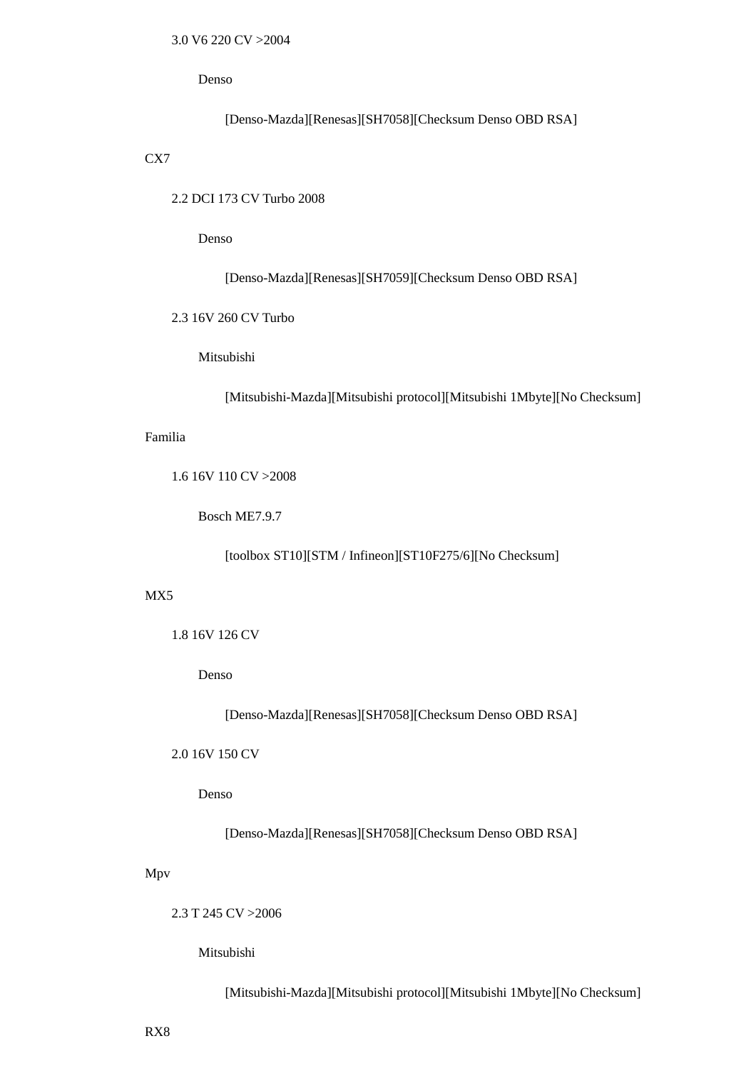- 3.0 V6 220 CV >2004
  - Denso
    - [Denso-Mazda][Renesas][SH7058][Checksum Denso OBD RSA]

CX7

- 2.2 DCI 173 CV Turbo 2008
  - Denso
    - [Denso-Mazda][Renesas][SH7059][Checksum Denso OBD RSA]
- 2.3 16V 260 CV Turbo
  - Mitsubishi
    - [Mitsubishi-Mazda][Mitsubishi protocol][Mitsubishi 1Mbyte][No Checksum]

Familia

- 1.6 16V 110 CV >2008
  - Bosch ME7.9.7
    - [toolbox ST10][STM / Infineon][ST10F275/6][No Checksum]

MX5

- 1.8 16V 126 CV
  - Denso
    - [Denso-Mazda][Renesas][SH7058][Checksum Denso OBD RSA]
- 2.0 16V 150 CV
  - Denso
    - [Denso-Mazda][Renesas][SH7058][Checksum Denso OBD RSA]

Mpv

- 2.3 T 245 CV >2006
  - Mitsubishi
    - [Mitsubishi-Mazda][Mitsubishi protocol][Mitsubishi 1Mbyte][No Checksum]

RX8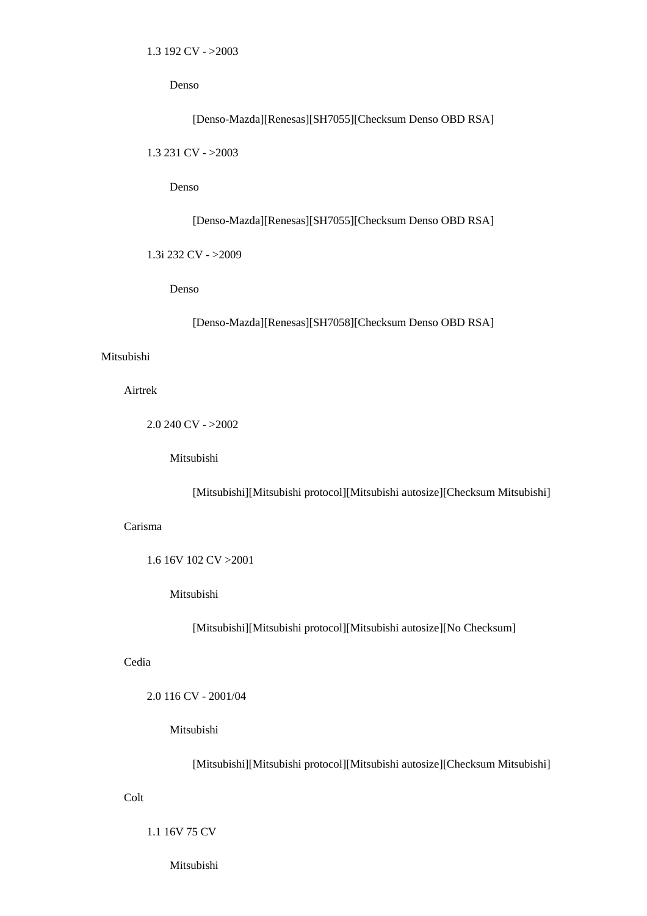1.3 192 CV - >2003

Denso

[Denso-Mazda][Renesas][SH7055][Checksum Denso OBD RSA]

1.3 231 CV - >2003

Denso

[Denso-Mazda][Renesas][SH7055][Checksum Denso OBD RSA]

1.3i 232 CV - >2009

Denso

[Denso-Mazda][Renesas][SH7058][Checksum Denso OBD RSA]

Mitsubishi

Airtrek

2.0 240 CV - >2002

Mitsubishi

[Mitsubishi][Mitsubishi protocol][Mitsubishi autosize][Checksum Mitsubishi]

Carisma

1.6 16V 102 CV >2001

Mitsubishi

[Mitsubishi][Mitsubishi protocol][Mitsubishi autosize][No Checksum]

Cedia

2.0 116 CV - 2001/04

Mitsubishi

[Mitsubishi][Mitsubishi protocol][Mitsubishi autosize][Checksum Mitsubishi]

Colt

1.1 16V 75 CV

Mitsubishi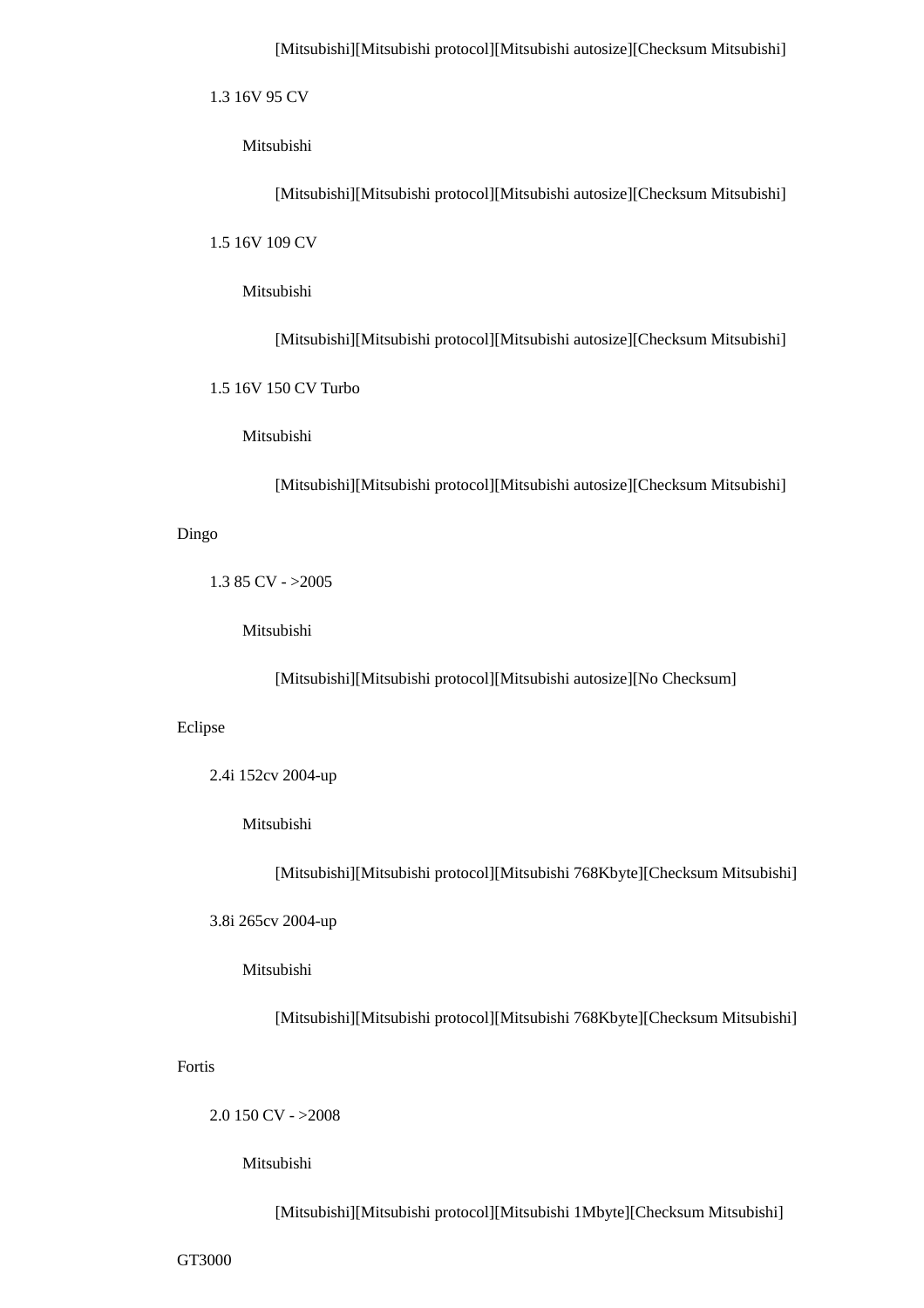[Mitsubishi][Mitsubishi protocol][Mitsubishi autosize][Checksum Mitsubishi]

1.3 16V 95 CV

Mitsubishi

[Mitsubishi][Mitsubishi protocol][Mitsubishi autosize][Checksum Mitsubishi]

1.5 16V 109 CV

Mitsubishi

[Mitsubishi][Mitsubishi protocol][Mitsubishi autosize][Checksum Mitsubishi]

1.5 16V 150 CV Turbo

Mitsubishi

[Mitsubishi][Mitsubishi protocol][Mitsubishi autosize][Checksum Mitsubishi]

Dingo

1.3 85 CV - >2005

Mitsubishi

[Mitsubishi][Mitsubishi protocol][Mitsubishi autosize][No Checksum]

Eclipse

2.4i 152cv 2004-up

Mitsubishi

[Mitsubishi][Mitsubishi protocol][Mitsubishi 768Kbyte][Checksum Mitsubishi]

3.8i 265cv 2004-up

Mitsubishi

[Mitsubishi][Mitsubishi protocol][Mitsubishi 768Kbyte][Checksum Mitsubishi]

Fortis

2.0 150 CV - >2008

Mitsubishi

[Mitsubishi][Mitsubishi protocol][Mitsubishi 1Mbyte][Checksum Mitsubishi]

GT3000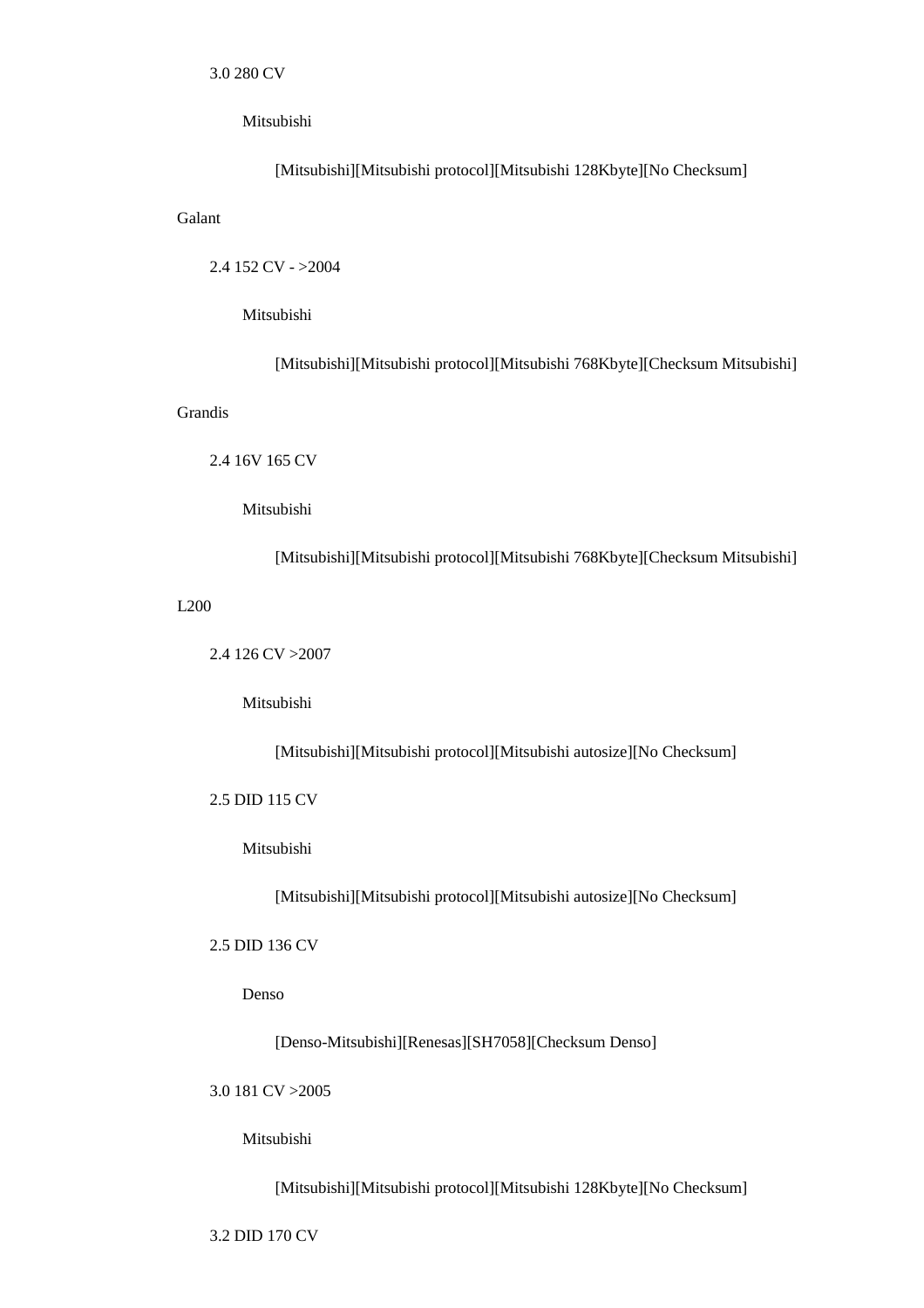3.0 280 CV

Mitsubishi

[Mitsubishi][Mitsubishi protocol][Mitsubishi 128Kbyte][No Checksum]

Galant

2.4 152 CV - >2004

Mitsubishi

[Mitsubishi][Mitsubishi protocol][Mitsubishi 768Kbyte][Checksum Mitsubishi]

Grandis

2.4 16V 165 CV

Mitsubishi

[Mitsubishi][Mitsubishi protocol][Mitsubishi 768Kbyte][Checksum Mitsubishi]

L200

2.4 126 CV >2007

Mitsubishi

[Mitsubishi][Mitsubishi protocol][Mitsubishi autosize][No Checksum]

2.5 DID 115 CV

Mitsubishi

[Mitsubishi][Mitsubishi protocol][Mitsubishi autosize][No Checksum]

2.5 DID 136 CV

Denso

[Denso-Mitsubishi][Renesas][SH7058][Checksum Denso]

3.0 181 CV >2005

Mitsubishi

[Mitsubishi][Mitsubishi protocol][Mitsubishi 128Kbyte][No Checksum]

3.2 DID 170 CV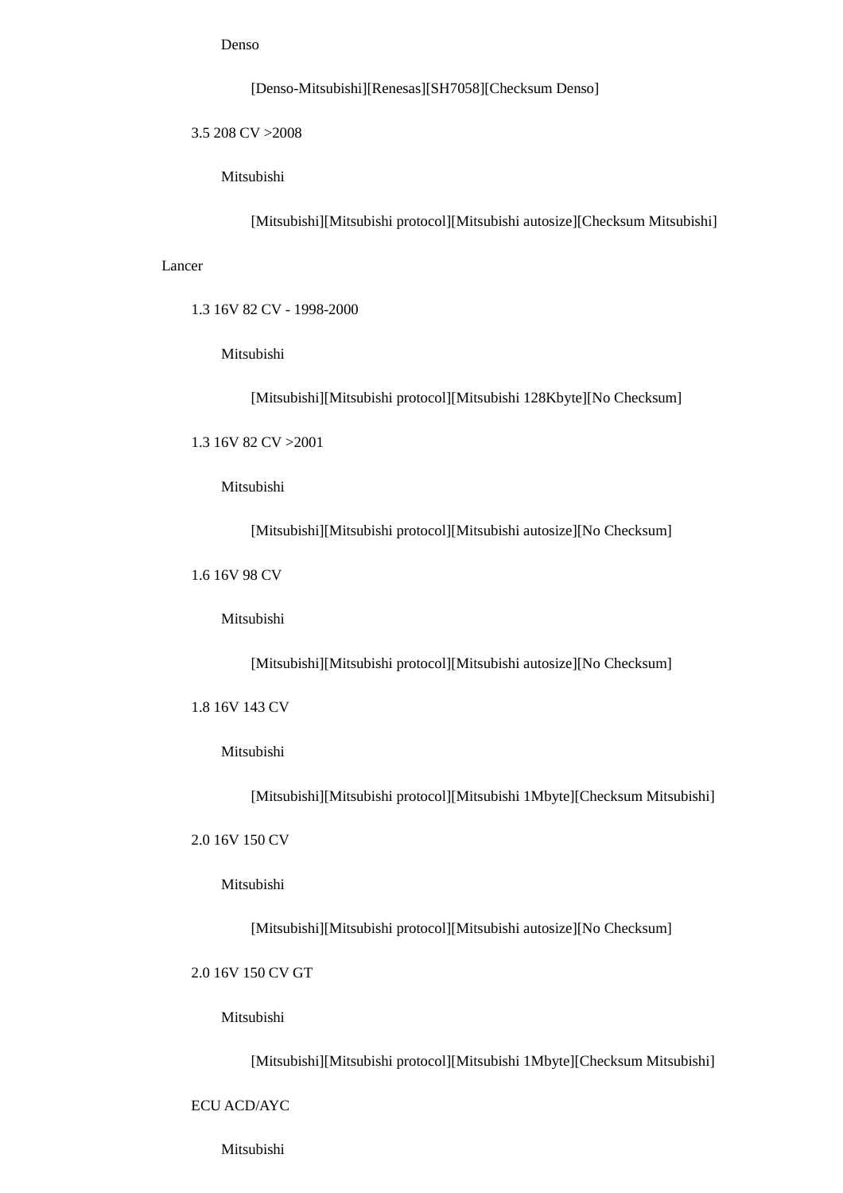Denso

[Denso-Mitsubishi][Renesas][SH7058][Checksum Denso]

3.5 208 CV >2008

Mitsubishi

[Mitsubishi][Mitsubishi protocol][Mitsubishi autosize][Checksum Mitsubishi]

Lancer

1.3 16V 82 CV - 1998-2000

Mitsubishi

[Mitsubishi][Mitsubishi protocol][Mitsubishi 128Kbyte][No Checksum]

1.3 16V 82 CV >2001

Mitsubishi

[Mitsubishi][Mitsubishi protocol][Mitsubishi autosize][No Checksum]

1.6 16V 98 CV

Mitsubishi

[Mitsubishi][Mitsubishi protocol][Mitsubishi autosize][No Checksum]

1.8 16V 143 CV

Mitsubishi

[Mitsubishi][Mitsubishi protocol][Mitsubishi 1Mbyte][Checksum Mitsubishi]

2.0 16V 150 CV

Mitsubishi

[Mitsubishi][Mitsubishi protocol][Mitsubishi autosize][No Checksum]

2.0 16V 150 CV GT

Mitsubishi

[Mitsubishi][Mitsubishi protocol][Mitsubishi 1Mbyte][Checksum Mitsubishi]

ECU ACD/AYC

Mitsubishi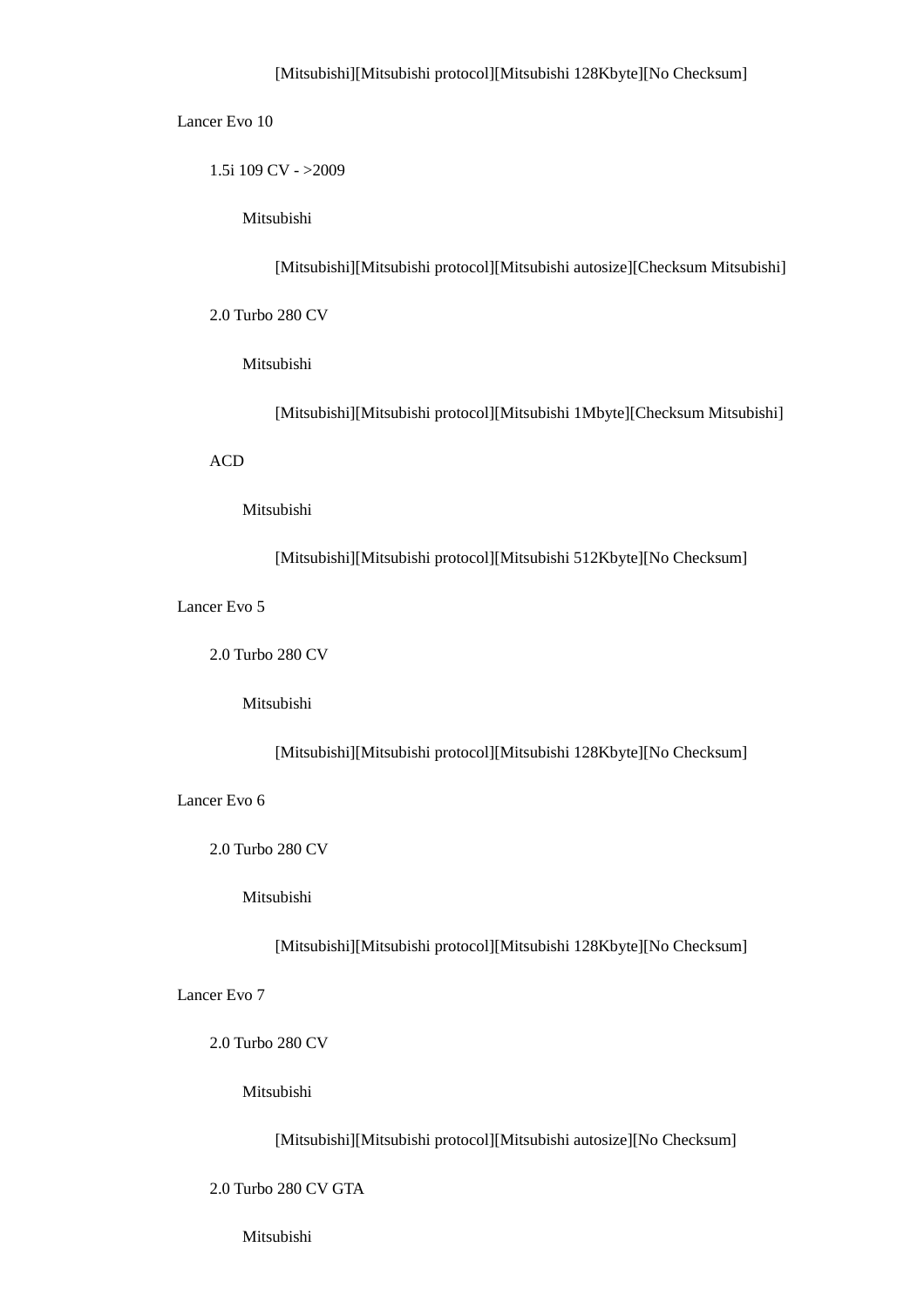[Mitsubishi][Mitsubishi protocol][Mitsubishi 128Kbyte][No Checksum]

Lancer Evo 10

1.5i 109 CV - >2009

Mitsubishi

[Mitsubishi][Mitsubishi protocol][Mitsubishi autosize][Checksum Mitsubishi]

2.0 Turbo 280 CV

Mitsubishi

[Mitsubishi][Mitsubishi protocol][Mitsubishi 1Mbyte][Checksum Mitsubishi]

ACD

Mitsubishi

[Mitsubishi][Mitsubishi protocol][Mitsubishi 512Kbyte][No Checksum]

Lancer Evo 5

2.0 Turbo 280 CV

Mitsubishi

[Mitsubishi][Mitsubishi protocol][Mitsubishi 128Kbyte][No Checksum]

Lancer Evo 6

2.0 Turbo 280 CV

Mitsubishi

[Mitsubishi][Mitsubishi protocol][Mitsubishi 128Kbyte][No Checksum]

Lancer Evo 7

2.0 Turbo 280 CV

Mitsubishi

[Mitsubishi][Mitsubishi protocol][Mitsubishi autosize][No Checksum]

2.0 Turbo 280 CV GTA

Mitsubishi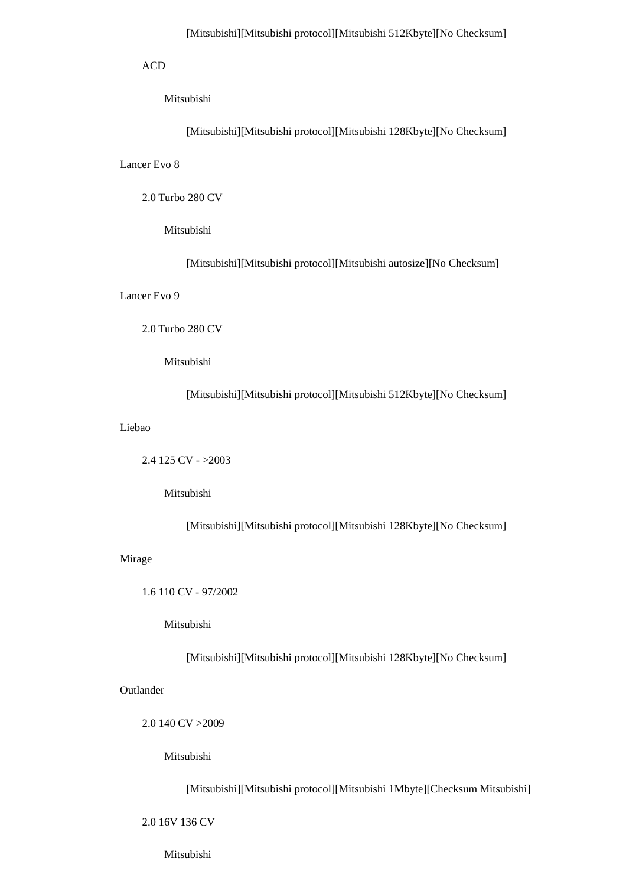[Mitsubishi][Mitsubishi protocol][Mitsubishi 512Kbyte][No Checksum]

ACD

Mitsubishi

[Mitsubishi][Mitsubishi protocol][Mitsubishi 128Kbyte][No Checksum]

Lancer Evo 8

2.0 Turbo 280 CV

Mitsubishi

[Mitsubishi][Mitsubishi protocol][Mitsubishi autosize][No Checksum]

Lancer Evo 9

2.0 Turbo 280 CV

Mitsubishi

[Mitsubishi][Mitsubishi protocol][Mitsubishi 512Kbyte][No Checksum]

Liebao

2.4 125 CV - >2003

Mitsubishi

[Mitsubishi][Mitsubishi protocol][Mitsubishi 128Kbyte][No Checksum]

Mirage

1.6 110 CV - 97/2002

Mitsubishi

[Mitsubishi][Mitsubishi protocol][Mitsubishi 128Kbyte][No Checksum]

Outlander

2.0 140 CV >2009

Mitsubishi

[Mitsubishi][Mitsubishi protocol][Mitsubishi 1Mbyte][Checksum Mitsubishi]

2.0 16V 136 CV

Mitsubishi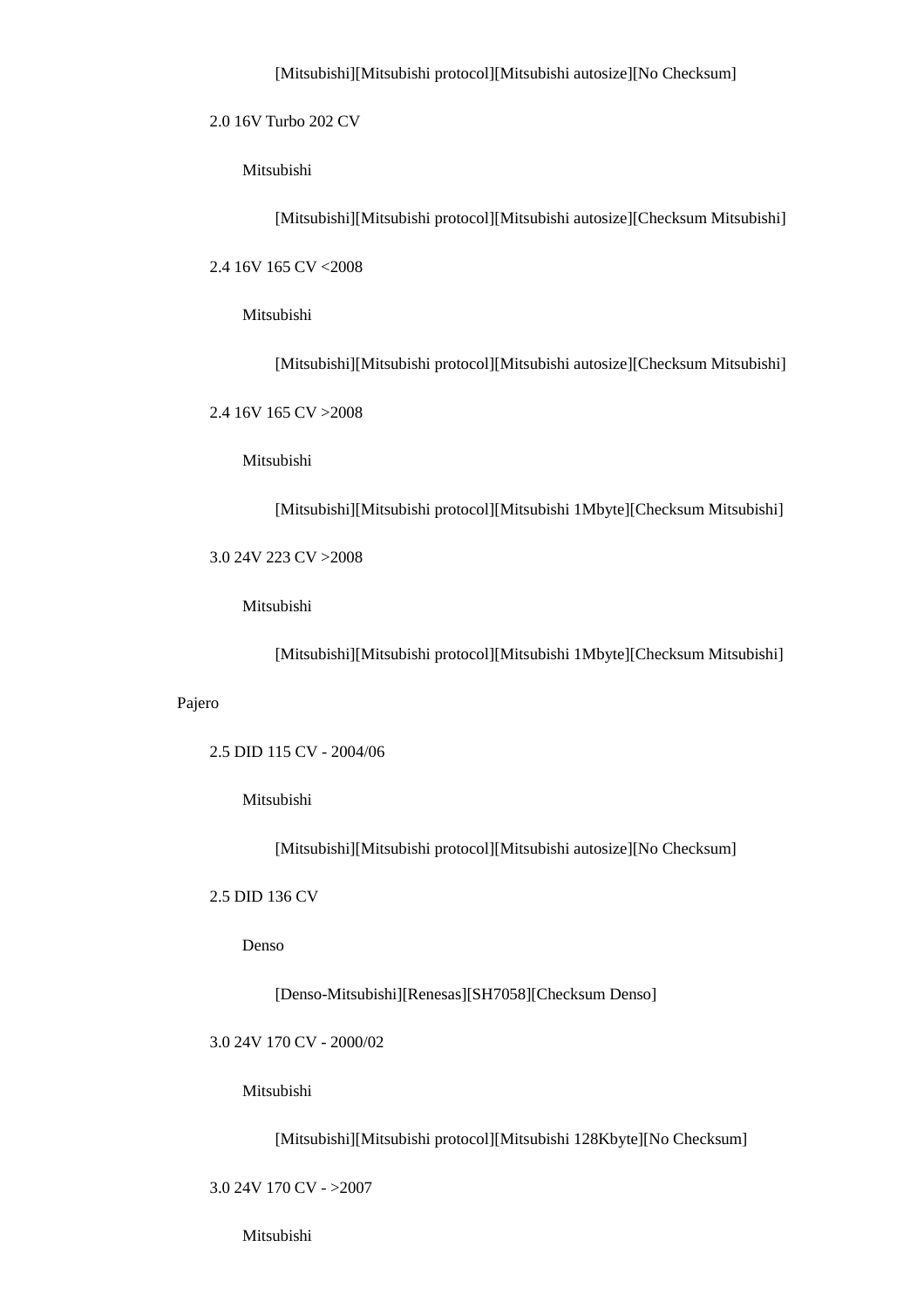[Mitsubishi][Mitsubishi protocol][Mitsubishi autosize][No Checksum]

2.0 16V Turbo 202 CV

Mitsubishi

[Mitsubishi][Mitsubishi protocol][Mitsubishi autosize][Checksum Mitsubishi]

2.4 16V 165 CV <2008

Mitsubishi

[Mitsubishi][Mitsubishi protocol][Mitsubishi autosize][Checksum Mitsubishi]

2.4 16V 165 CV >2008

Mitsubishi

[Mitsubishi][Mitsubishi protocol][Mitsubishi 1Mbyte][Checksum Mitsubishi]

3.0 24V 223 CV >2008

Mitsubishi

[Mitsubishi][Mitsubishi protocol][Mitsubishi 1Mbyte][Checksum Mitsubishi]

Pajero

2.5 DID 115 CV - 2004/06

Mitsubishi

[Mitsubishi][Mitsubishi protocol][Mitsubishi autosize][No Checksum]

2.5 DID 136 CV

Denso

[Denso-Mitsubishi][Renesas][SH7058][Checksum Denso]

3.0 24V 170 CV - 2000/02

Mitsubishi

[Mitsubishi][Mitsubishi protocol][Mitsubishi 128Kbyte][No Checksum]

3.0 24V 170 CV - >2007

Mitsubishi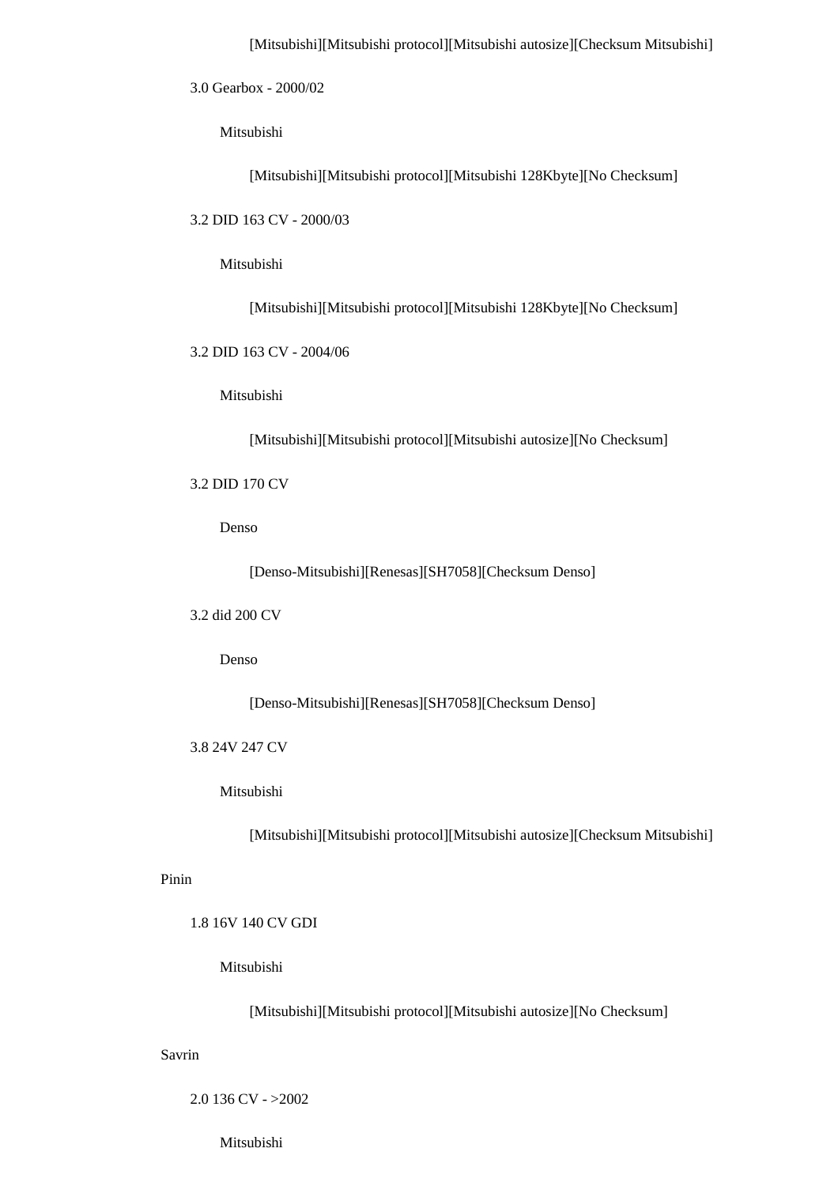[Mitsubishi][Mitsubishi protocol][Mitsubishi autosize][Checksum Mitsubishi]

3.0 Gearbox - 2000/02

Mitsubishi

[Mitsubishi][Mitsubishi protocol][Mitsubishi 128Kbyte][No Checksum]

3.2 DID 163 CV - 2000/03

Mitsubishi

[Mitsubishi][Mitsubishi protocol][Mitsubishi 128Kbyte][No Checksum]

3.2 DID 163 CV - 2004/06

Mitsubishi

[Mitsubishi][Mitsubishi protocol][Mitsubishi autosize][No Checksum]

3.2 DID 170 CV

Denso

[Denso-Mitsubishi][Renesas][SH7058][Checksum Denso]

3.2 did 200 CV

Denso

[Denso-Mitsubishi][Renesas][SH7058][Checksum Denso]

3.8 24V 247 CV

Mitsubishi

[Mitsubishi][Mitsubishi protocol][Mitsubishi autosize][Checksum Mitsubishi]

Pinin

1.8 16V 140 CV GDI

Mitsubishi

[Mitsubishi][Mitsubishi protocol][Mitsubishi autosize][No Checksum]

Savrin

2.0 136 CV - >2002

Mitsubishi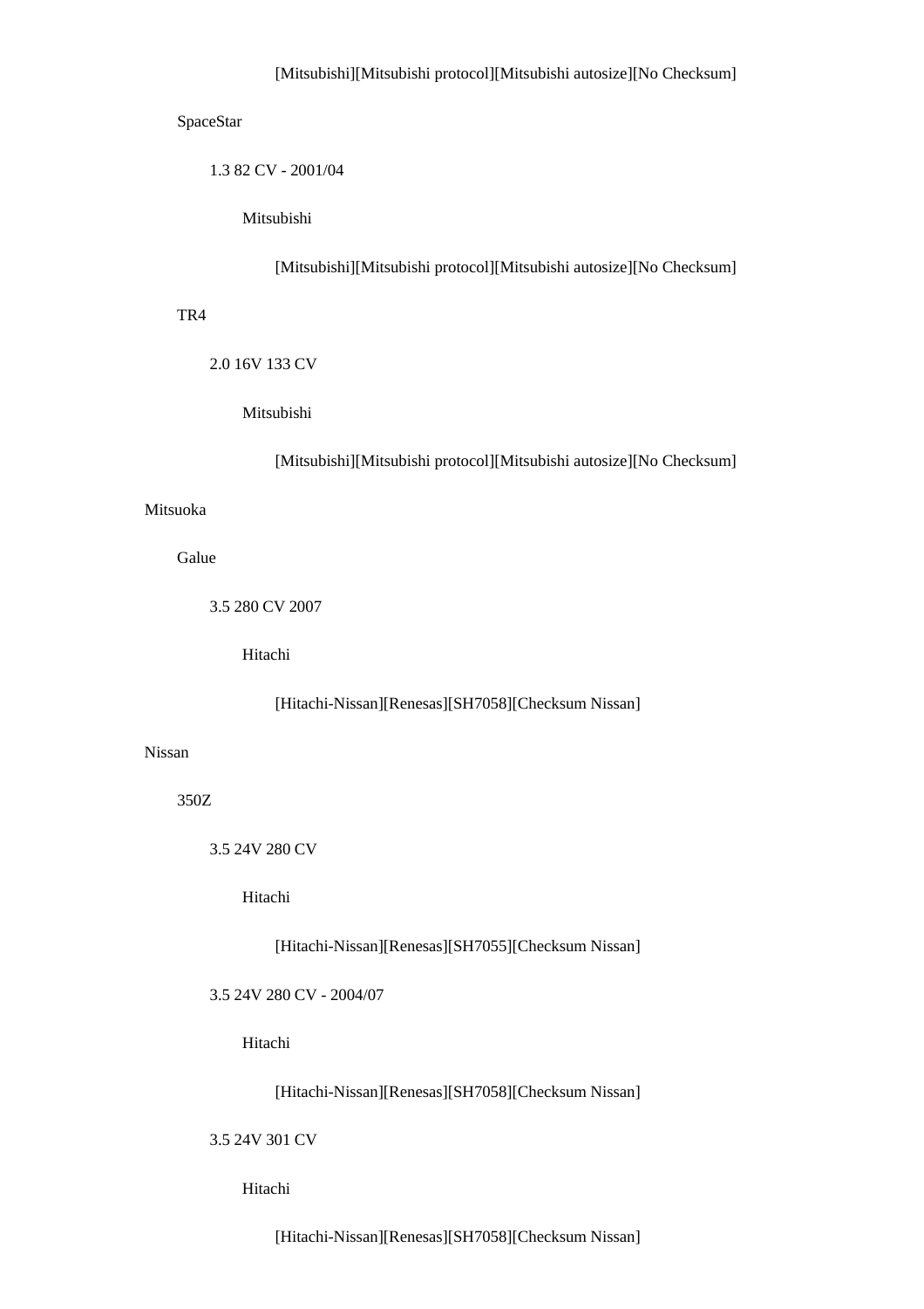[Mitsubishi][Mitsubishi protocol][Mitsubishi autosize][No Checksum]

SpaceStar

1.3 82 CV - 2001/04

Mitsubishi

[Mitsubishi][Mitsubishi protocol][Mitsubishi autosize][No Checksum]

TR4

2.0 16V 133 CV

Mitsubishi

[Mitsubishi][Mitsubishi protocol][Mitsubishi autosize][No Checksum]

Mitsuoka

Galue

3.5 280 CV 2007

Hitachi

[Hitachi-Nissan][Renesas][SH7058][Checksum Nissan]

Nissan

350Z

3.5 24V 280 CV

Hitachi

[Hitachi-Nissan][Renesas][SH7055][Checksum Nissan]

3.5 24V 280 CV - 2004/07

Hitachi

[Hitachi-Nissan][Renesas][SH7058][Checksum Nissan]

3.5 24V 301 CV

Hitachi

[Hitachi-Nissan][Renesas][SH7058][Checksum Nissan]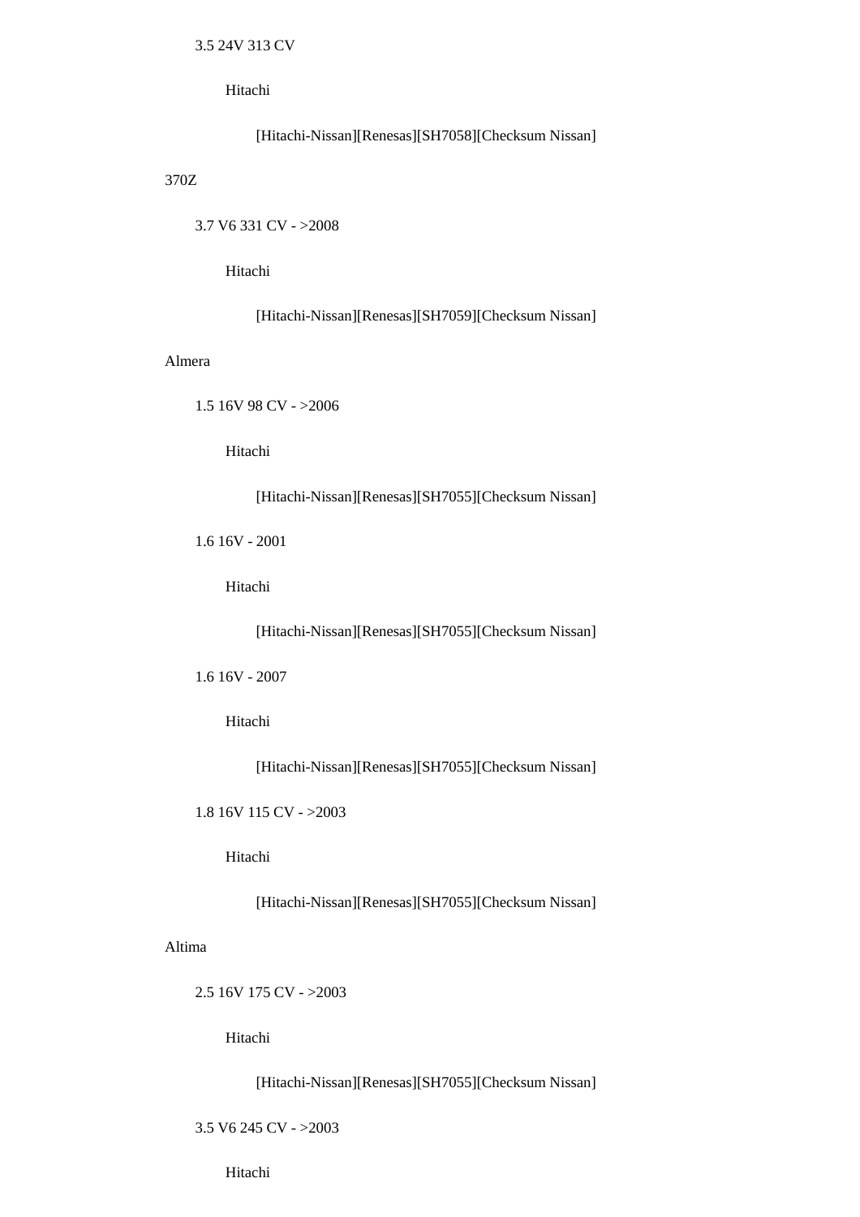3.5 24V 313 CV

Hitachi

[Hitachi-Nissan][Renesas][SH7058][Checksum Nissan]

370Z

3.7 V6 331 CV - >2008

Hitachi

[Hitachi-Nissan][Renesas][SH7059][Checksum Nissan]

Almera

1.5 16V 98 CV - >2006

Hitachi

[Hitachi-Nissan][Renesas][SH7055][Checksum Nissan]

1.6 16V - 2001

Hitachi

[Hitachi-Nissan][Renesas][SH7055][Checksum Nissan]

1.6 16V - 2007

Hitachi

[Hitachi-Nissan][Renesas][SH7055][Checksum Nissan]

1.8 16V 115 CV - >2003

Hitachi

[Hitachi-Nissan][Renesas][SH7055][Checksum Nissan]

Altima

2.5 16V 175 CV - >2003

Hitachi

[Hitachi-Nissan][Renesas][SH7055][Checksum Nissan]

3.5 V6 245 CV - >2003

Hitachi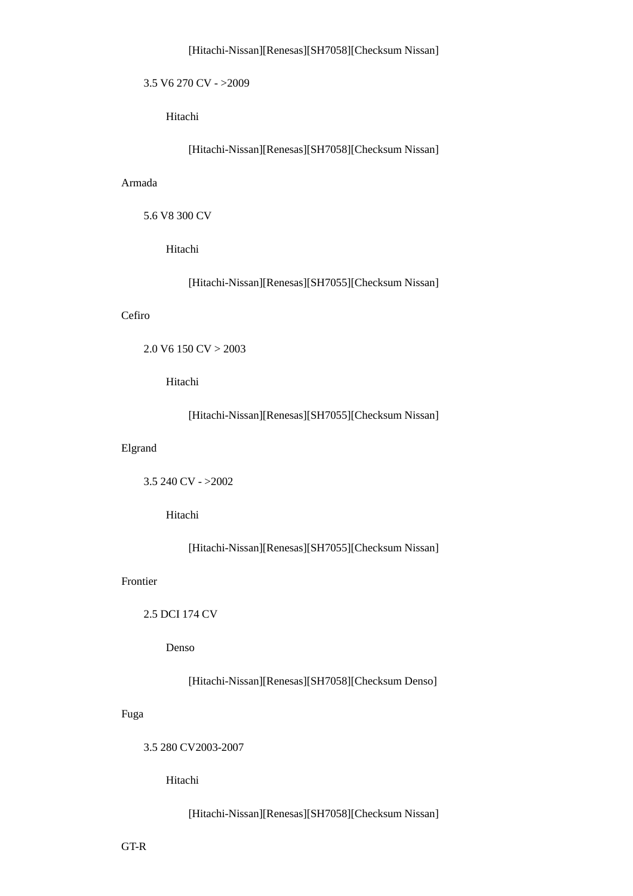[Hitachi-Nissan][Renesas][SH7058][Checksum Nissan]

3.5 V6 270 CV - >2009

Hitachi

[Hitachi-Nissan][Renesas][SH7058][Checksum Nissan]

Armada

5.6 V8 300 CV

Hitachi

[Hitachi-Nissan][Renesas][SH7055][Checksum Nissan]

Cefiro

2.0 V6 150 CV > 2003

Hitachi

[Hitachi-Nissan][Renesas][SH7055][Checksum Nissan]

Elgrand

3.5 240 CV - >2002

Hitachi

[Hitachi-Nissan][Renesas][SH7055][Checksum Nissan]

Frontier

2.5 DCI 174 CV

Denso

[Hitachi-Nissan][Renesas][SH7058][Checksum Denso]

Fuga

3.5 280 CV2003-2007

Hitachi

[Hitachi-Nissan][Renesas][SH7058][Checksum Nissan]

GT-R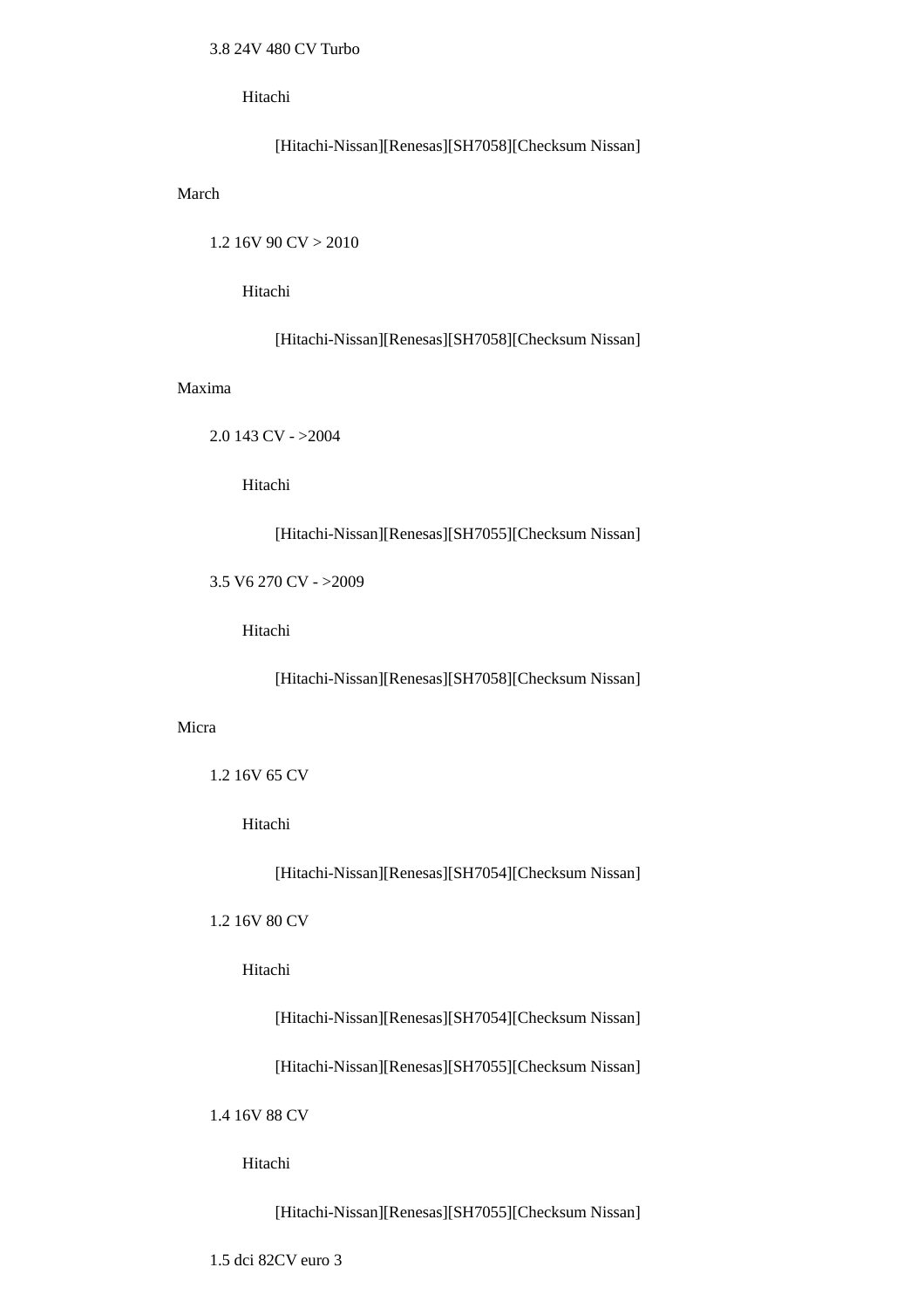3.8 24V 480 CV Turbo

Hitachi

[Hitachi-Nissan][Renesas][SH7058][Checksum Nissan]

March

1.2 16V 90 CV > 2010

Hitachi

[Hitachi-Nissan][Renesas][SH7058][Checksum Nissan]

Maxima

2.0 143 CV - >2004

Hitachi

[Hitachi-Nissan][Renesas][SH7055][Checksum Nissan]

3.5 V6 270 CV - >2009

Hitachi

[Hitachi-Nissan][Renesas][SH7058][Checksum Nissan]

Micra

1.2 16V 65 CV

Hitachi

[Hitachi-Nissan][Renesas][SH7054][Checksum Nissan]

1.2 16V 80 CV

Hitachi

[Hitachi-Nissan][Renesas][SH7054][Checksum Nissan]

[Hitachi-Nissan][Renesas][SH7055][Checksum Nissan]

1.4 16V 88 CV

Hitachi

[Hitachi-Nissan][Renesas][SH7055][Checksum Nissan]

1.5 dci 82CV euro 3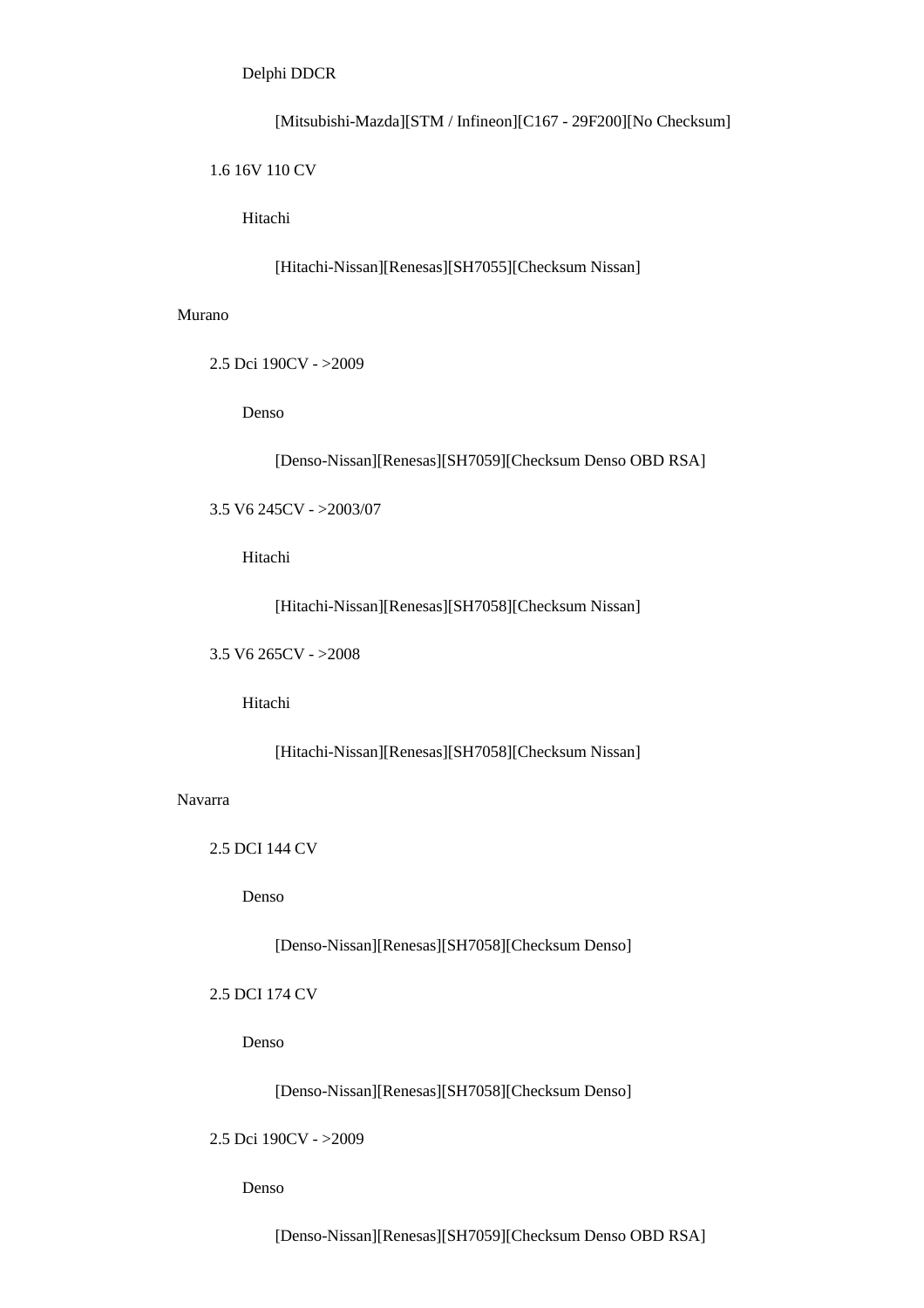Delphi DDCR

[Mitsubishi-Mazda][STM / Infineon][C167 - 29F200][No Checksum]

1.6 16V 110 CV

Hitachi

[Hitachi-Nissan][Renesas][SH7055][Checksum Nissan]

Murano

2.5 Dci 190CV - >2009

Denso

[Denso-Nissan][Renesas][SH7059][Checksum Denso OBD RSA]

3.5 V6 245CV - >2003/07

Hitachi

[Hitachi-Nissan][Renesas][SH7058][Checksum Nissan]

3.5 V6 265CV - >2008

Hitachi

[Hitachi-Nissan][Renesas][SH7058][Checksum Nissan]

Navarra

2.5 DCI 144 CV

Denso

[Denso-Nissan][Renesas][SH7058][Checksum Denso]

2.5 DCI 174 CV

Denso

[Denso-Nissan][Renesas][SH7058][Checksum Denso]

2.5 Dci 190CV - >2009

Denso

[Denso-Nissan][Renesas][SH7059][Checksum Denso OBD RSA]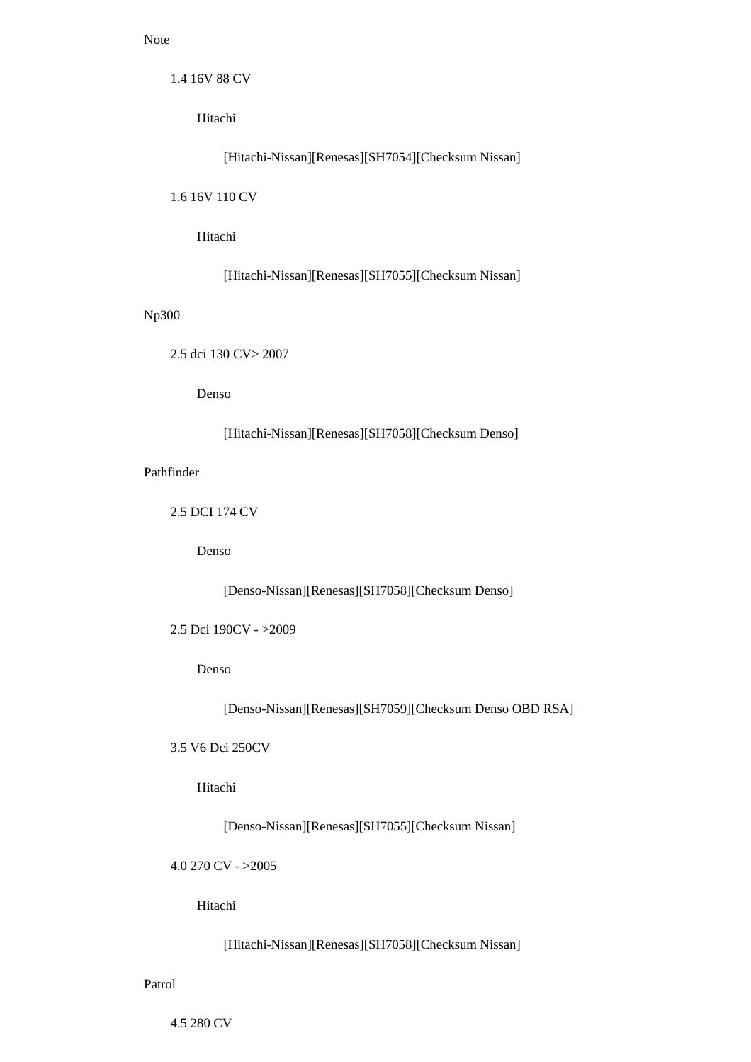Note

- 1.4 16V 88 CV
  - Hitachi
    - [Hitachi-Nissan][Renesas][SH7054][Checksum Nissan]
- 1.6 16V 110 CV
  - Hitachi
    - [Hitachi-Nissan][Renesas][SH7055][Checksum Nissan]

Np300

- 2.5 dci 130 CV> 2007
  - Denso
    - [Hitachi-Nissan][Renesas][SH7058][Checksum Denso]

Pathfinder

- 2.5 DCI 174 CV
  - Denso
    - [Denso-Nissan][Renesas][SH7058][Checksum Denso]
- 2.5 Dci 190CV - >2009
  - Denso
    - [Denso-Nissan][Renesas][SH7059][Checksum Denso OBD RSA]
- 3.5 V6 Dci 250CV
  - Hitachi
    - [Denso-Nissan][Renesas][SH7055][Checksum Nissan]
- 4.0 270 CV - >2005
  - Hitachi
    - [Hitachi-Nissan][Renesas][SH7058][Checksum Nissan]

Patrol

- 4.5 280 CV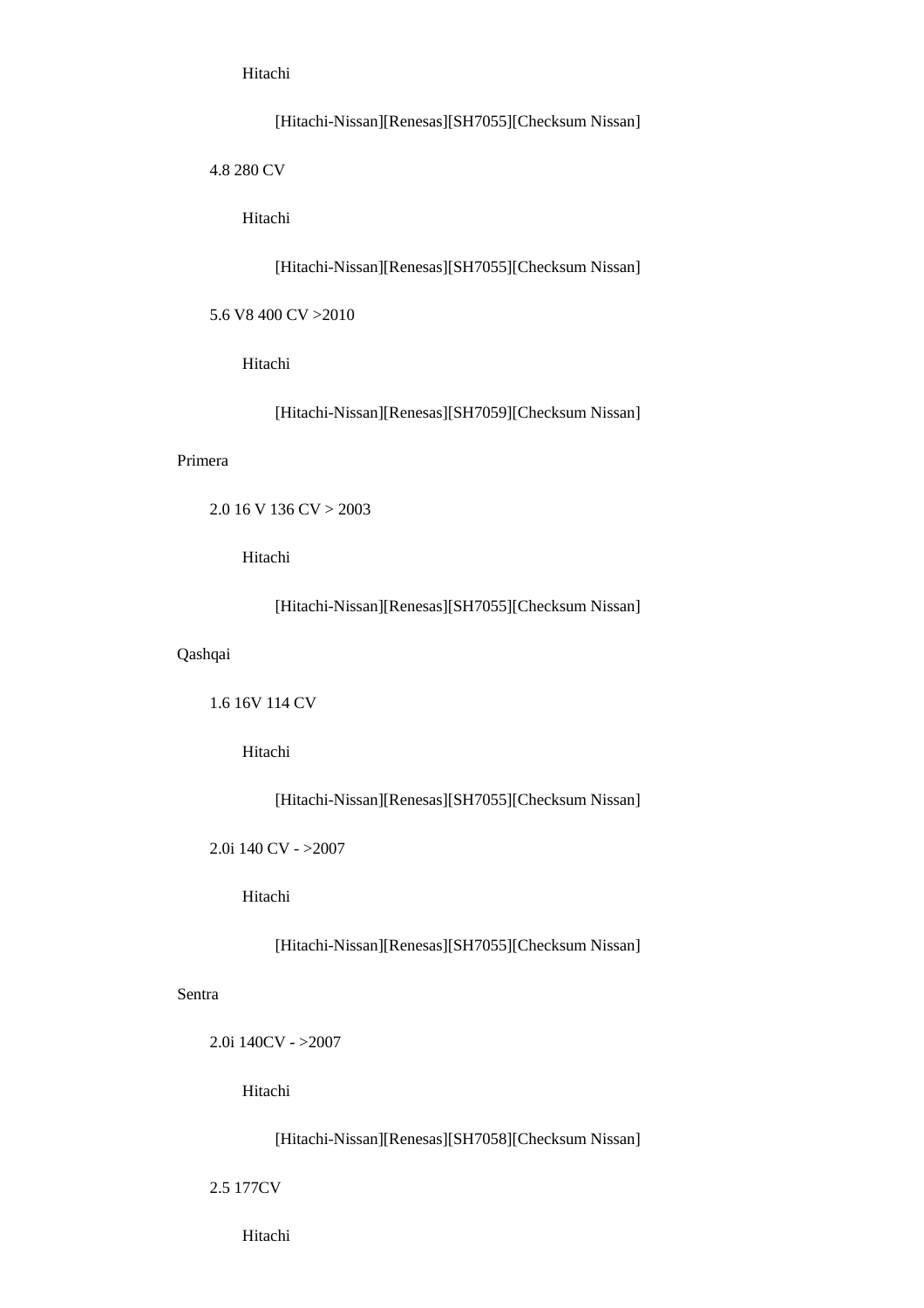Hitachi

[Hitachi-Nissan][Renesas][SH7055][Checksum Nissan]

4.8 280 CV

Hitachi

[Hitachi-Nissan][Renesas][SH7055][Checksum Nissan]

5.6 V8 400 CV >2010

Hitachi

[Hitachi-Nissan][Renesas][SH7059][Checksum Nissan]

Primera

2.0 16 V 136 CV > 2003

Hitachi

[Hitachi-Nissan][Renesas][SH7055][Checksum Nissan]

Qashqai

1.6 16V 114 CV

Hitachi

[Hitachi-Nissan][Renesas][SH7055][Checksum Nissan]

2.0i 140 CV - >2007

Hitachi

[Hitachi-Nissan][Renesas][SH7055][Checksum Nissan]

Sentra

2.0i 140CV - >2007

Hitachi

[Hitachi-Nissan][Renesas][SH7058][Checksum Nissan]

2.5 177CV

Hitachi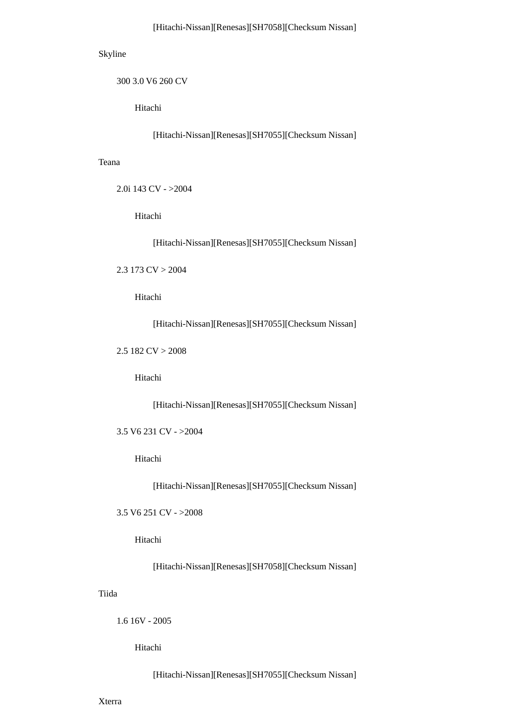[Hitachi-Nissan][Renesas][SH7058][Checksum Nissan]

Skyline

300 3.0 V6 260 CV

Hitachi

[Hitachi-Nissan][Renesas][SH7055][Checksum Nissan]

Teana

2.0i 143 CV - >2004

Hitachi

[Hitachi-Nissan][Renesas][SH7055][Checksum Nissan]

2.3 173 CV > 2004

Hitachi

[Hitachi-Nissan][Renesas][SH7055][Checksum Nissan]

2.5 182 CV > 2008

Hitachi

[Hitachi-Nissan][Renesas][SH7055][Checksum Nissan]

3.5 V6 231 CV - >2004

Hitachi

[Hitachi-Nissan][Renesas][SH7055][Checksum Nissan]

3.5 V6 251 CV - >2008

Hitachi

[Hitachi-Nissan][Renesas][SH7058][Checksum Nissan]

Tiida

1.6 16V - 2005

Hitachi

[Hitachi-Nissan][Renesas][SH7055][Checksum Nissan]

Xterra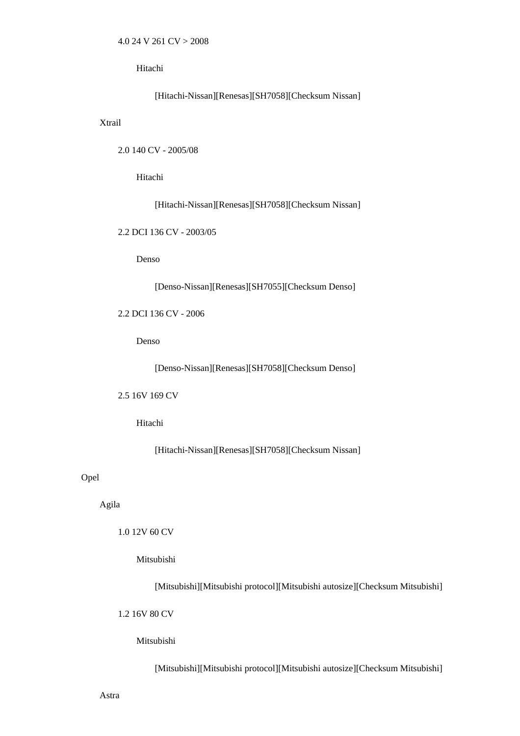4.0 24 V 261 CV > 2008

Hitachi

[Hitachi-Nissan][Renesas][SH7058][Checksum Nissan]

Xtrail

2.0 140 CV - 2005/08

Hitachi

[Hitachi-Nissan][Renesas][SH7058][Checksum Nissan]

2.2 DCI 136 CV - 2003/05

Denso

[Denso-Nissan][Renesas][SH7055][Checksum Denso]

2.2 DCI 136 CV - 2006

Denso

[Denso-Nissan][Renesas][SH7058][Checksum Denso]

2.5 16V 169 CV

Hitachi

[Hitachi-Nissan][Renesas][SH7058][Checksum Nissan]

Opel

Agila

1.0 12V 60 CV

Mitsubishi

[Mitsubishi][Mitsubishi protocol][Mitsubishi autosize][Checksum Mitsubishi]

1.2 16V 80 CV

Mitsubishi

[Mitsubishi][Mitsubishi protocol][Mitsubishi autosize][Checksum Mitsubishi]

Astra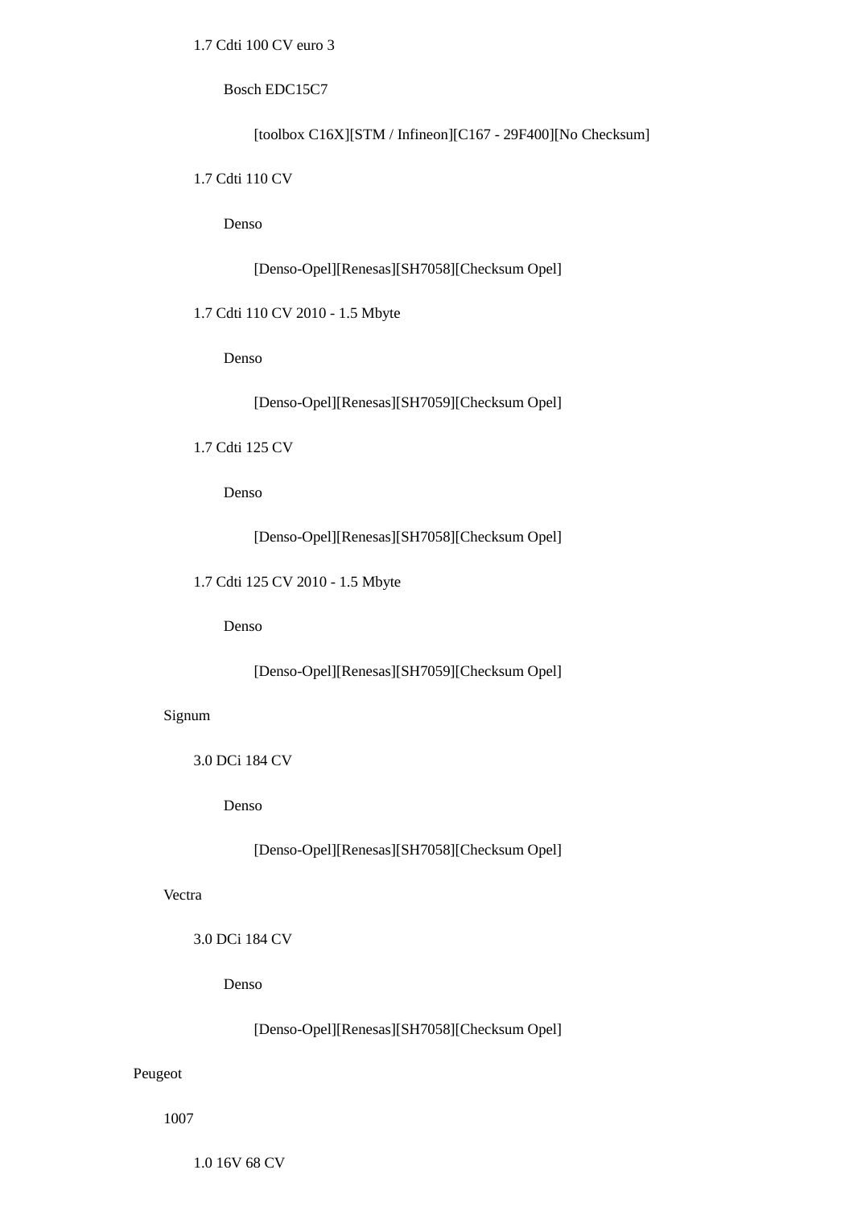- 1.7 Cdti 100 CV euro 3
  - Bosch EDC15C7
    - [toolbox C16X][STM / Infineon][C167 - 29F400][No Checksum]
- 1.7 Cdti 110 CV
  - Denso
    - [Denso-Opel][Renesas][SH7058][Checksum Opel]
- 1.7 Cdti 110 CV 2010 - 1.5 Mbyte
  - Denso
    - [Denso-Opel][Renesas][SH7059][Checksum Opel]
- 1.7 Cdti 125 CV
  - Denso
    - [Denso-Opel][Renesas][SH7058][Checksum Opel]
- 1.7 Cdti 125 CV 2010 - 1.5 Mbyte
  - Denso
    - [Denso-Opel][Renesas][SH7059][Checksum Opel]

Signum

- 3.0 DCi 184 CV
  - Denso
    - [Denso-Opel][Renesas][SH7058][Checksum Opel]

Vectra

- 3.0 DCi 184 CV
  - Denso
    - [Denso-Opel][Renesas][SH7058][Checksum Opel]

Peugeot

1007

- 1.0 16V 68 CV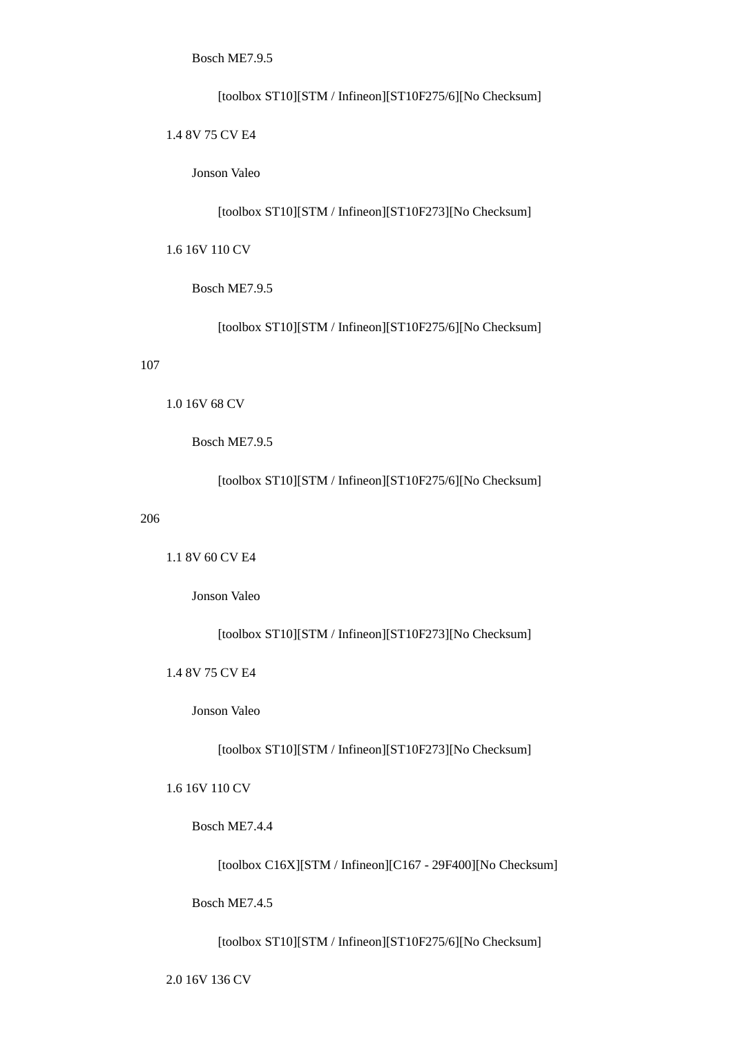Bosch ME7.9.5

[toolbox ST10][STM / Infineon][ST10F275/6][No Checksum]

1.4 8V 75 CV E4

Jonson Valeo

[toolbox ST10][STM / Infineon][ST10F273][No Checksum]

1.6 16V 110 CV

Bosch ME7.9.5

[toolbox ST10][STM / Infineon][ST10F275/6][No Checksum]

107

1.0 16V 68 CV

Bosch ME7.9.5

[toolbox ST10][STM / Infineon][ST10F275/6][No Checksum]

206

1.1 8V 60 CV E4

Jonson Valeo

[toolbox ST10][STM / Infineon][ST10F273][No Checksum]

1.4 8V 75 CV E4

Jonson Valeo

[toolbox ST10][STM / Infineon][ST10F273][No Checksum]

1.6 16V 110 CV

Bosch ME7.4.4

[toolbox C16X][STM / Infineon][C167 - 29F400][No Checksum]

Bosch ME7.4.5

[toolbox ST10][STM / Infineon][ST10F275/6][No Checksum]

2.0 16V 136 CV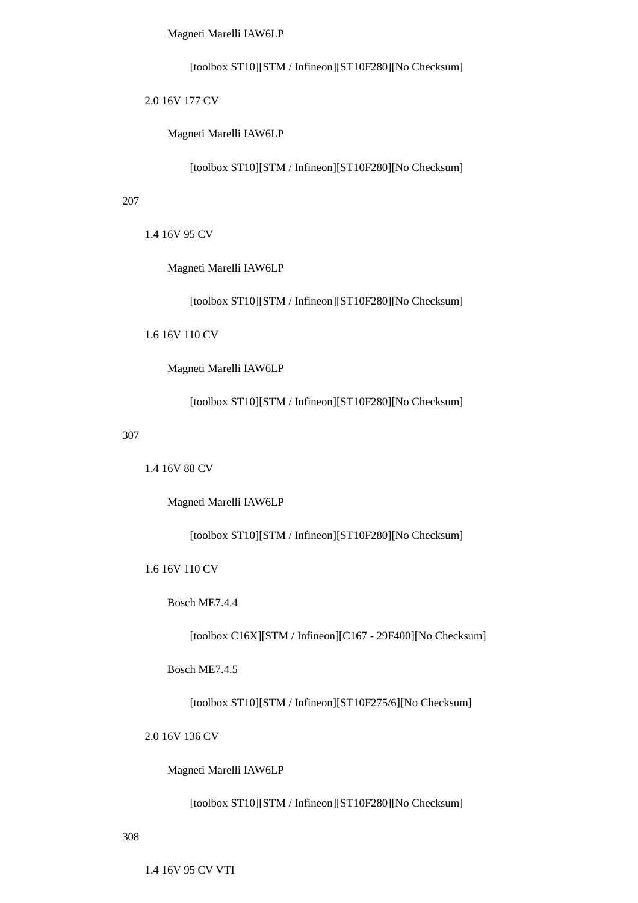Magneti Marelli IAW6LP

[toolbox ST10][STM / Infineon][ST10F280][No Checksum]

2.0 16V 177 CV

Magneti Marelli IAW6LP

[toolbox ST10][STM / Infineon][ST10F280][No Checksum]

207

1.4 16V 95 CV

Magneti Marelli IAW6LP

[toolbox ST10][STM / Infineon][ST10F280][No Checksum]

1.6 16V 110 CV

Magneti Marelli IAW6LP

[toolbox ST10][STM / Infineon][ST10F280][No Checksum]

307

1.4 16V 88 CV

Magneti Marelli IAW6LP

[toolbox ST10][STM / Infineon][ST10F280][No Checksum]

1.6 16V 110 CV

Bosch ME7.4.4

[toolbox C16X][STM / Infineon][C167 - 29F400][No Checksum]

Bosch ME7.4.5

[toolbox ST10][STM / Infineon][ST10F275/6][No Checksum]

2.0 16V 136 CV

Magneti Marelli IAW6LP

[toolbox ST10][STM / Infineon][ST10F280][No Checksum]

308

1.4 16V 95 CV VTI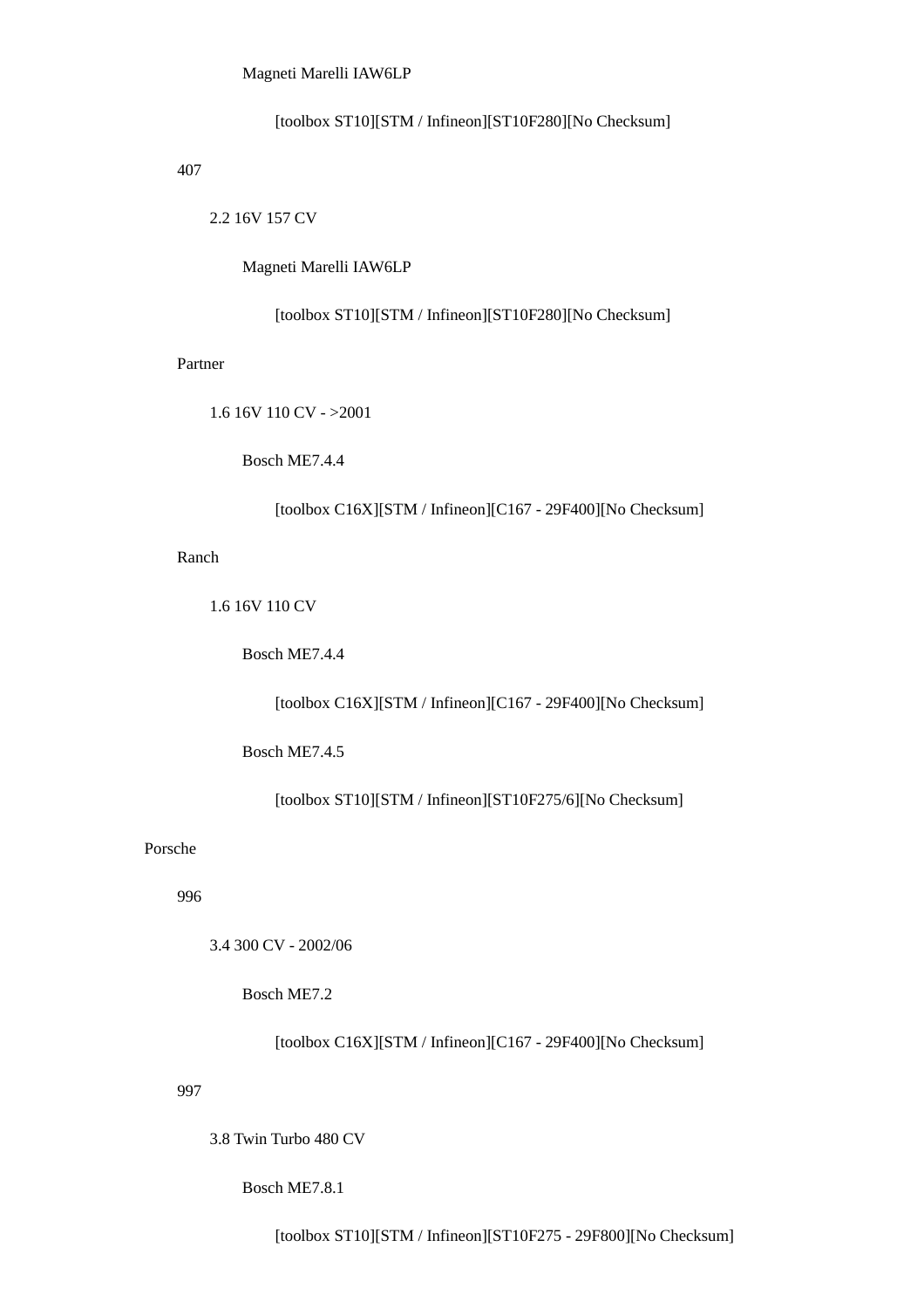Magneti Marelli IAW6LP

[toolbox ST10][STM / Infineon][ST10F280][No Checksum]

407

2.2 16V 157 CV

Magneti Marelli IAW6LP

[toolbox ST10][STM / Infineon][ST10F280][No Checksum]

Partner

1.6 16V 110 CV - >2001

Bosch ME7.4.4

[toolbox C16X][STM / Infineon][C167 - 29F400][No Checksum]

Ranch

1.6 16V 110 CV

Bosch ME7.4.4

[toolbox C16X][STM / Infineon][C167 - 29F400][No Checksum]

Bosch ME7.4.5

[toolbox ST10][STM / Infineon][ST10F275/6][No Checksum]

Porsche

996

3.4 300 CV - 2002/06

Bosch ME7.2

[toolbox C16X][STM / Infineon][C167 - 29F400][No Checksum]

997

3.8 Twin Turbo 480 CV

Bosch ME7.8.1

[toolbox ST10][STM / Infineon][ST10F275 - 29F800][No Checksum]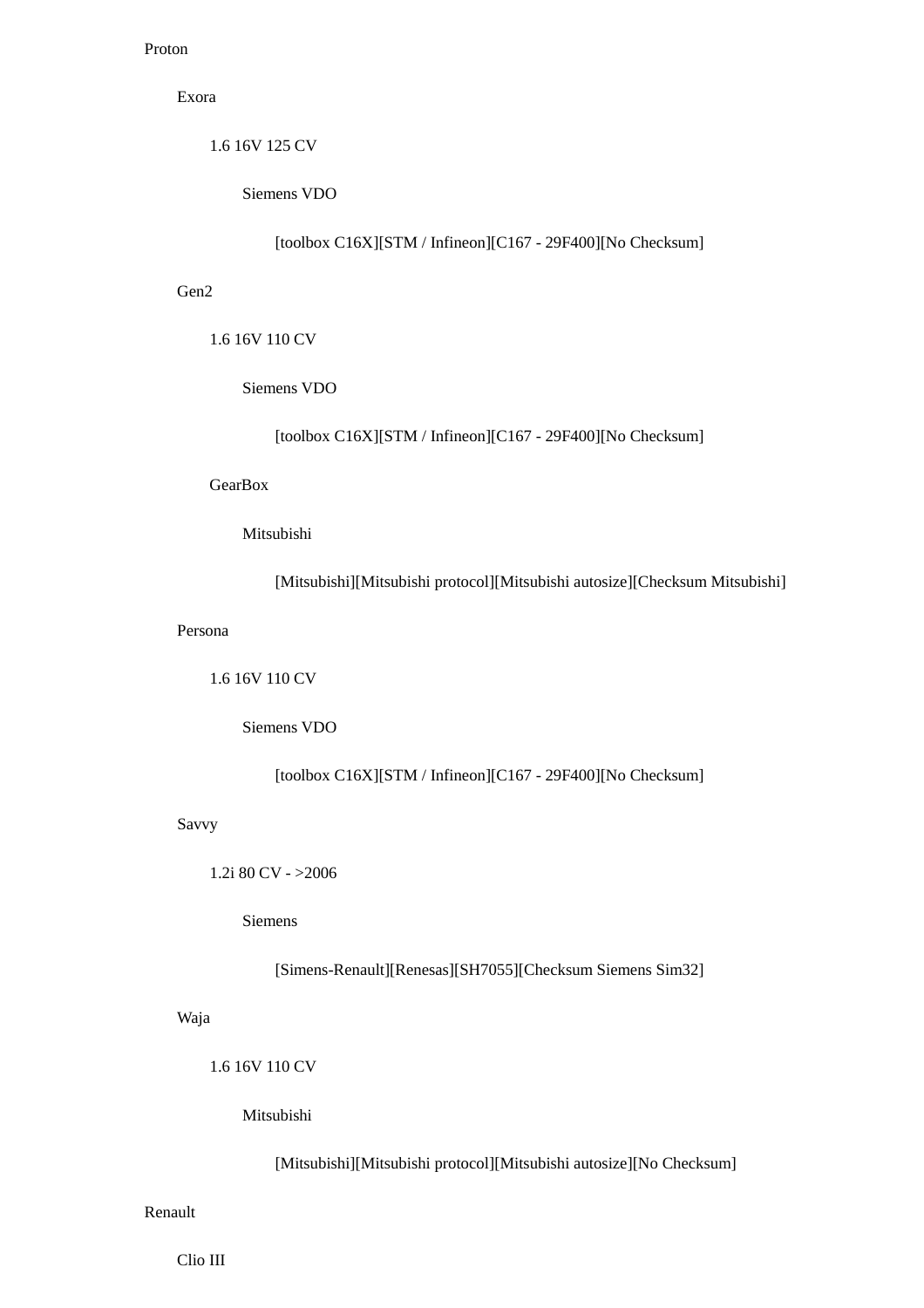- Proton
  - Exora
    - 1.6 16V 125 CV
      - Siemens VDO
        - [toolbox C16X][STM / Infineon][C167 - 29F400][No Checksum]
  - Gen2
    - 1.6 16V 110 CV
      - Siemens VDO
        - [toolbox C16X][STM / Infineon][C167 - 29F400][No Checksum]
    - GearBox
      - Mitsubishi
        - [Mitsubishi][Mitsubishi protocol][Mitsubishi autosize][Checksum Mitsubishi]
  - Persona
    - 1.6 16V 110 CV
      - Siemens VDO
        - [toolbox C16X][STM / Infineon][C167 - 29F400][No Checksum]
  - Savvy
    - 1.2i 80 CV - >2006
      - Siemens
        - [Simens-Renault][Renesas][SH7055][Checksum Siemens Sim32]
  - Waja
    - 1.6 16V 110 CV
      - Mitsubishi
        - [Mitsubishi][Mitsubishi protocol][Mitsubishi autosize][No Checksum]
- Renault
  - Clio III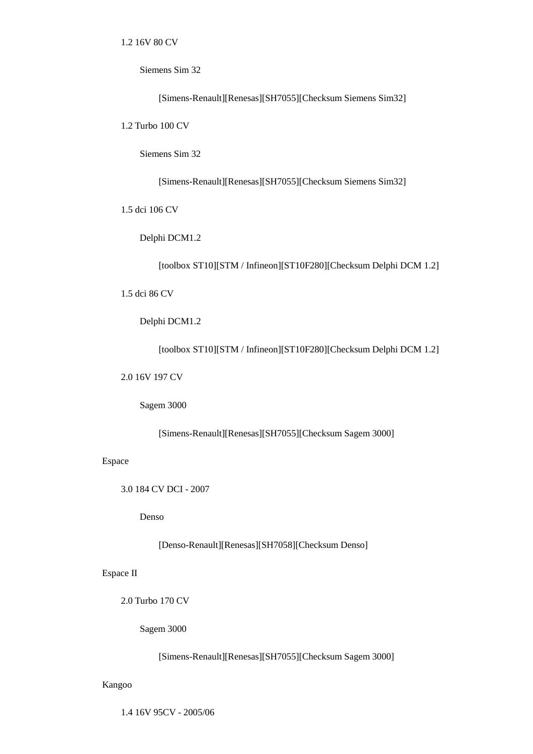- 1.2 16V 80 CV
  - Siemens Sim 32
    - [Simens-Renault][Renesas][SH7055][Checksum Siemens Sim32]
- 1.2 Turbo 100 CV
  - Siemens Sim 32
    - [Simens-Renault][Renesas][SH7055][Checksum Siemens Sim32]
- 1.5 dci 106 CV
  - Delphi DCM1.2
    - [toolbox ST10][STM / Infineon][ST10F280][Checksum Delphi DCM 1.2]
- 1.5 dci 86 CV
  - Delphi DCM1.2
    - [toolbox ST10][STM / Infineon][ST10F280][Checksum Delphi DCM 1.2]
- 2.0 16V 197 CV
  - Sagem 3000
    - [Simens-Renault][Renesas][SH7055][Checksum Sagem 3000]

Espace

- 3.0 184 CV DCI - 2007
  - Denso
    - [Denso-Renault][Renesas][SH7058][Checksum Denso]

Espace II

- 2.0 Turbo 170 CV
  - Sagem 3000
    - [Simens-Renault][Renesas][SH7055][Checksum Sagem 3000]

Kangoo

- 1.4 16V 95CV - 2005/06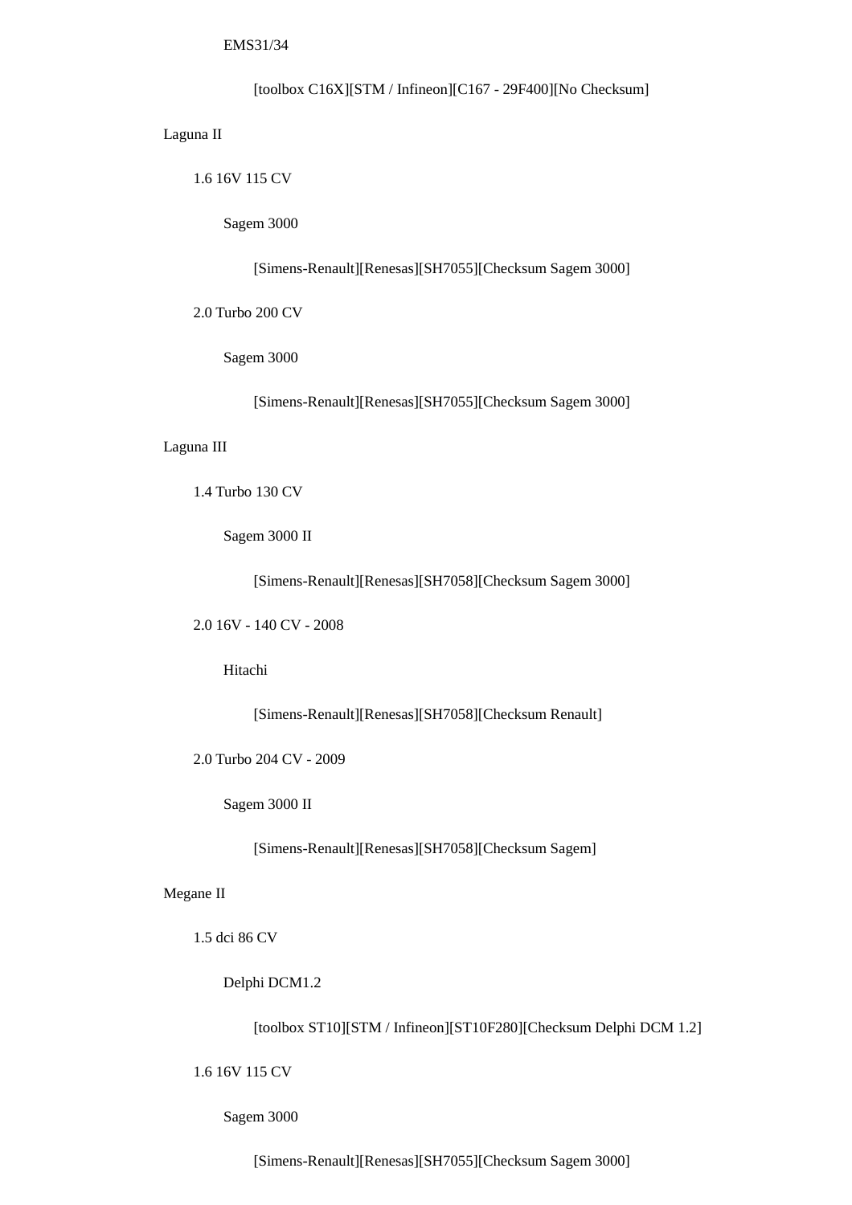EMS31/34

[toolbox C16X][STM / Infineon][C167 - 29F400][No Checksum]

Laguna II

1.6 16V 115 CV

Sagem 3000

[Simens-Renault][Renesas][SH7055][Checksum Sagem 3000]

2.0 Turbo 200 CV

Sagem 3000

[Simens-Renault][Renesas][SH7055][Checksum Sagem 3000]

Laguna III

1.4 Turbo 130 CV

Sagem 3000 II

[Simens-Renault][Renesas][SH7058][Checksum Sagem 3000]

2.0 16V - 140 CV - 2008

Hitachi

[Simens-Renault][Renesas][SH7058][Checksum Renault]

2.0 Turbo 204 CV - 2009

Sagem 3000 II

[Simens-Renault][Renesas][SH7058][Checksum Sagem]

Megane II

1.5 dci 86 CV

Delphi DCM1.2

[toolbox ST10][STM / Infineon][ST10F280][Checksum Delphi DCM 1.2]

1.6 16V 115 CV

Sagem 3000

[Simens-Renault][Renesas][SH7055][Checksum Sagem 3000]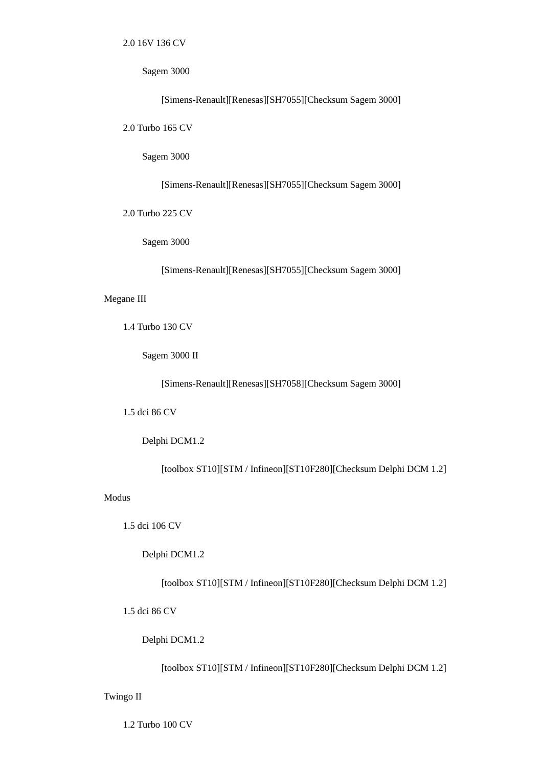- 2.0 16V 136 CV
  - Sagem 3000
    - [Simens-Renault][Renesas][SH7055][Checksum Sagem 3000]
- 2.0 Turbo 165 CV
  - Sagem 3000
    - [Simens-Renault][Renesas][SH7055][Checksum Sagem 3000]
- 2.0 Turbo 225 CV
  - Sagem 3000
    - [Simens-Renault][Renesas][SH7055][Checksum Sagem 3000]

Megane III

- 1.4 Turbo 130 CV
  - Sagem 3000 II
    - [Simens-Renault][Renesas][SH7058][Checksum Sagem 3000]
- 1.5 dci 86 CV
  - Delphi DCM1.2
    - [toolbox ST10][STM / Infineon][ST10F280][Checksum Delphi DCM 1.2]

Modus

- 1.5 dci 106 CV
  - Delphi DCM1.2
    - [toolbox ST10][STM / Infineon][ST10F280][Checksum Delphi DCM 1.2]
- 1.5 dci 86 CV
  - Delphi DCM1.2
    - [toolbox ST10][STM / Infineon][ST10F280][Checksum Delphi DCM 1.2]

Twingo II

- 1.2 Turbo 100 CV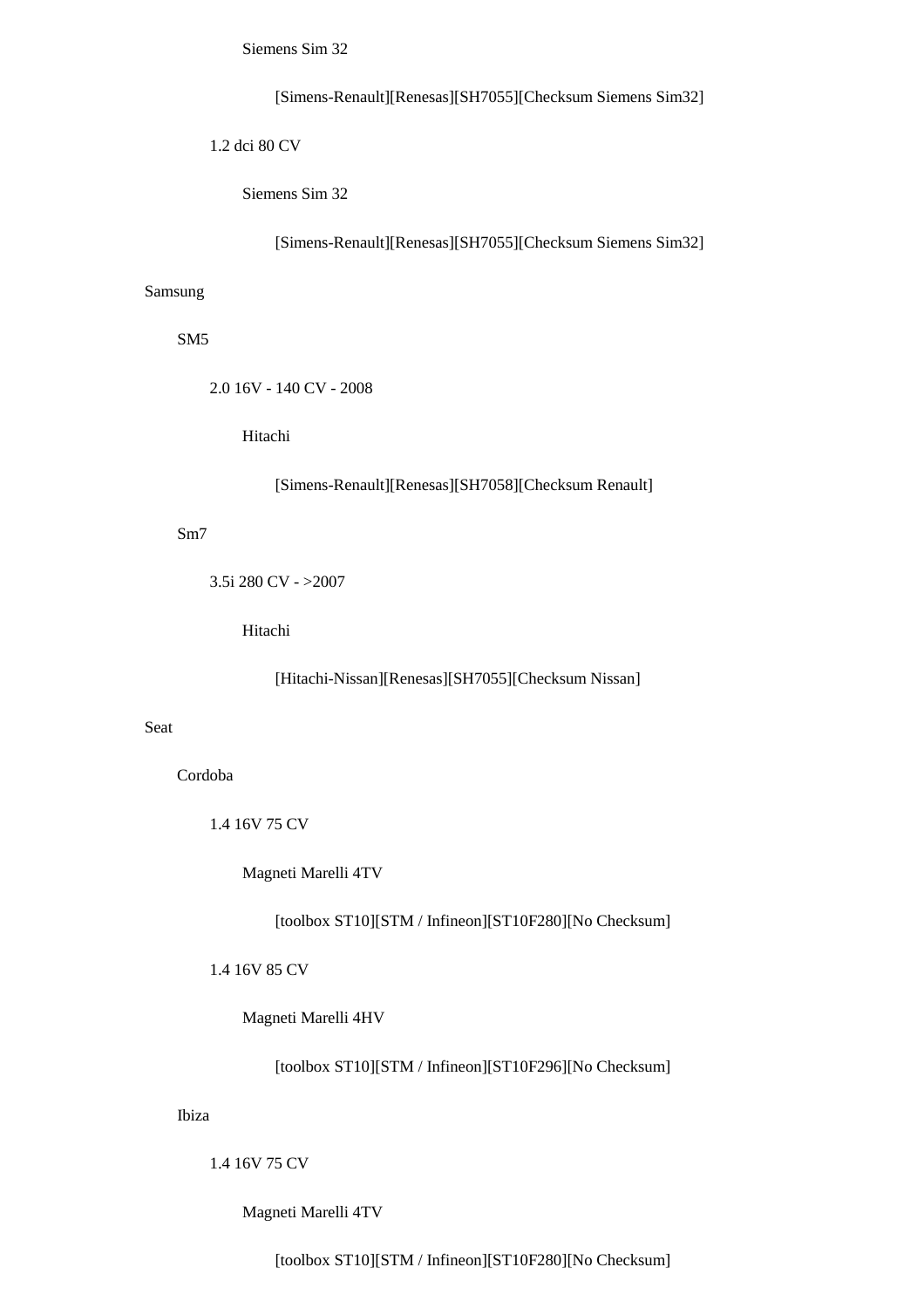- Siemens Sim 32
    - [Simens-Renault][Renesas][SH7055][Checksum Siemens Sim32]
- 1.2 dci 80 CV
    - Siemens Sim 32
        - [Simens-Renault][Renesas][SH7055][Checksum Siemens Sim32]

Samsung

- SM5
    - 2.0 16V - 140 CV - 2008
        - Hitachi
            - [Simens-Renault][Renesas][SH7058][Checksum Renault]
- Sm7
    - 3.5i 280 CV - >2007
        - Hitachi
            - [Hitachi-Nissan][Renesas][SH7055][Checksum Nissan]

Seat

- Cordoba
    - 1.4 16V 75 CV
        - Magneti Marelli 4TV
            - [toolbox ST10][STM / Infineon][ST10F280][No Checksum]
    - 1.4 16V 85 CV
        - Magneti Marelli 4HV
            - [toolbox ST10][STM / Infineon][ST10F296][No Checksum]
- Ibiza
    - 1.4 16V 75 CV
        - Magneti Marelli 4TV
            - [toolbox ST10][STM / Infineon][ST10F280][No Checksum]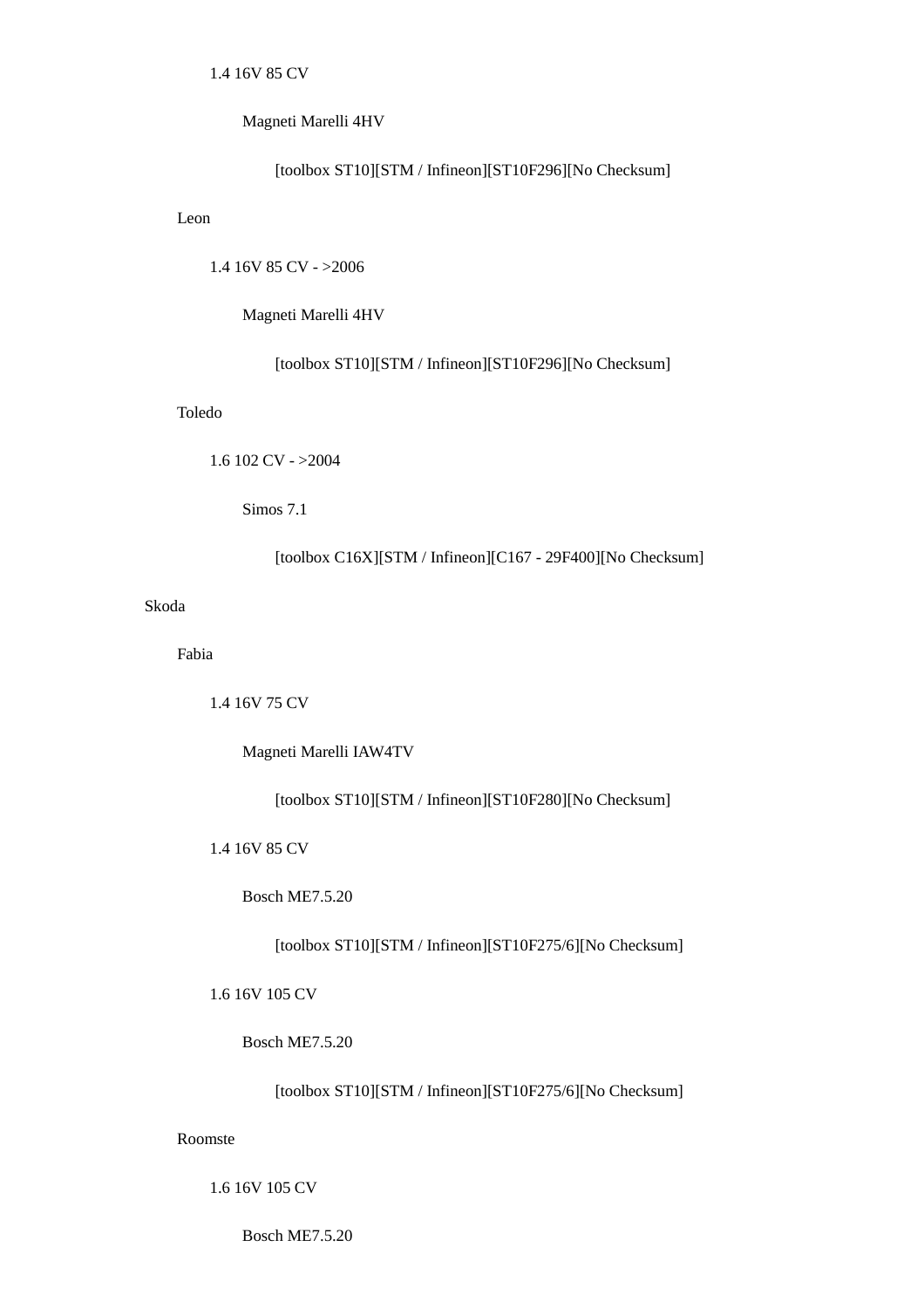- 1.4 16V 85 CV
  - Magneti Marelli 4HV
    - [toolbox ST10][STM / Infineon][ST10F296][No Checksum]
- Leon
  - 1.4 16V 85 CV - >2006
    - Magneti Marelli 4HV
      - [toolbox ST10][STM / Infineon][ST10F296][No Checksum]
- Toledo
  - 1.6 102 CV - >2004
    - Simos 7.1
      - [toolbox C16X][STM / Infineon][C167 - 29F400][No Checksum]

Skoda

- Fabia
  - 1.4 16V 75 CV
    - Magneti Marelli IAW4TV
      - [toolbox ST10][STM / Infineon][ST10F280][No Checksum]
  - 1.4 16V 85 CV
    - Bosch ME7.5.20
      - [toolbox ST10][STM / Infineon][ST10F275/6][No Checksum]
  - 1.6 16V 105 CV
    - Bosch ME7.5.20
      - [toolbox ST10][STM / Infineon][ST10F275/6][No Checksum]
- Roomste
  - 1.6 16V 105 CV
    - Bosch ME7.5.20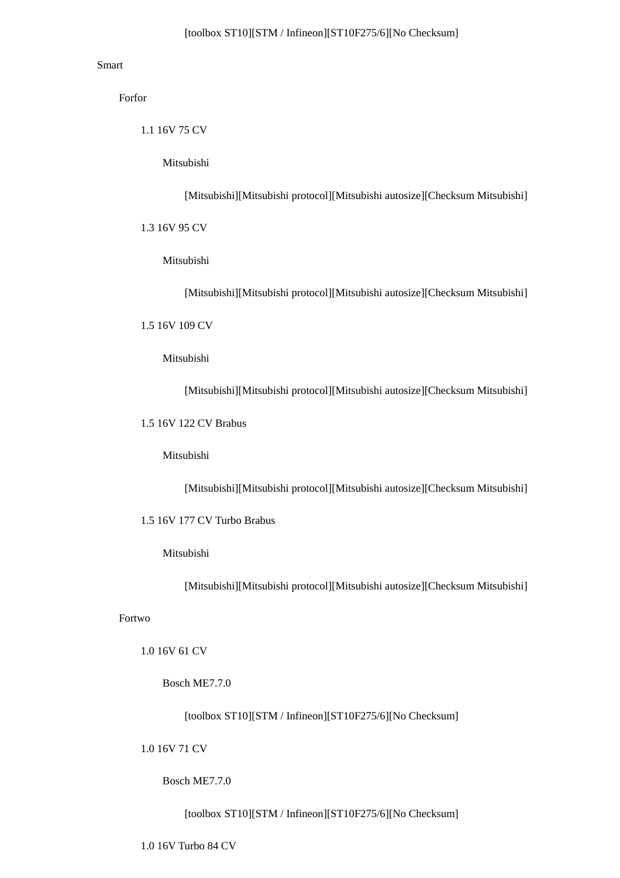[toolbox ST10][STM / Infineon][ST10F275/6][No Checksum]

Smart

Forfor

1.1 16V 75 CV

Mitsubishi

[Mitsubishi][Mitsubishi protocol][Mitsubishi autosize][Checksum Mitsubishi]

1.3 16V 95 CV

Mitsubishi

[Mitsubishi][Mitsubishi protocol][Mitsubishi autosize][Checksum Mitsubishi]

1.5 16V 109 CV

Mitsubishi

[Mitsubishi][Mitsubishi protocol][Mitsubishi autosize][Checksum Mitsubishi]

1.5 16V 122 CV Brabus

Mitsubishi

[Mitsubishi][Mitsubishi protocol][Mitsubishi autosize][Checksum Mitsubishi]

1.5 16V 177 CV Turbo Brabus

Mitsubishi

[Mitsubishi][Mitsubishi protocol][Mitsubishi autosize][Checksum Mitsubishi]

Fortwo

1.0 16V 61 CV

Bosch ME7.7.0

[toolbox ST10][STM / Infineon][ST10F275/6][No Checksum]

1.0 16V 71 CV

Bosch ME7.7.0

[toolbox ST10][STM / Infineon][ST10F275/6][No Checksum]

1.0 16V Turbo 84 CV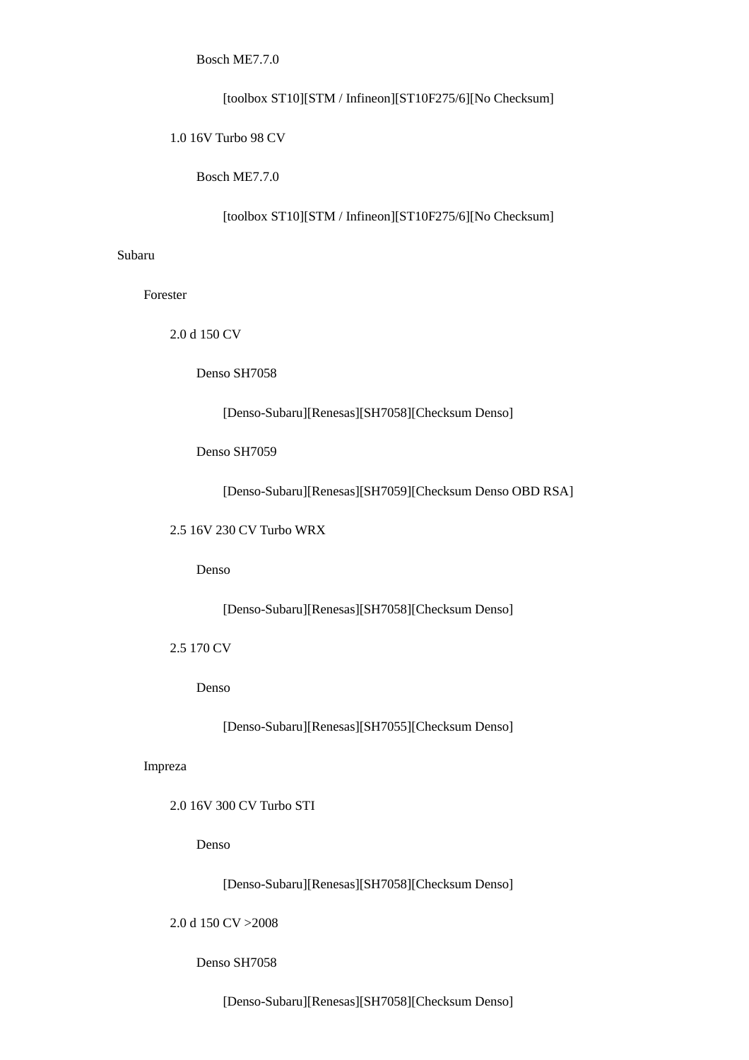- Bosch ME7.7.0
    - [toolbox ST10][STM / Infineon][ST10F275/6][No Checksum]
- 1.0 16V Turbo 98 CV
    - Bosch ME7.7.0
        - [toolbox ST10][STM / Infineon][ST10F275/6][No Checksum]

Subaru

- Forester
    - 2.0 d 150 CV
        - Denso SH7058
            - [Denso-Subaru][Renesas][SH7058][Checksum Denso]
        - Denso SH7059
            - [Denso-Subaru][Renesas][SH7059][Checksum Denso OBD RSA]
    - 2.5 16V 230 CV Turbo WRX
        - Denso
            - [Denso-Subaru][Renesas][SH7058][Checksum Denso]
    - 2.5 170 CV
        - Denso
            - [Denso-Subaru][Renesas][SH7055][Checksum Denso]
- Impreza
    - 2.0 16V 300 CV Turbo STI
        - Denso
            - [Denso-Subaru][Renesas][SH7058][Checksum Denso]
    - 2.0 d 150 CV >2008
        - Denso SH7058
            - [Denso-Subaru][Renesas][SH7058][Checksum Denso]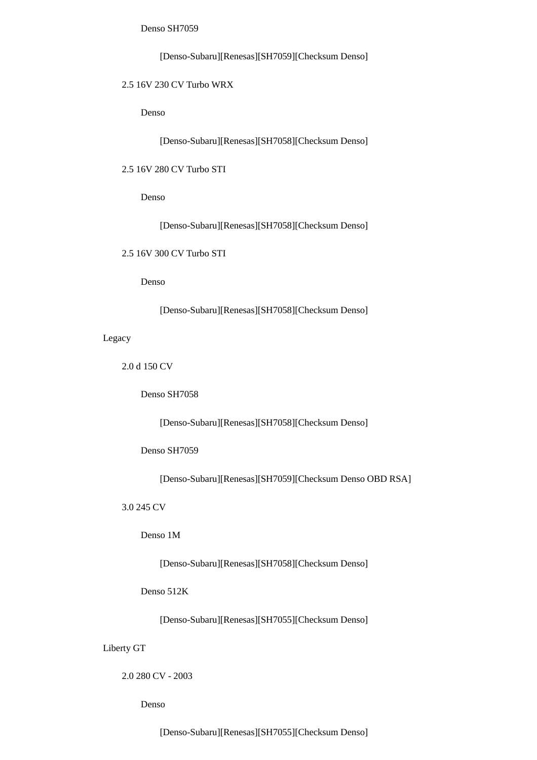- Denso SH7059
  - [Denso-Subaru][Renesas][SH7059][Checksum Denso]
- 2.5 16V 230 CV Turbo WRX
  - Denso
    - [Denso-Subaru][Renesas][SH7058][Checksum Denso]
- 2.5 16V 280 CV Turbo STI
  - Denso
    - [Denso-Subaru][Renesas][SH7058][Checksum Denso]
- 2.5 16V 300 CV Turbo STI
  - Denso
    - [Denso-Subaru][Renesas][SH7058][Checksum Denso]

Legacy

- 2.0 d 150 CV
  - Denso SH7058
    - [Denso-Subaru][Renesas][SH7058][Checksum Denso]
  - Denso SH7059
    - [Denso-Subaru][Renesas][SH7059][Checksum Denso OBD RSA]
- 3.0 245 CV
  - Denso 1M
    - [Denso-Subaru][Renesas][SH7058][Checksum Denso]
  - Denso 512K
    - [Denso-Subaru][Renesas][SH7055][Checksum Denso]

Liberty GT

- 2.0 280 CV - 2003
  - Denso
    - [Denso-Subaru][Renesas][SH7055][Checksum Denso]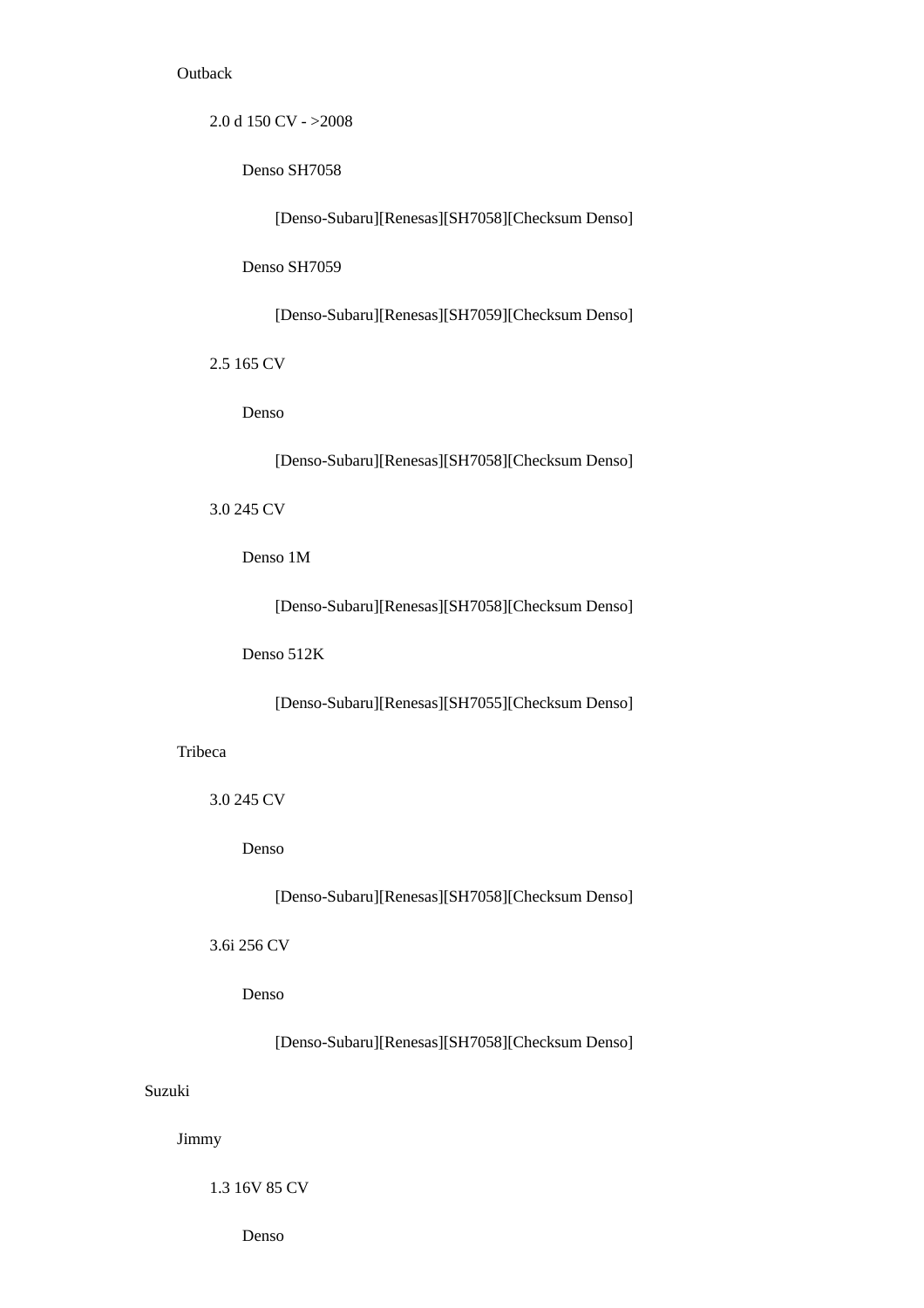Outback

2.0 d 150 CV - >2008

Denso SH7058

[Denso-Subaru][Renesas][SH7058][Checksum Denso]

Denso SH7059

[Denso-Subaru][Renesas][SH7059][Checksum Denso]

2.5 165 CV

Denso

[Denso-Subaru][Renesas][SH7058][Checksum Denso]

3.0 245 CV

Denso 1M

[Denso-Subaru][Renesas][SH7058][Checksum Denso]

Denso 512K

[Denso-Subaru][Renesas][SH7055][Checksum Denso]

Tribeca

3.0 245 CV

Denso

[Denso-Subaru][Renesas][SH7058][Checksum Denso]

3.6i 256 CV

Denso

[Denso-Subaru][Renesas][SH7058][Checksum Denso]

Suzuki

Jimmy

1.3 16V 85 CV

Denso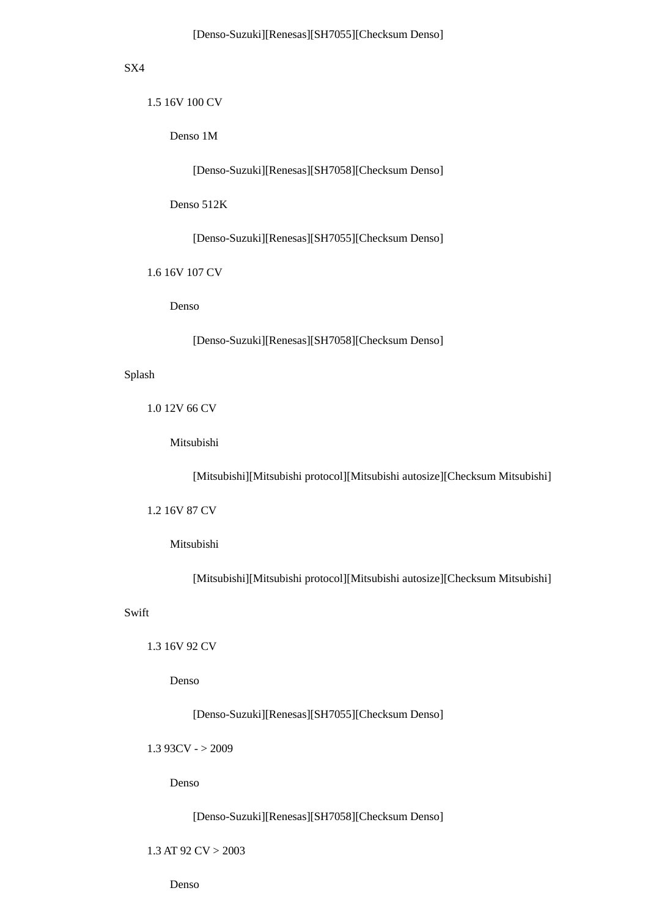[Denso-Suzuki][Renesas][SH7055][Checksum Denso]

SX4

- 1.5 16V 100 CV
  - Denso 1M
    - [Denso-Suzuki][Renesas][SH7058][Checksum Denso]
  - Denso 512K
    - [Denso-Suzuki][Renesas][SH7055][Checksum Denso]
- 1.6 16V 107 CV
  - Denso
    - [Denso-Suzuki][Renesas][SH7058][Checksum Denso]

Splash

- 1.0 12V 66 CV
  - Mitsubishi
    - [Mitsubishi][Mitsubishi protocol][Mitsubishi autosize][Checksum Mitsubishi]
- 1.2 16V 87 CV
  - Mitsubishi
    - [Mitsubishi][Mitsubishi protocol][Mitsubishi autosize][Checksum Mitsubishi]

Swift

- 1.3 16V 92 CV
  - Denso
    - [Denso-Suzuki][Renesas][SH7055][Checksum Denso]
- 1.3 93CV - > 2009
  - Denso
    - [Denso-Suzuki][Renesas][SH7058][Checksum Denso]
- 1.3 AT 92 CV > 2003
  - Denso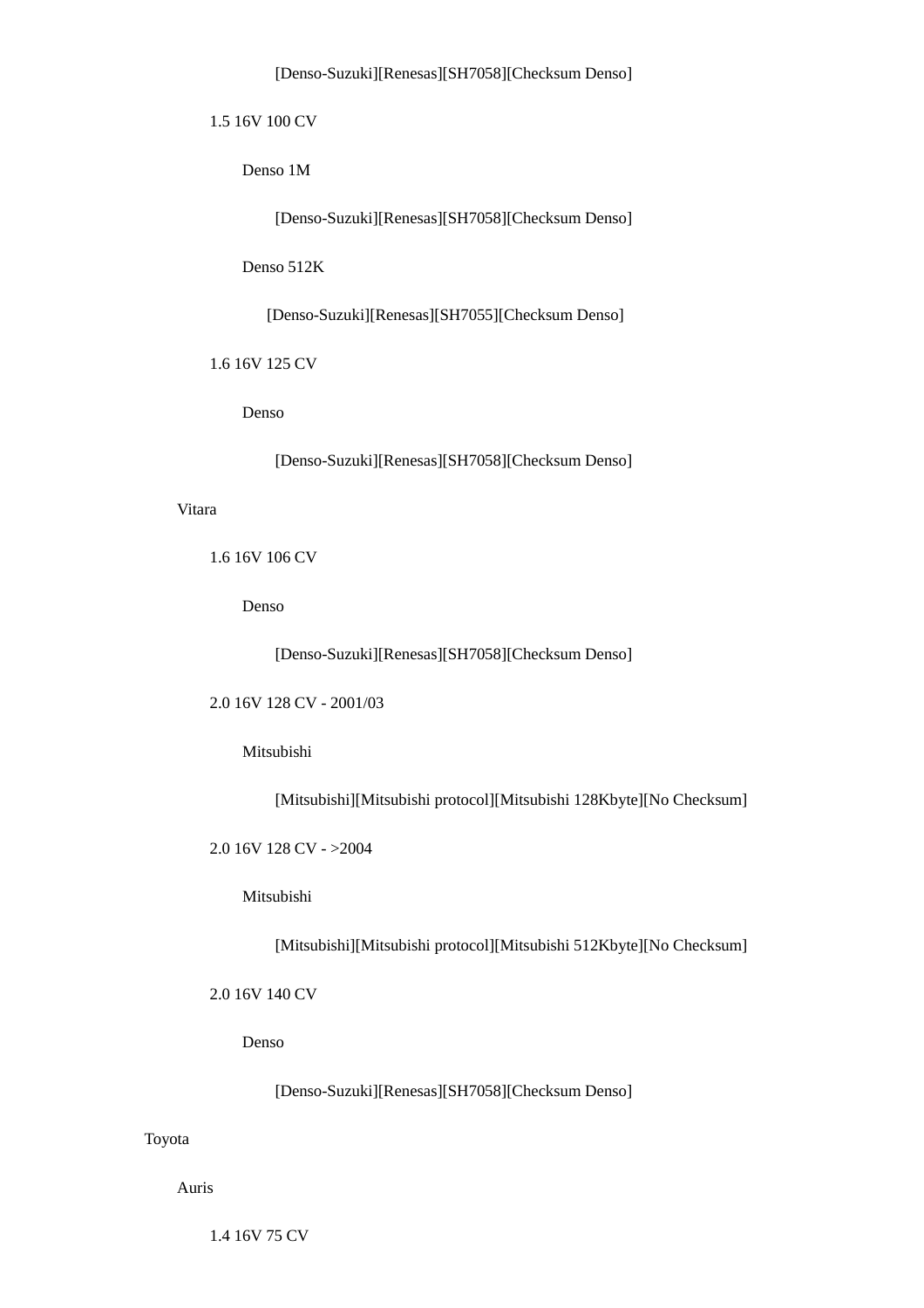[Denso-Suzuki][Renesas][SH7058][Checksum Denso]

1.5 16V 100 CV

Denso 1M

[Denso-Suzuki][Renesas][SH7058][Checksum Denso]

Denso 512K

[Denso-Suzuki][Renesas][SH7055][Checksum Denso]

1.6 16V 125 CV

Denso

[Denso-Suzuki][Renesas][SH7058][Checksum Denso]

Vitara

1.6 16V 106 CV

Denso

[Denso-Suzuki][Renesas][SH7058][Checksum Denso]

2.0 16V 128 CV - 2001/03

Mitsubishi

[Mitsubishi][Mitsubishi protocol][Mitsubishi 128Kbyte][No Checksum]

2.0 16V 128 CV - >2004

Mitsubishi

[Mitsubishi][Mitsubishi protocol][Mitsubishi 512Kbyte][No Checksum]

2.0 16V 140 CV

Denso

[Denso-Suzuki][Renesas][SH7058][Checksum Denso]

Toyota

Auris

1.4 16V 75 CV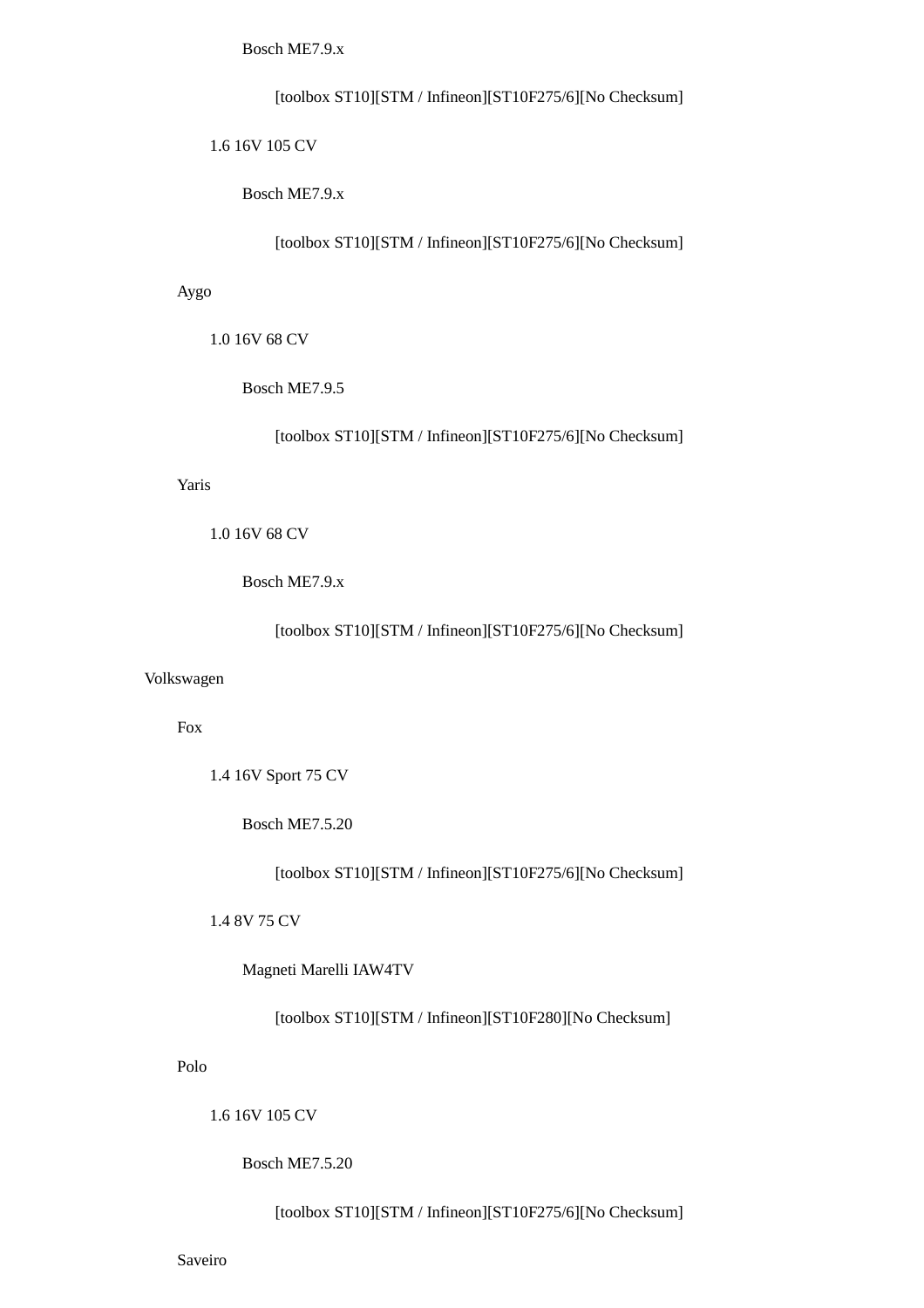Bosch ME7.9.x

[toolbox ST10][STM / Infineon][ST10F275/6][No Checksum]

1.6 16V 105 CV

Bosch ME7.9.x

[toolbox ST10][STM / Infineon][ST10F275/6][No Checksum]

Aygo

1.0 16V 68 CV

Bosch ME7.9.5

[toolbox ST10][STM / Infineon][ST10F275/6][No Checksum]

Yaris

1.0 16V 68 CV

Bosch ME7.9.x

[toolbox ST10][STM / Infineon][ST10F275/6][No Checksum]

Volkswagen

Fox

1.4 16V Sport 75 CV

Bosch ME7.5.20

[toolbox ST10][STM / Infineon][ST10F275/6][No Checksum]

1.4 8V 75 CV

Magneti Marelli IAW4TV

[toolbox ST10][STM / Infineon][ST10F280][No Checksum]

Polo

1.6 16V 105 CV

Bosch ME7.5.20

[toolbox ST10][STM / Infineon][ST10F275/6][No Checksum]

Saveiro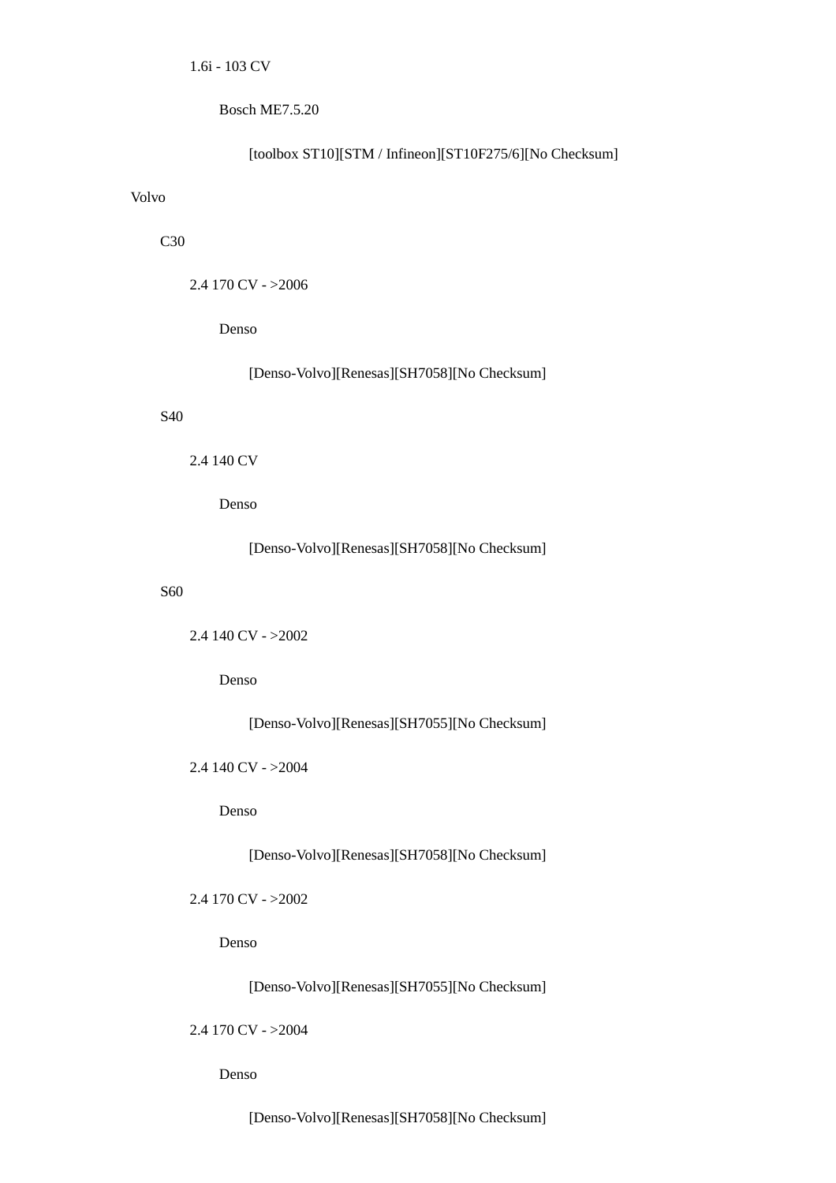1.6i - 103 CV

Bosch ME7.5.20

[toolbox ST10][STM / Infineon][ST10F275/6][No Checksum]

Volvo

C30

2.4 170 CV - >2006

Denso

[Denso-Volvo][Renesas][SH7058][No Checksum]

S40

2.4 140 CV

Denso

[Denso-Volvo][Renesas][SH7058][No Checksum]

S60

2.4 140 CV - >2002

Denso

[Denso-Volvo][Renesas][SH7055][No Checksum]

2.4 140 CV - >2004

Denso

[Denso-Volvo][Renesas][SH7058][No Checksum]

2.4 170 CV - >2002

Denso

[Denso-Volvo][Renesas][SH7055][No Checksum]

2.4 170 CV - >2004

Denso

[Denso-Volvo][Renesas][SH7058][No Checksum]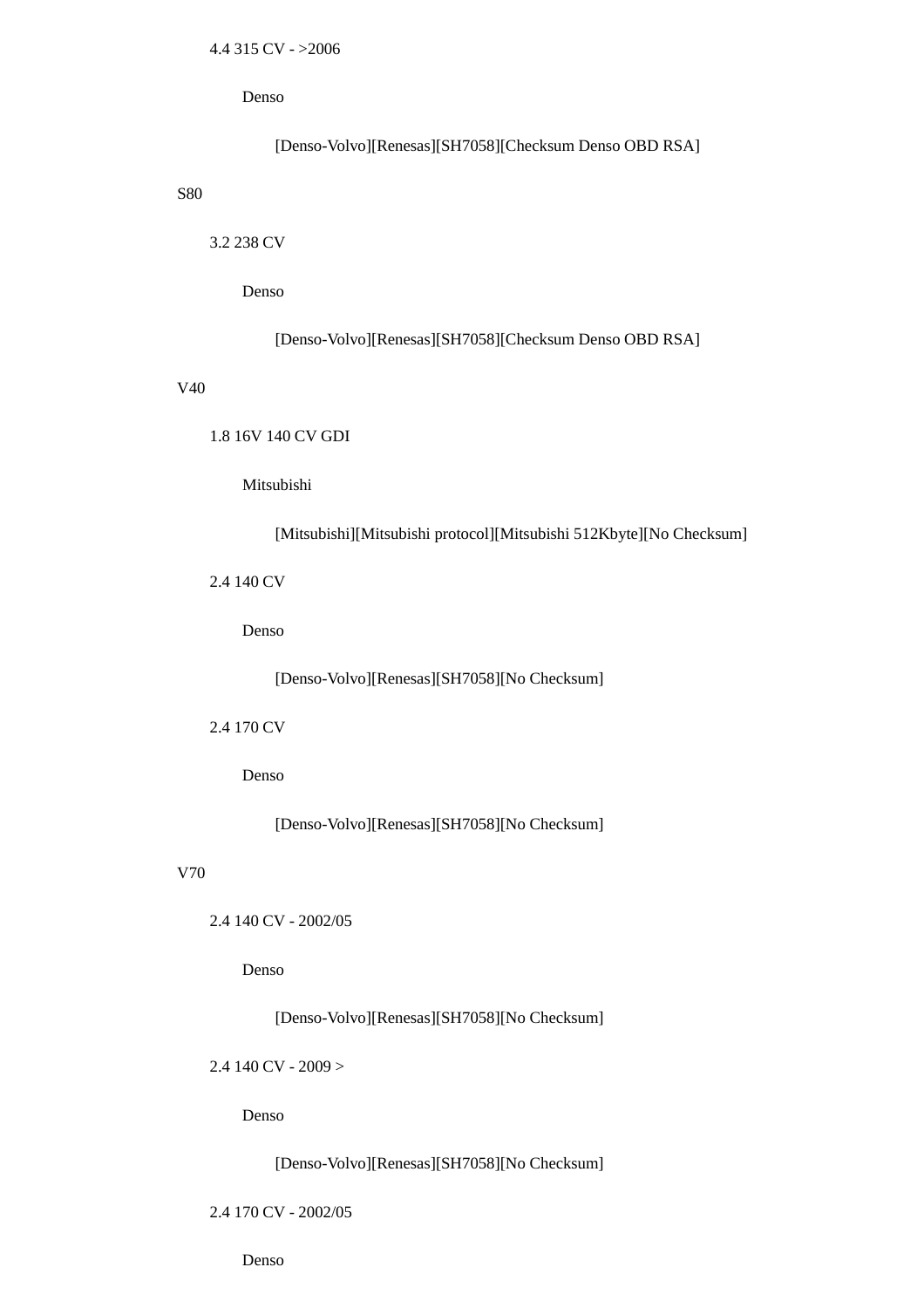4.4 315 CV - >2006

Denso

[Denso-Volvo][Renesas][SH7058][Checksum Denso OBD RSA]

S80

3.2 238 CV

Denso

[Denso-Volvo][Renesas][SH7058][Checksum Denso OBD RSA]

V40

1.8 16V 140 CV GDI

Mitsubishi

[Mitsubishi][Mitsubishi protocol][Mitsubishi 512Kbyte][No Checksum]

2.4 140 CV

Denso

[Denso-Volvo][Renesas][SH7058][No Checksum]

2.4 170 CV

Denso

[Denso-Volvo][Renesas][SH7058][No Checksum]

V70

2.4 140 CV - 2002/05

Denso

[Denso-Volvo][Renesas][SH7058][No Checksum]

2.4 140 CV - 2009 >

Denso

[Denso-Volvo][Renesas][SH7058][No Checksum]

2.4 170 CV - 2002/05

Denso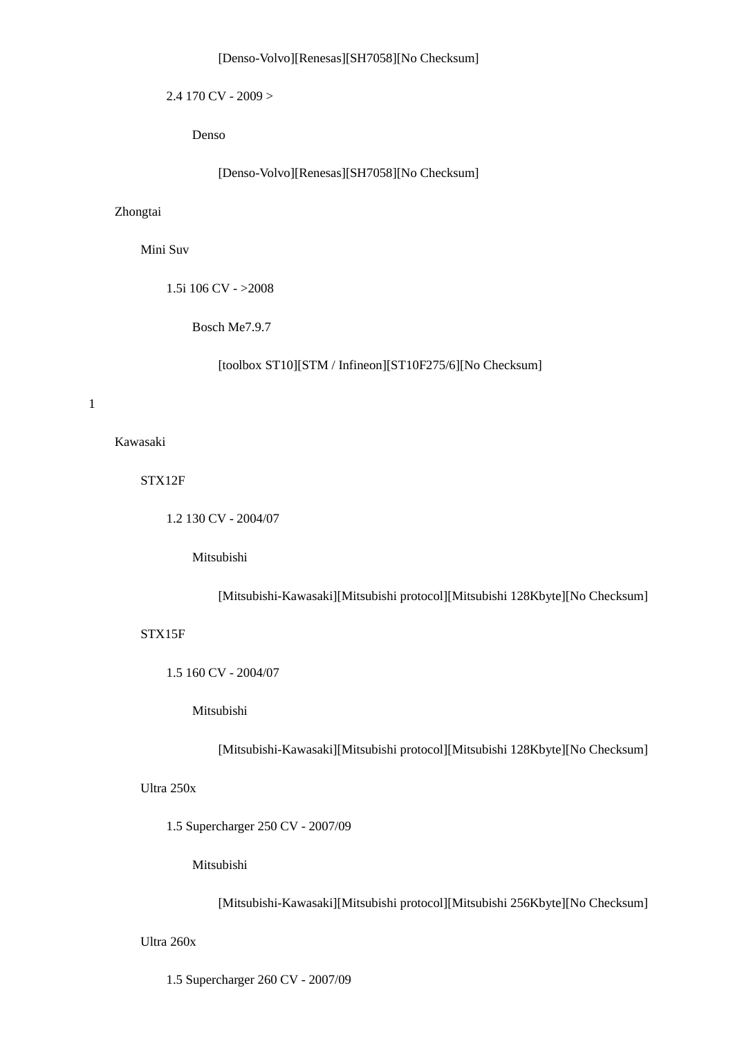[Denso-Volvo][Renesas][SH7058][No Checksum]

2.4 170 CV - 2009 >

Denso

[Denso-Volvo][Renesas][SH7058][No Checksum]

Zhongtai

Mini Suv

1.5i 106 CV - >2008

Bosch Me7.9.7

[toolbox ST10][STM / Infineon][ST10F275/6][No Checksum]

1

Kawasaki

STX12F

1.2 130 CV - 2004/07

Mitsubishi

[Mitsubishi-Kawasaki][Mitsubishi protocol][Mitsubishi 128Kbyte][No Checksum]

STX15F

1.5 160 CV - 2004/07

Mitsubishi

[Mitsubishi-Kawasaki][Mitsubishi protocol][Mitsubishi 128Kbyte][No Checksum]

Ultra 250x

1.5 Supercharger 250 CV - 2007/09

Mitsubishi

[Mitsubishi-Kawasaki][Mitsubishi protocol][Mitsubishi 256Kbyte][No Checksum]

Ultra 260x

1.5 Supercharger 260 CV - 2007/09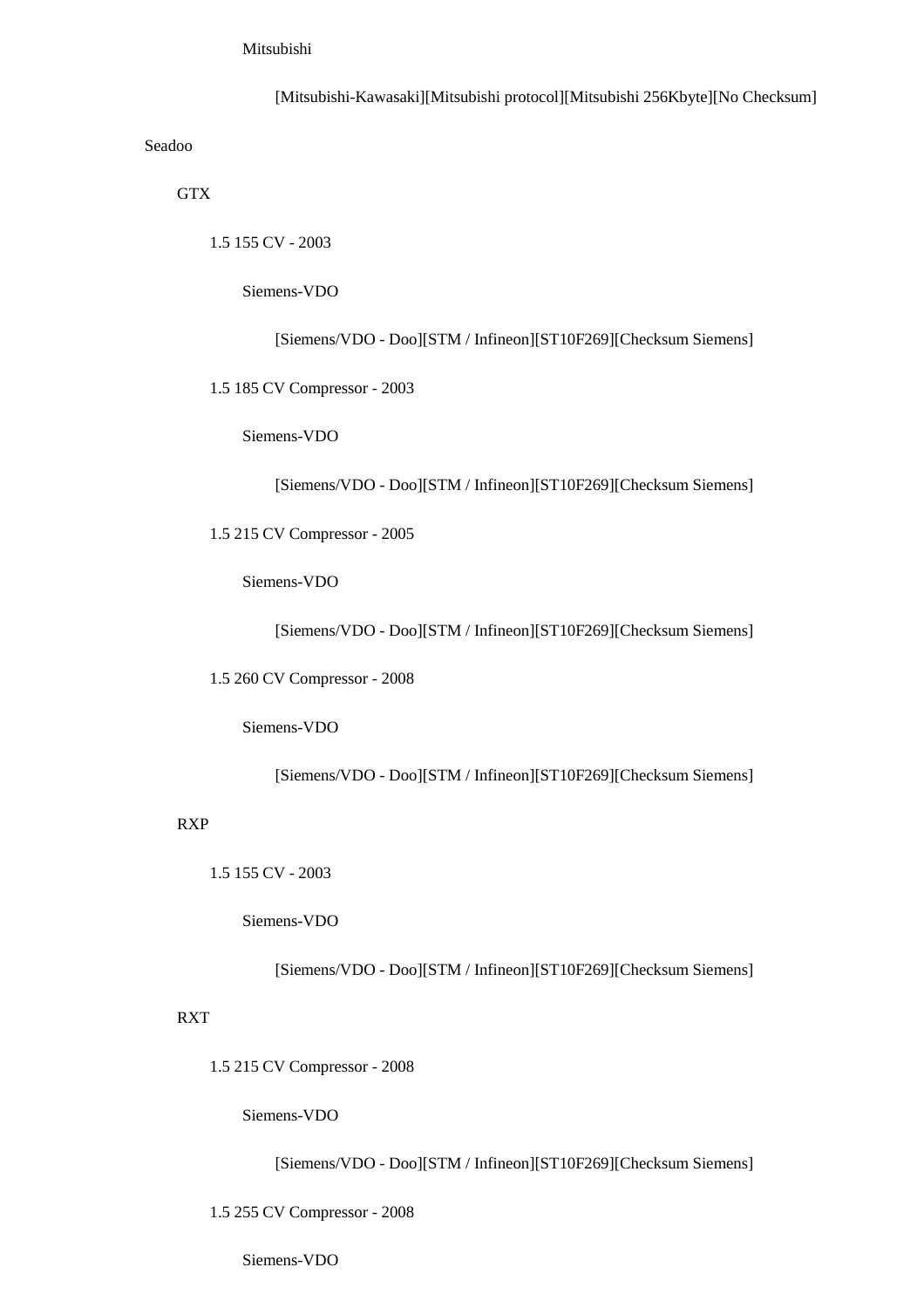Mitsubishi

[Mitsubishi-Kawasaki][Mitsubishi protocol][Mitsubishi 256Kbyte][No Checksum]

Seadoo

GTX

1.5 155 CV - 2003

Siemens-VDO

[Siemens/VDO - Doo][STM / Infineon][ST10F269][Checksum Siemens]

1.5 185 CV Compressor - 2003

Siemens-VDO

[Siemens/VDO - Doo][STM / Infineon][ST10F269][Checksum Siemens]

1.5 215 CV Compressor - 2005

Siemens-VDO

[Siemens/VDO - Doo][STM / Infineon][ST10F269][Checksum Siemens]

1.5 260 CV Compressor - 2008

Siemens-VDO

[Siemens/VDO - Doo][STM / Infineon][ST10F269][Checksum Siemens]

RXP

1.5 155 CV - 2003

Siemens-VDO

[Siemens/VDO - Doo][STM / Infineon][ST10F269][Checksum Siemens]

RXT

1.5 215 CV Compressor - 2008

Siemens-VDO

[Siemens/VDO - Doo][STM / Infineon][ST10F269][Checksum Siemens]

1.5 255 CV Compressor - 2008

Siemens-VDO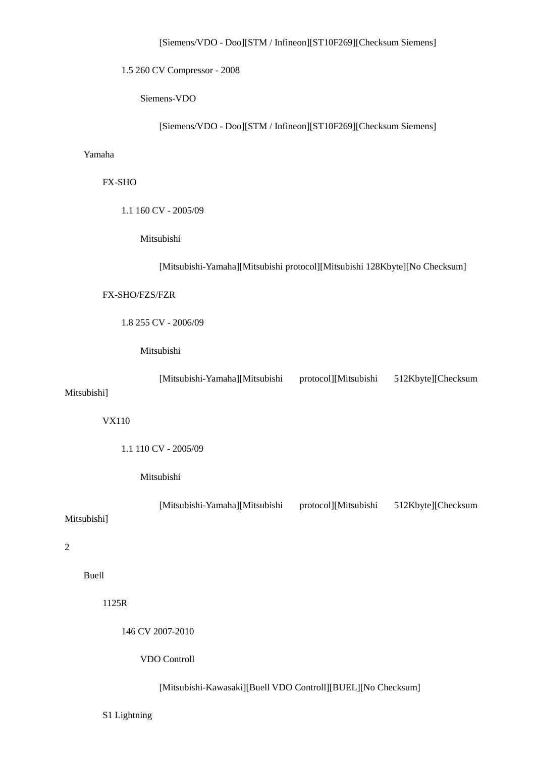[Siemens/VDO - Doo][STM / Infineon][ST10F269][Checksum Siemens]

1.5 260 CV Compressor - 2008

Siemens-VDO

[Siemens/VDO - Doo][STM / Infineon][ST10F269][Checksum Siemens]

Yamaha

FX-SHO

1.1 160 CV - 2005/09

Mitsubishi

[Mitsubishi-Yamaha][Mitsubishi protocol][Mitsubishi 128Kbyte][No Checksum]

FX-SHO/FZS/FZR

1.8 255 CV - 2006/09

Mitsubishi

[Mitsubishi-Yamaha][Mitsubishi protocol][Mitsubishi 512Kbyte][Checksum Mitsubishi]

VX110

1.1 110 CV - 2005/09

Mitsubishi

[Mitsubishi-Yamaha][Mitsubishi protocol][Mitsubishi 512Kbyte][Checksum Mitsubishi]

2

Buell

1125R

146 CV 2007-2010

VDO Controll

[Mitsubishi-Kawasaki][Buell VDO Controll][BUEL][No Checksum]

S1 Lightning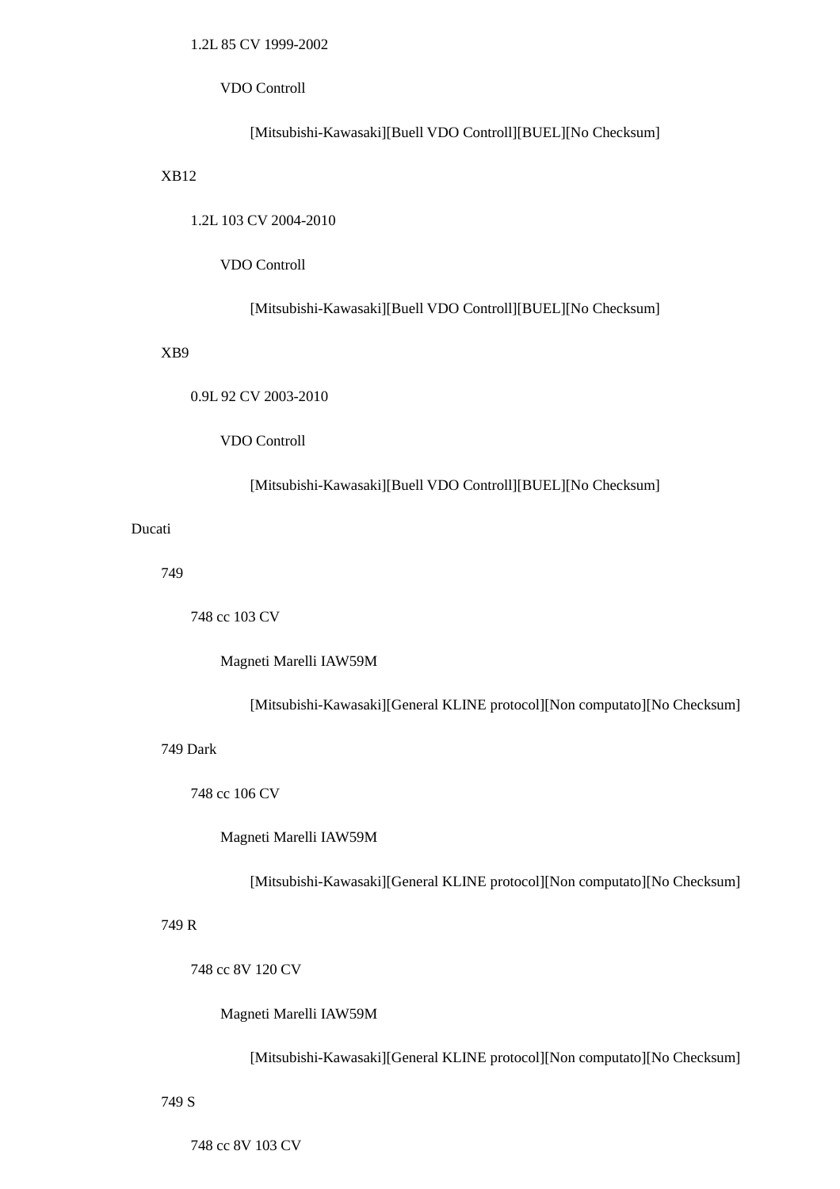1.2L 85 CV 1999-2002

VDO Controll

[Mitsubishi-Kawasaki][Buell VDO Controll][BUEL][No Checksum]

XB12

1.2L 103 CV 2004-2010

VDO Controll

[Mitsubishi-Kawasaki][Buell VDO Controll][BUEL][No Checksum]

XB9

0.9L 92 CV 2003-2010

VDO Controll

[Mitsubishi-Kawasaki][Buell VDO Controll][BUEL][No Checksum]

Ducati

749

748 cc 103 CV

Magneti Marelli IAW59M

[Mitsubishi-Kawasaki][General KLINE protocol][Non computato][No Checksum]

749 Dark

748 cc 106 CV

Magneti Marelli IAW59M

[Mitsubishi-Kawasaki][General KLINE protocol][Non computato][No Checksum]

749 R

748 cc 8V 120 CV

Magneti Marelli IAW59M

[Mitsubishi-Kawasaki][General KLINE protocol][Non computato][No Checksum]

749 S

748 cc 8V 103 CV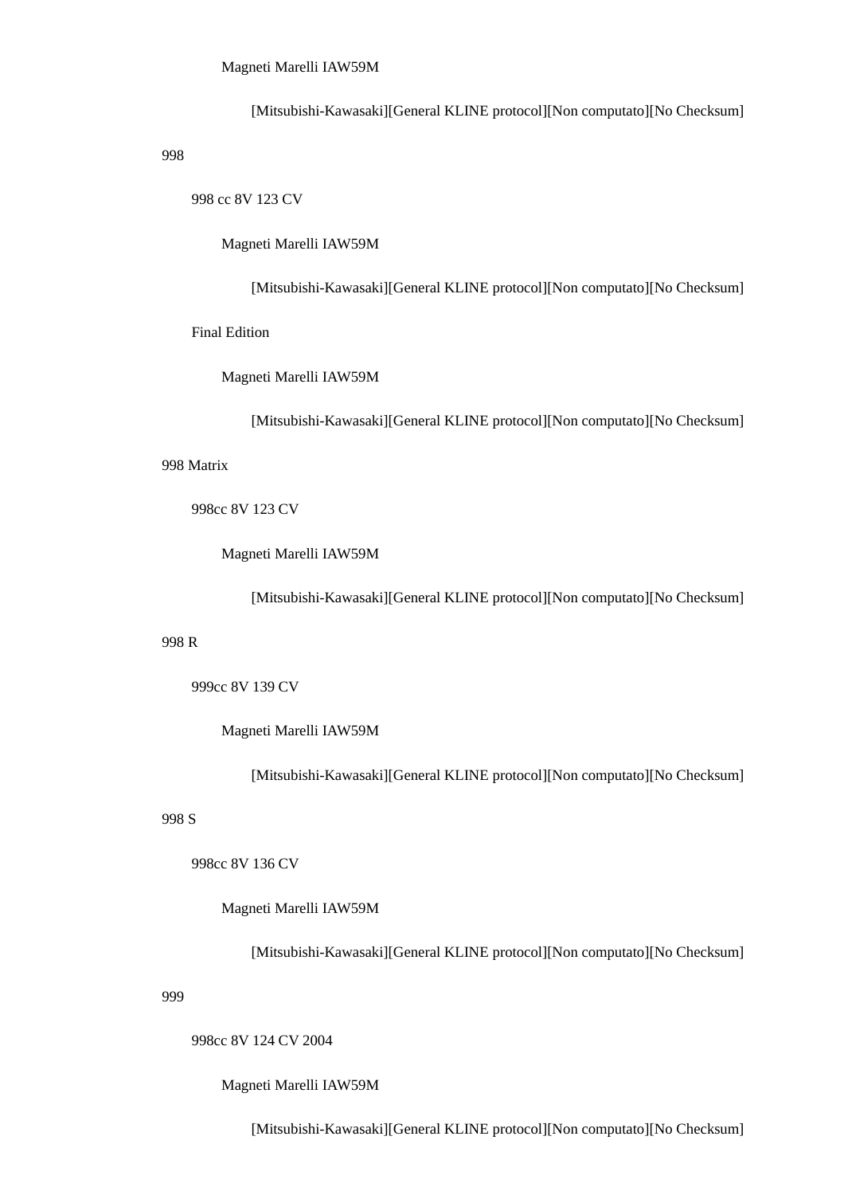Magneti Marelli IAW59M

[Mitsubishi-Kawasaki][General KLINE protocol][Non computato][No Checksum]

998

998 cc 8V 123 CV

Magneti Marelli IAW59M

[Mitsubishi-Kawasaki][General KLINE protocol][Non computato][No Checksum]

Final Edition

Magneti Marelli IAW59M

[Mitsubishi-Kawasaki][General KLINE protocol][Non computato][No Checksum]

998 Matrix

998cc 8V 123 CV

Magneti Marelli IAW59M

[Mitsubishi-Kawasaki][General KLINE protocol][Non computato][No Checksum]

998 R

999cc 8V 139 CV

Magneti Marelli IAW59M

[Mitsubishi-Kawasaki][General KLINE protocol][Non computato][No Checksum]

998 S

998cc 8V 136 CV

Magneti Marelli IAW59M

[Mitsubishi-Kawasaki][General KLINE protocol][Non computato][No Checksum]

999

998cc 8V 124 CV 2004

Magneti Marelli IAW59M

[Mitsubishi-Kawasaki][General KLINE protocol][Non computato][No Checksum]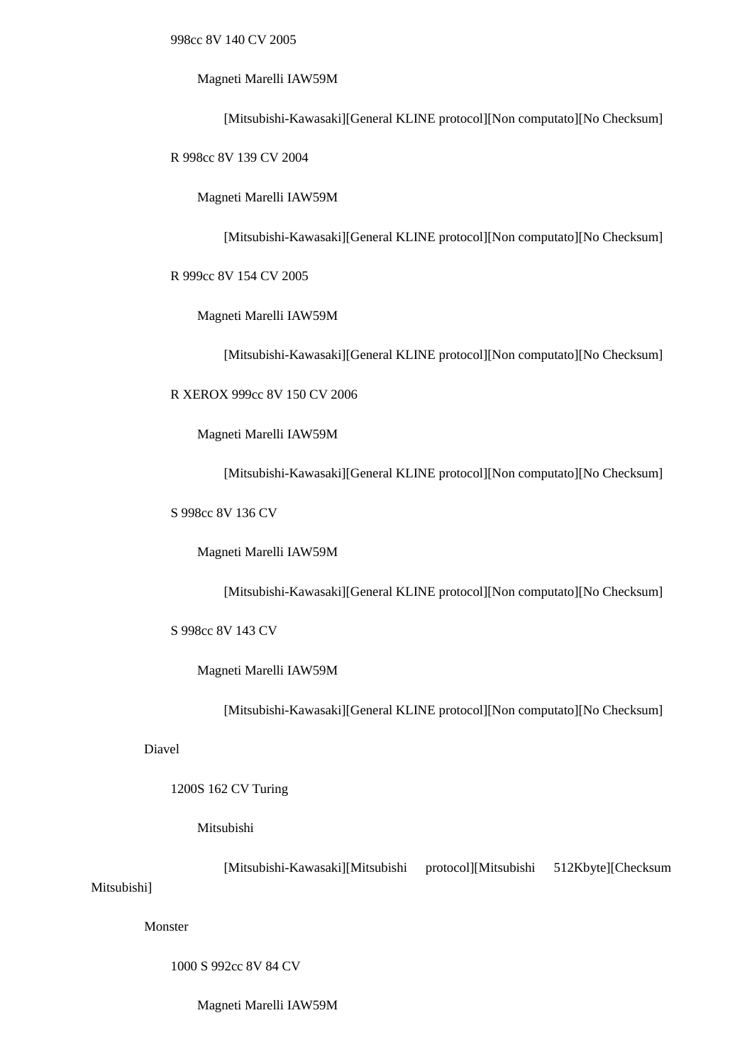998cc 8V 140 CV 2005

Magneti Marelli IAW59M

[Mitsubishi-Kawasaki][General KLINE protocol][Non computato][No Checksum]

R 998cc 8V 139 CV 2004

Magneti Marelli IAW59M

[Mitsubishi-Kawasaki][General KLINE protocol][Non computato][No Checksum]

R 999cc 8V 154 CV 2005

Magneti Marelli IAW59M

[Mitsubishi-Kawasaki][General KLINE protocol][Non computato][No Checksum]

R XEROX 999cc 8V 150 CV 2006

Magneti Marelli IAW59M

[Mitsubishi-Kawasaki][General KLINE protocol][Non computato][No Checksum]

S 998cc 8V 136 CV

Magneti Marelli IAW59M

[Mitsubishi-Kawasaki][General KLINE protocol][Non computato][No Checksum]

S 998cc 8V 143 CV

Magneti Marelli IAW59M

[Mitsubishi-Kawasaki][General KLINE protocol][Non computato][No Checksum]

Diavel

1200S 162 CV Turing

Mitsubishi

[Mitsubishi-Kawasaki][Mitsubishi protocol][Mitsubishi 512Kbyte][Checksum Mitsubishi]

Monster

1000 S 992cc 8V 84 CV

Magneti Marelli IAW59M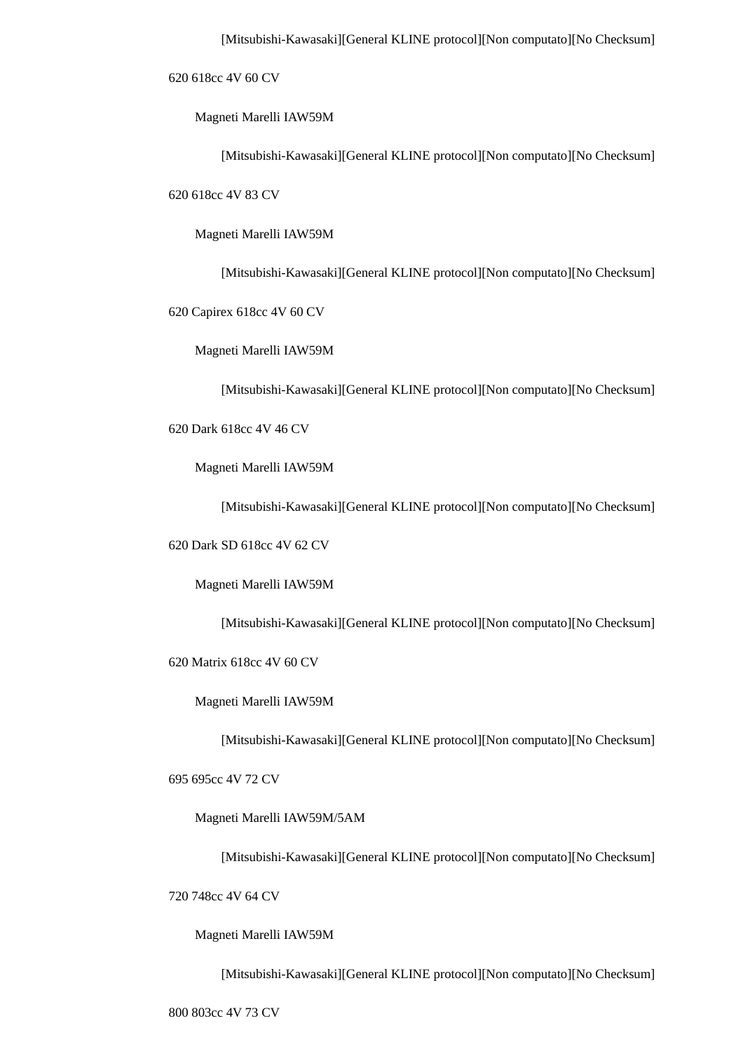[Mitsubishi-Kawasaki][General KLINE protocol][Non computato][No Checksum]

620 618cc 4V 60 CV

Magneti Marelli IAW59M

[Mitsubishi-Kawasaki][General KLINE protocol][Non computato][No Checksum]

620 618cc 4V 83 CV

Magneti Marelli IAW59M

[Mitsubishi-Kawasaki][General KLINE protocol][Non computato][No Checksum]

620 Capirex 618cc 4V 60 CV

Magneti Marelli IAW59M

[Mitsubishi-Kawasaki][General KLINE protocol][Non computato][No Checksum]

620 Dark 618cc 4V 46 CV

Magneti Marelli IAW59M

[Mitsubishi-Kawasaki][General KLINE protocol][Non computato][No Checksum]

620 Dark SD 618cc 4V 62 CV

Magneti Marelli IAW59M

[Mitsubishi-Kawasaki][General KLINE protocol][Non computato][No Checksum]

620 Matrix 618cc 4V 60 CV

Magneti Marelli IAW59M

[Mitsubishi-Kawasaki][General KLINE protocol][Non computato][No Checksum]

695 695cc 4V 72 CV

Magneti Marelli IAW59M/5AM

[Mitsubishi-Kawasaki][General KLINE protocol][Non computato][No Checksum]

720 748cc 4V 64 CV

Magneti Marelli IAW59M

[Mitsubishi-Kawasaki][General KLINE protocol][Non computato][No Checksum]

800 803cc 4V 73 CV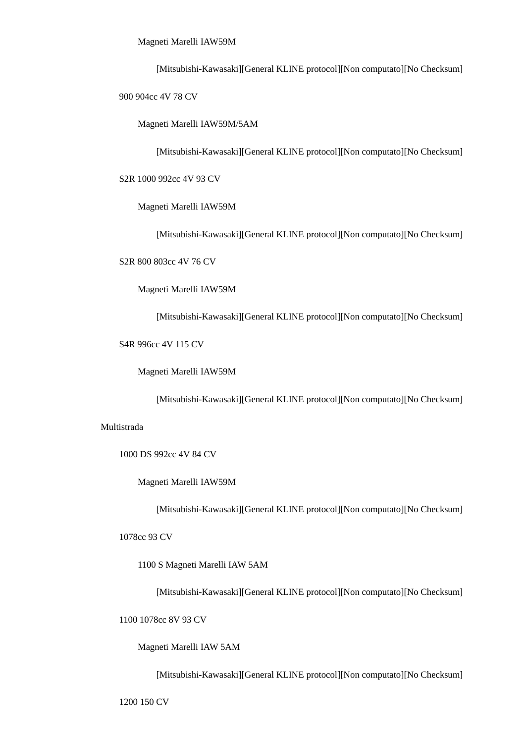Magneti Marelli IAW59M

[Mitsubishi-Kawasaki][General KLINE protocol][Non computato][No Checksum]

900 904cc 4V 78 CV

Magneti Marelli IAW59M/5AM

[Mitsubishi-Kawasaki][General KLINE protocol][Non computato][No Checksum]

S2R 1000 992cc 4V 93 CV

Magneti Marelli IAW59M

[Mitsubishi-Kawasaki][General KLINE protocol][Non computato][No Checksum]

S2R 800 803cc 4V 76 CV

Magneti Marelli IAW59M

[Mitsubishi-Kawasaki][General KLINE protocol][Non computato][No Checksum]

S4R 996cc 4V 115 CV

Magneti Marelli IAW59M

[Mitsubishi-Kawasaki][General KLINE protocol][Non computato][No Checksum]

Multistrada

1000 DS 992cc 4V 84 CV

Magneti Marelli IAW59M

[Mitsubishi-Kawasaki][General KLINE protocol][Non computato][No Checksum]

1078cc 93 CV

1100 S Magneti Marelli IAW 5AM

[Mitsubishi-Kawasaki][General KLINE protocol][Non computato][No Checksum]

1100 1078cc 8V 93 CV

Magneti Marelli IAW 5AM

[Mitsubishi-Kawasaki][General KLINE protocol][Non computato][No Checksum]

1200 150 CV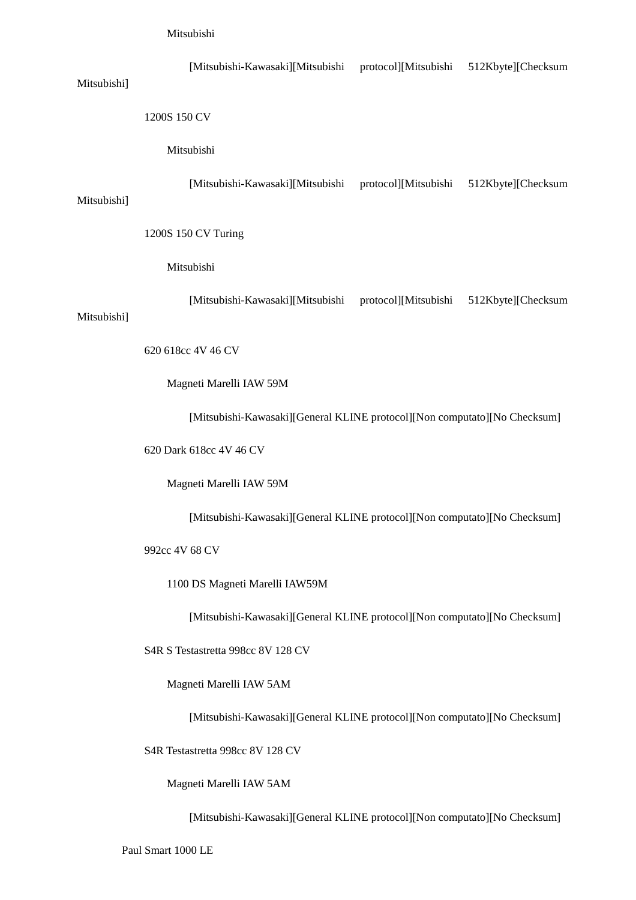Mitsubishi

[Mitsubishi-Kawasaki][Mitsubishi protocol][Mitsubishi 512Kbyte][Checksum Mitsubishi]

1200S 150 CV

Mitsubishi

[Mitsubishi-Kawasaki][Mitsubishi protocol][Mitsubishi 512Kbyte][Checksum Mitsubishi]

1200S 150 CV Turing

Mitsubishi

[Mitsubishi-Kawasaki][Mitsubishi protocol][Mitsubishi 512Kbyte][Checksum Mitsubishi]

620 618cc 4V 46 CV

Magneti Marelli IAW 59M

[Mitsubishi-Kawasaki][General KLINE protocol][Non computato][No Checksum]

620 Dark 618cc 4V 46 CV

Magneti Marelli IAW 59M

[Mitsubishi-Kawasaki][General KLINE protocol][Non computato][No Checksum]

992cc 4V 68 CV

1100 DS Magneti Marelli IAW59M

[Mitsubishi-Kawasaki][General KLINE protocol][Non computato][No Checksum]

S4R S Testastretta 998cc 8V 128 CV

Magneti Marelli IAW 5AM

[Mitsubishi-Kawasaki][General KLINE protocol][Non computato][No Checksum]

S4R Testastretta 998cc 8V 128 CV

Magneti Marelli IAW 5AM

[Mitsubishi-Kawasaki][General KLINE protocol][Non computato][No Checksum]

Paul Smart 1000 LE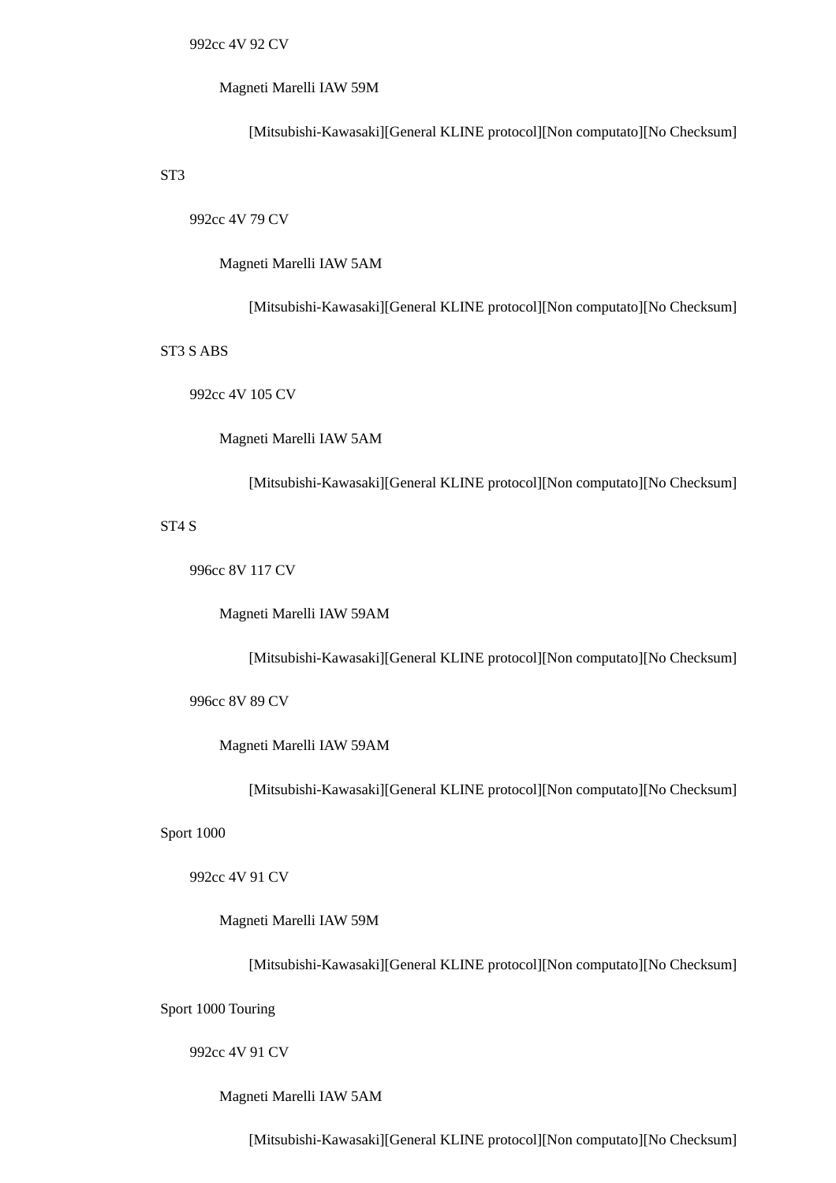992cc 4V 92 CV

Magneti Marelli IAW 59M

[Mitsubishi-Kawasaki][General KLINE protocol][Non computato][No Checksum]

ST3

992cc 4V 79 CV

Magneti Marelli IAW 5AM

[Mitsubishi-Kawasaki][General KLINE protocol][Non computato][No Checksum]

ST3 S ABS

992cc 4V 105 CV

Magneti Marelli IAW 5AM

[Mitsubishi-Kawasaki][General KLINE protocol][Non computato][No Checksum]

ST4 S

996cc 8V 117 CV

Magneti Marelli IAW 59AM

[Mitsubishi-Kawasaki][General KLINE protocol][Non computato][No Checksum]

996cc 8V 89 CV

Magneti Marelli IAW 59AM

[Mitsubishi-Kawasaki][General KLINE protocol][Non computato][No Checksum]

Sport 1000

992cc 4V 91 CV

Magneti Marelli IAW 59M

[Mitsubishi-Kawasaki][General KLINE protocol][Non computato][No Checksum]

Sport 1000 Touring

992cc 4V 91 CV

Magneti Marelli IAW 5AM

[Mitsubishi-Kawasaki][General KLINE protocol][Non computato][No Checksum]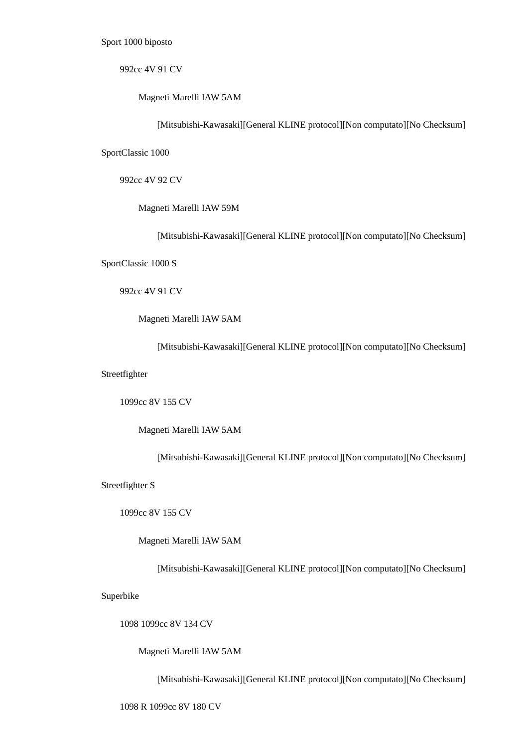Sport 1000 biposto

  992cc 4V 91 CV

    Magneti Marelli IAW 5AM

      [Mitsubishi-Kawasaki][General KLINE protocol][Non computato][No Checksum]

SportClassic 1000

  992cc 4V 92 CV

    Magneti Marelli IAW 59M

      [Mitsubishi-Kawasaki][General KLINE protocol][Non computato][No Checksum]

SportClassic 1000 S

  992cc 4V 91 CV

    Magneti Marelli IAW 5AM

      [Mitsubishi-Kawasaki][General KLINE protocol][Non computato][No Checksum]

Streetfighter

  1099cc 8V 155 CV

    Magneti Marelli IAW 5AM

      [Mitsubishi-Kawasaki][General KLINE protocol][Non computato][No Checksum]

Streetfighter S

  1099cc 8V 155 CV

    Magneti Marelli IAW 5AM

      [Mitsubishi-Kawasaki][General KLINE protocol][Non computato][No Checksum]

Superbike

  1098 1099cc 8V 134 CV

    Magneti Marelli IAW 5AM

      [Mitsubishi-Kawasaki][General KLINE protocol][Non computato][No Checksum]

  1098 R 1099cc 8V 180 CV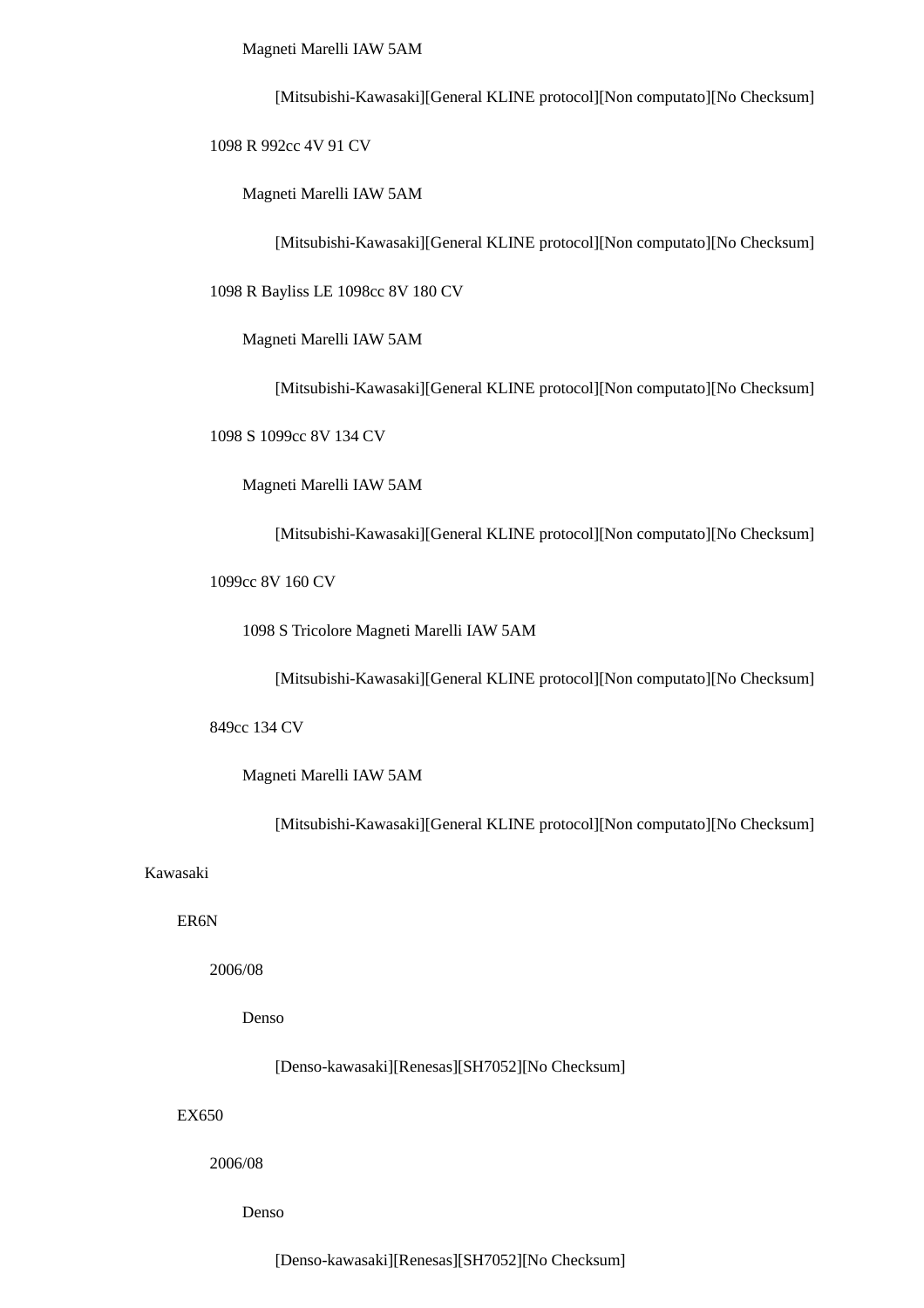Magneti Marelli IAW 5AM

[Mitsubishi-Kawasaki][General KLINE protocol][Non computato][No Checksum]

1098 R 992cc 4V 91 CV

Magneti Marelli IAW 5AM

[Mitsubishi-Kawasaki][General KLINE protocol][Non computato][No Checksum]

1098 R Bayliss LE 1098cc 8V 180 CV

Magneti Marelli IAW 5AM

[Mitsubishi-Kawasaki][General KLINE protocol][Non computato][No Checksum]

1098 S 1099cc 8V 134 CV

Magneti Marelli IAW 5AM

[Mitsubishi-Kawasaki][General KLINE protocol][Non computato][No Checksum]

1099cc 8V 160 CV

1098 S Tricolore Magneti Marelli IAW 5AM

[Mitsubishi-Kawasaki][General KLINE protocol][Non computato][No Checksum]

849cc 134 CV

Magneti Marelli IAW 5AM

[Mitsubishi-Kawasaki][General KLINE protocol][Non computato][No Checksum]

Kawasaki

ER6N

2006/08

Denso

[Denso-kawasaki][Renesas][SH7052][No Checksum]

EX650

2006/08

Denso

[Denso-kawasaki][Renesas][SH7052][No Checksum]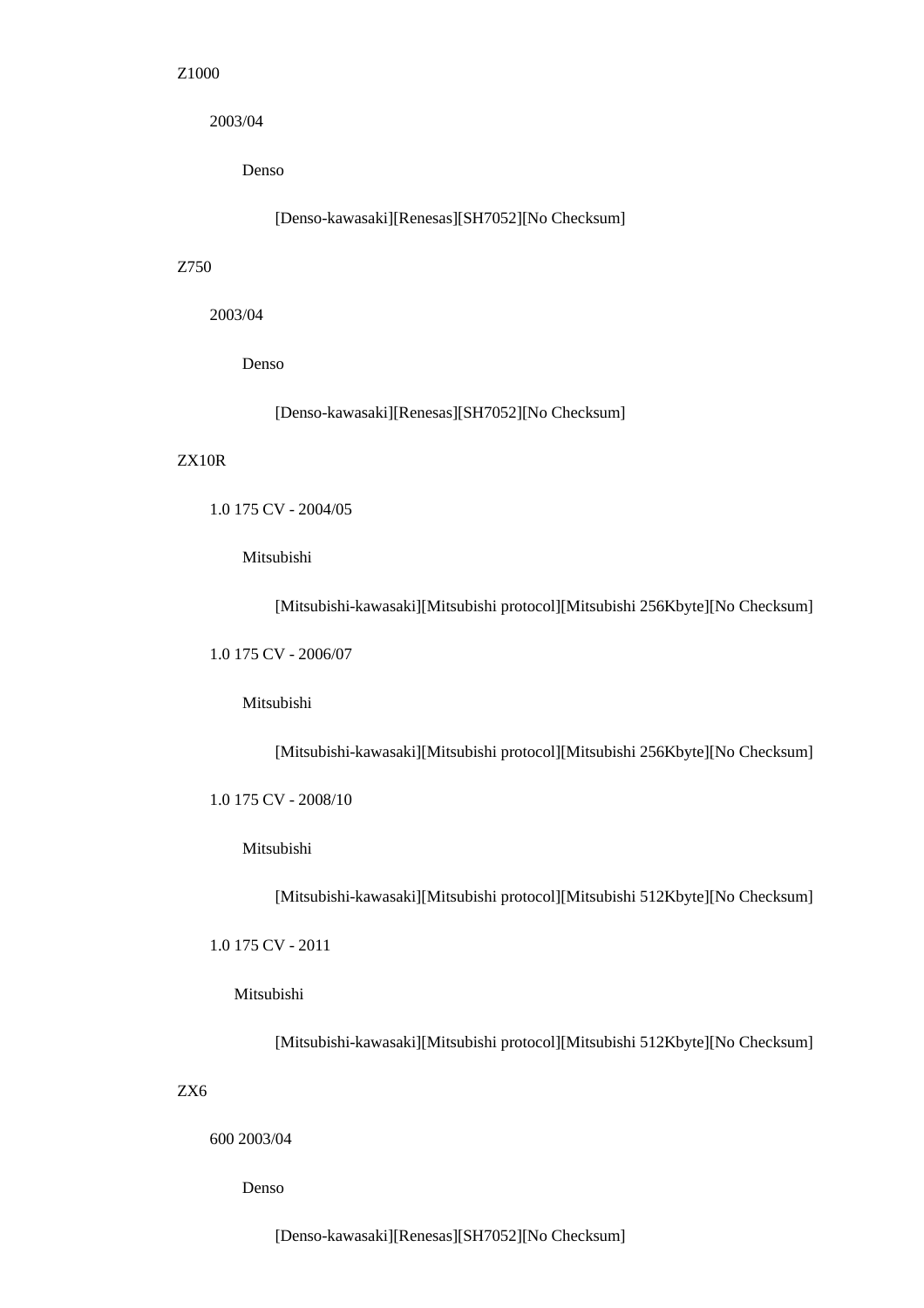Z1000

- 2003/04
  - Denso
    - [Denso-kawasaki][Renesas][SH7052][No Checksum]

Z750

- 2003/04
  - Denso
    - [Denso-kawasaki][Renesas][SH7052][No Checksum]

ZX10R

- 1.0 175 CV - 2004/05
  - Mitsubishi
    - [Mitsubishi-kawasaki][Mitsubishi protocol][Mitsubishi 256Kbyte][No Checksum]
- 1.0 175 CV - 2006/07
  - Mitsubishi
    - [Mitsubishi-kawasaki][Mitsubishi protocol][Mitsubishi 256Kbyte][No Checksum]
- 1.0 175 CV - 2008/10
  - Mitsubishi
    - [Mitsubishi-kawasaki][Mitsubishi protocol][Mitsubishi 512Kbyte][No Checksum]
- 1.0 175 CV - 2011
  - Mitsubishi
    - [Mitsubishi-kawasaki][Mitsubishi protocol][Mitsubishi 512Kbyte][No Checksum]

ZX6

- 600 2003/04
  - Denso
    - [Denso-kawasaki][Renesas][SH7052][No Checksum]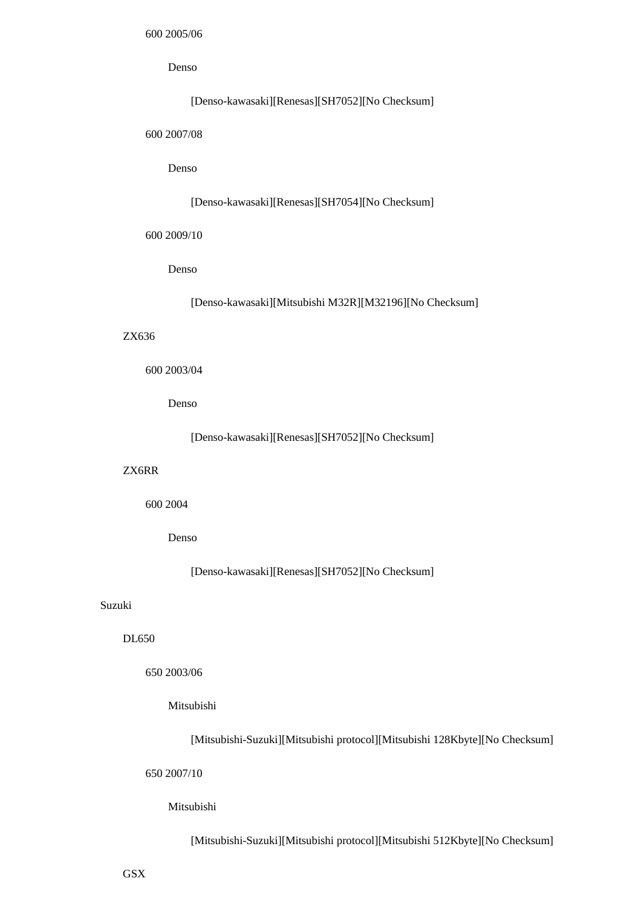- 600 2005/06
  - Denso
    - [Denso-kawasaki][Renesas][SH7052][No Checksum]
- 600 2007/08
  - Denso
    - [Denso-kawasaki][Renesas][SH7054][No Checksum]
- 600 2009/10
  - Denso
    - [Denso-kawasaki][Mitsubishi M32R][M32196][No Checksum]

ZX636

- 600 2003/04
  - Denso
    - [Denso-kawasaki][Renesas][SH7052][No Checksum]

ZX6RR

- 600 2004
  - Denso
    - [Denso-kawasaki][Renesas][SH7052][No Checksum]

Suzuki

DL650

- 650 2003/06
  - Mitsubishi
    - [Mitsubishi-Suzuki][Mitsubishi protocol][Mitsubishi 128Kbyte][No Checksum]
- 650 2007/10
  - Mitsubishi
    - [Mitsubishi-Suzuki][Mitsubishi protocol][Mitsubishi 512Kbyte][No Checksum]

GSX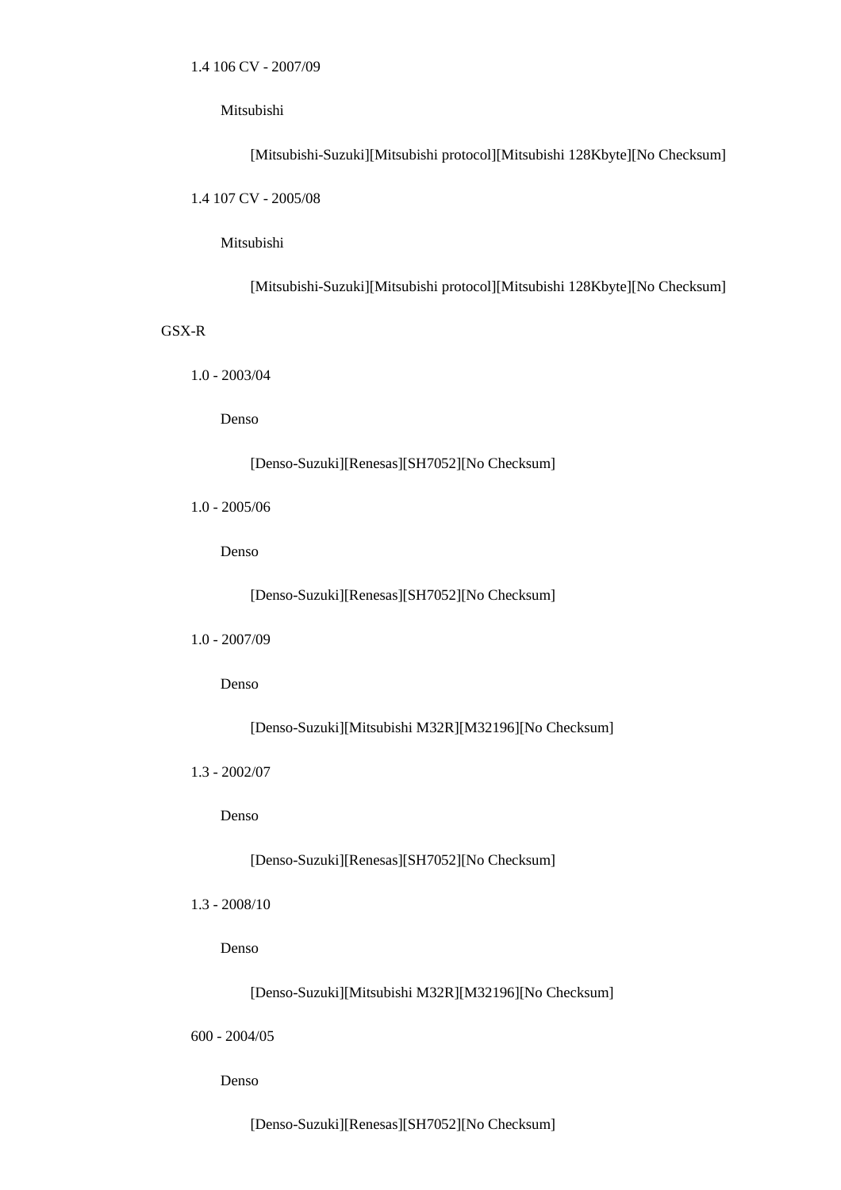1.4 106 CV - 2007/09

Mitsubishi

[Mitsubishi-Suzuki][Mitsubishi protocol][Mitsubishi 128Kbyte][No Checksum]

1.4 107 CV - 2005/08

Mitsubishi

[Mitsubishi-Suzuki][Mitsubishi protocol][Mitsubishi 128Kbyte][No Checksum]

GSX-R

1.0 - 2003/04

Denso

[Denso-Suzuki][Renesas][SH7052][No Checksum]

1.0 - 2005/06

Denso

[Denso-Suzuki][Renesas][SH7052][No Checksum]

1.0 - 2007/09

Denso

[Denso-Suzuki][Mitsubishi M32R][M32196][No Checksum]

1.3 - 2002/07

Denso

[Denso-Suzuki][Renesas][SH7052][No Checksum]

1.3 - 2008/10

Denso

[Denso-Suzuki][Mitsubishi M32R][M32196][No Checksum]

600 - 2004/05

Denso

[Denso-Suzuki][Renesas][SH7052][No Checksum]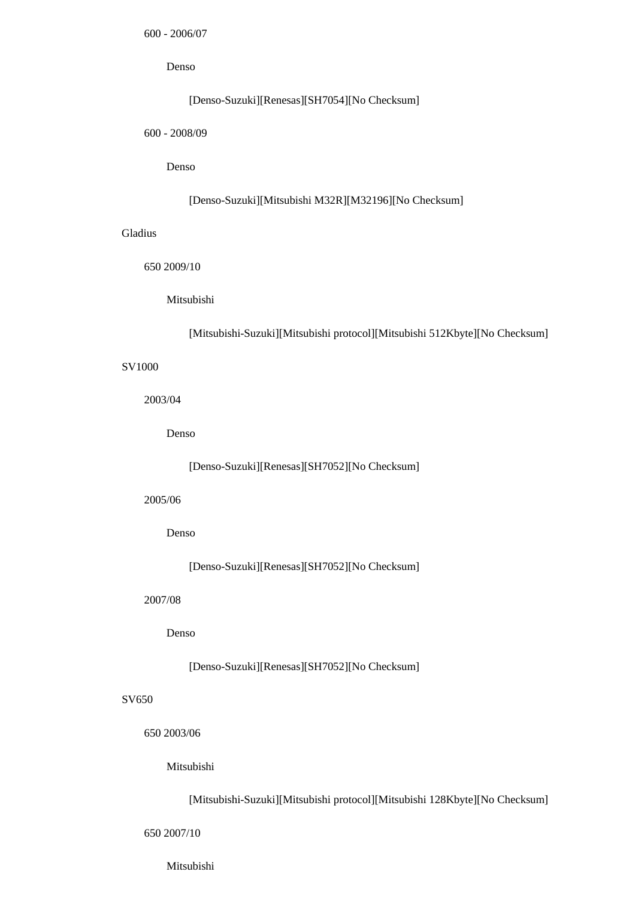600 - 2006/07

Denso

[Denso-Suzuki][Renesas][SH7054][No Checksum]

600 - 2008/09

Denso

[Denso-Suzuki][Mitsubishi M32R][M32196][No Checksum]

Gladius

650 2009/10

Mitsubishi

[Mitsubishi-Suzuki][Mitsubishi protocol][Mitsubishi 512Kbyte][No Checksum]

SV1000

2003/04

Denso

[Denso-Suzuki][Renesas][SH7052][No Checksum]

2005/06

Denso

[Denso-Suzuki][Renesas][SH7052][No Checksum]

2007/08

Denso

[Denso-Suzuki][Renesas][SH7052][No Checksum]

SV650

650 2003/06

Mitsubishi

[Mitsubishi-Suzuki][Mitsubishi protocol][Mitsubishi 128Kbyte][No Checksum]

650 2007/10

Mitsubishi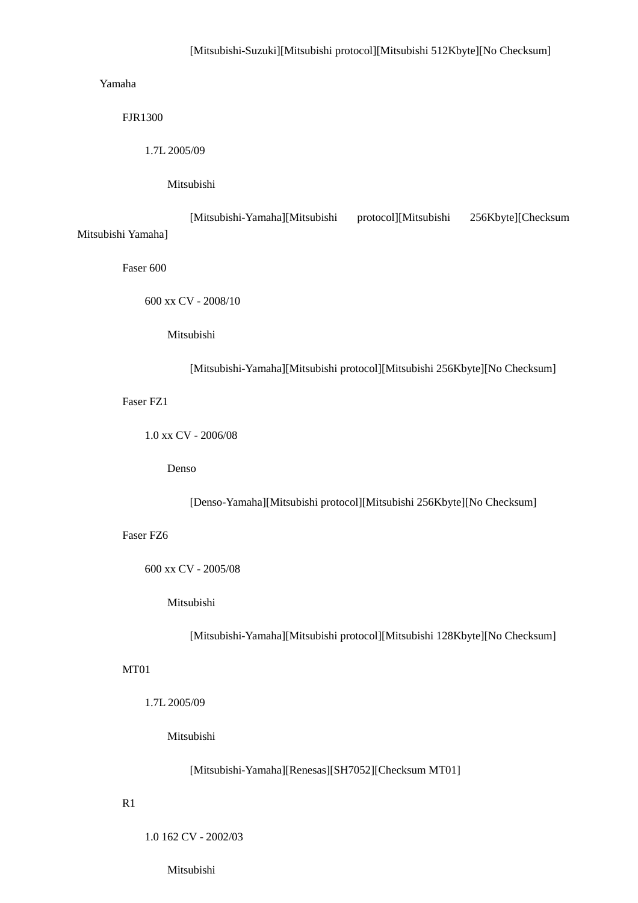[Mitsubishi-Suzuki][Mitsubishi protocol][Mitsubishi 512Kbyte][No Checksum]

Yamaha

FJR1300

1.7L 2005/09

Mitsubishi

[Mitsubishi-Yamaha][Mitsubishi protocol][Mitsubishi 256Kbyte][Checksum Mitsubishi Yamaha]

Faser 600

600 xx CV - 2008/10

Mitsubishi

[Mitsubishi-Yamaha][Mitsubishi protocol][Mitsubishi 256Kbyte][No Checksum]

Faser FZ1

1.0 xx CV - 2006/08

Denso

[Denso-Yamaha][Mitsubishi protocol][Mitsubishi 256Kbyte][No Checksum]

Faser FZ6

600 xx CV - 2005/08

Mitsubishi

[Mitsubishi-Yamaha][Mitsubishi protocol][Mitsubishi 128Kbyte][No Checksum]

MT01

1.7L 2005/09

Mitsubishi

[Mitsubishi-Yamaha][Renesas][SH7052][Checksum MT01]

R1

1.0 162 CV - 2002/03

Mitsubishi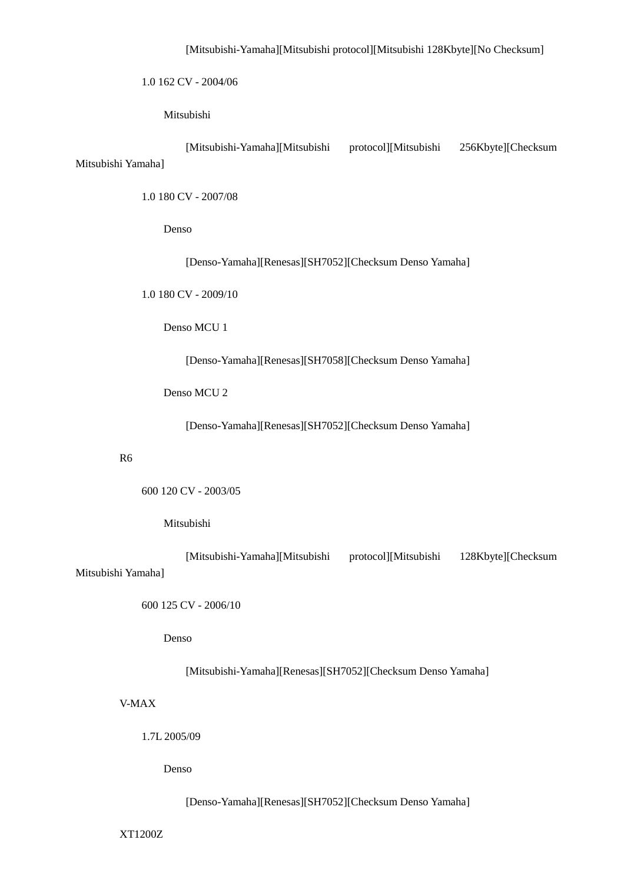[Mitsubishi-Yamaha][Mitsubishi protocol][Mitsubishi 128Kbyte][No Checksum]

1.0 162 CV - 2004/06

Mitsubishi

[Mitsubishi-Yamaha][Mitsubishi protocol][Mitsubishi 256Kbyte][Checksum Mitsubishi Yamaha]

1.0 180 CV - 2007/08

Denso

[Denso-Yamaha][Renesas][SH7052][Checksum Denso Yamaha]

1.0 180 CV - 2009/10

Denso MCU 1

[Denso-Yamaha][Renesas][SH7058][Checksum Denso Yamaha]

Denso MCU 2

[Denso-Yamaha][Renesas][SH7052][Checksum Denso Yamaha]

R6

600 120 CV - 2003/05

Mitsubishi

[Mitsubishi-Yamaha][Mitsubishi protocol][Mitsubishi 128Kbyte][Checksum Mitsubishi Yamaha]

600 125 CV - 2006/10

Denso

[Mitsubishi-Yamaha][Renesas][SH7052][Checksum Denso Yamaha]

V-MAX

1.7L 2005/09

Denso

[Denso-Yamaha][Renesas][SH7052][Checksum Denso Yamaha]

XT1200Z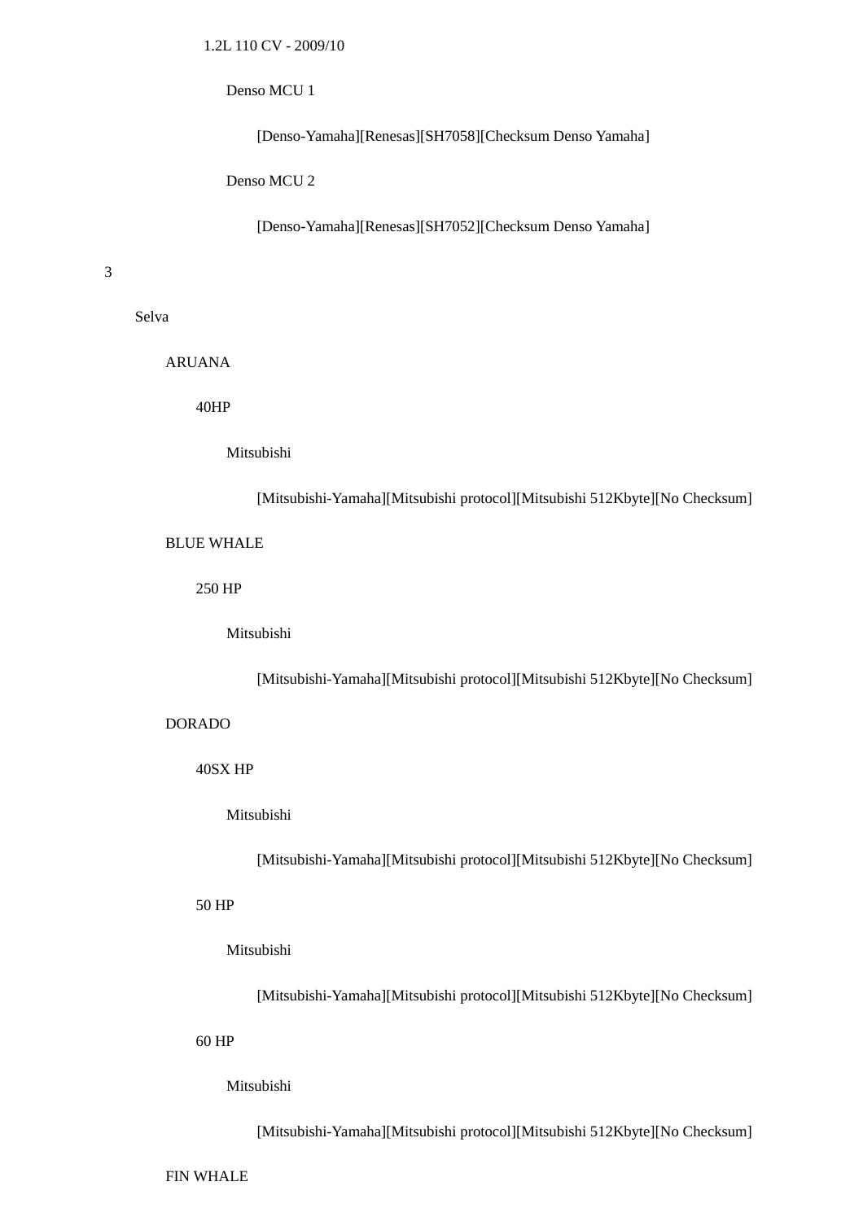1.2L 110 CV - 2009/10

Denso MCU 1

[Denso-Yamaha][Renesas][SH7058][Checksum Denso Yamaha]

Denso MCU 2

[Denso-Yamaha][Renesas][SH7052][Checksum Denso Yamaha]

3

Selva

ARUANA

40HP

Mitsubishi

[Mitsubishi-Yamaha][Mitsubishi protocol][Mitsubishi 512Kbyte][No Checksum]

BLUE WHALE

250 HP

Mitsubishi

[Mitsubishi-Yamaha][Mitsubishi protocol][Mitsubishi 512Kbyte][No Checksum]

DORADO

40SX HP

Mitsubishi

[Mitsubishi-Yamaha][Mitsubishi protocol][Mitsubishi 512Kbyte][No Checksum]

50 HP

Mitsubishi

[Mitsubishi-Yamaha][Mitsubishi protocol][Mitsubishi 512Kbyte][No Checksum]

60 HP

Mitsubishi

[Mitsubishi-Yamaha][Mitsubishi protocol][Mitsubishi 512Kbyte][No Checksum]

FIN WHALE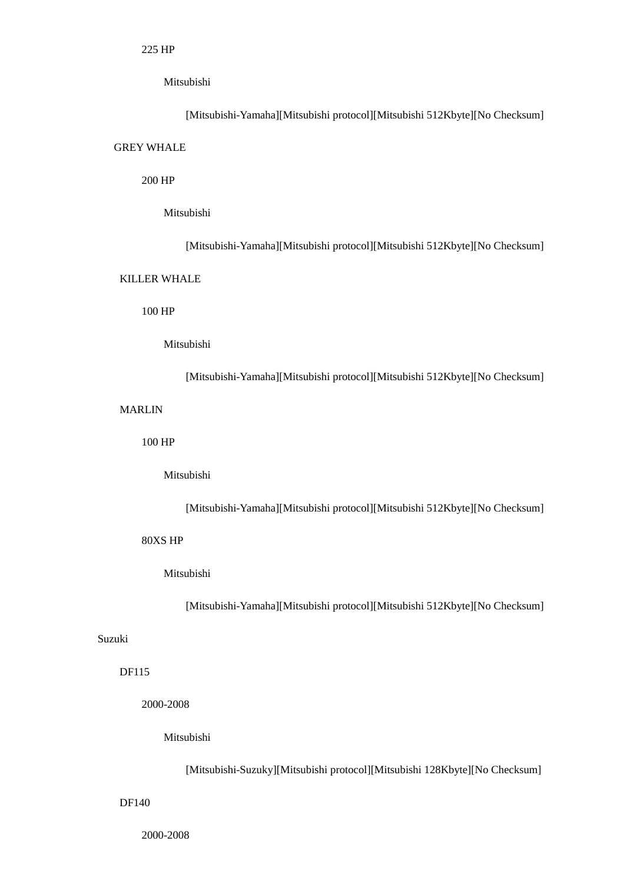225 HP

Mitsubishi

[Mitsubishi-Yamaha][Mitsubishi protocol][Mitsubishi 512Kbyte][No Checksum]

GREY WHALE

200 HP

Mitsubishi

[Mitsubishi-Yamaha][Mitsubishi protocol][Mitsubishi 512Kbyte][No Checksum]

KILLER WHALE

100 HP

Mitsubishi

[Mitsubishi-Yamaha][Mitsubishi protocol][Mitsubishi 512Kbyte][No Checksum]

MARLIN

100 HP

Mitsubishi

[Mitsubishi-Yamaha][Mitsubishi protocol][Mitsubishi 512Kbyte][No Checksum]

80XS HP

Mitsubishi

[Mitsubishi-Yamaha][Mitsubishi protocol][Mitsubishi 512Kbyte][No Checksum]

Suzuki

DF115

2000-2008

Mitsubishi

[Mitsubishi-Suzuky][Mitsubishi protocol][Mitsubishi 128Kbyte][No Checksum]

DF140

2000-2008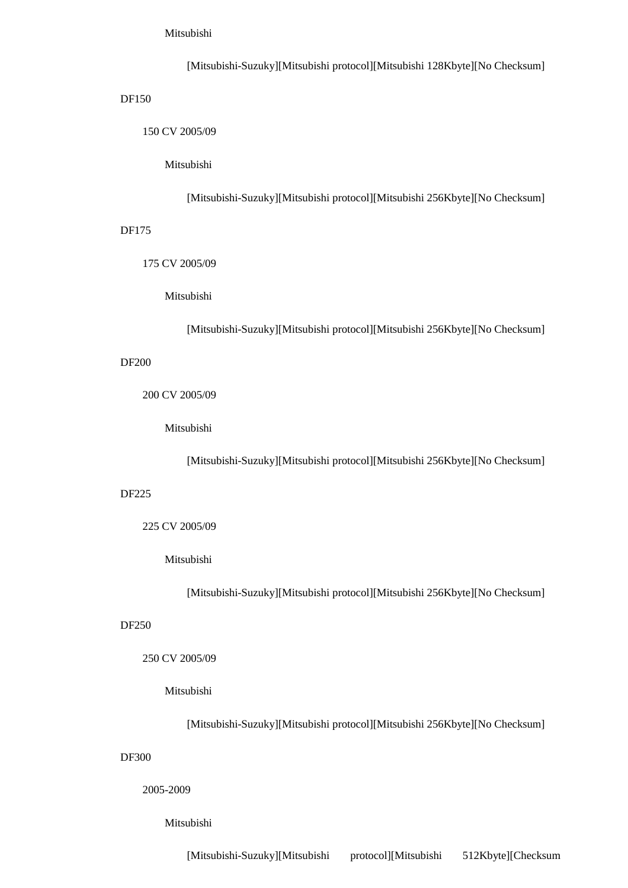Mitsubishi

[Mitsubishi-Suzuky][Mitsubishi protocol][Mitsubishi 128Kbyte][No Checksum]

DF150

150 CV 2005/09

Mitsubishi

[Mitsubishi-Suzuky][Mitsubishi protocol][Mitsubishi 256Kbyte][No Checksum]

DF175

175 CV 2005/09

Mitsubishi

[Mitsubishi-Suzuky][Mitsubishi protocol][Mitsubishi 256Kbyte][No Checksum]

DF200

200 CV 2005/09

Mitsubishi

[Mitsubishi-Suzuky][Mitsubishi protocol][Mitsubishi 256Kbyte][No Checksum]

DF225

225 CV 2005/09

Mitsubishi

[Mitsubishi-Suzuky][Mitsubishi protocol][Mitsubishi 256Kbyte][No Checksum]

DF250

250 CV 2005/09

Mitsubishi

[Mitsubishi-Suzuky][Mitsubishi protocol][Mitsubishi 256Kbyte][No Checksum]

DF300

2005-2009

Mitsubishi

[Mitsubishi-Suzuky][Mitsubishi protocol][Mitsubishi 512Kbyte][Checksum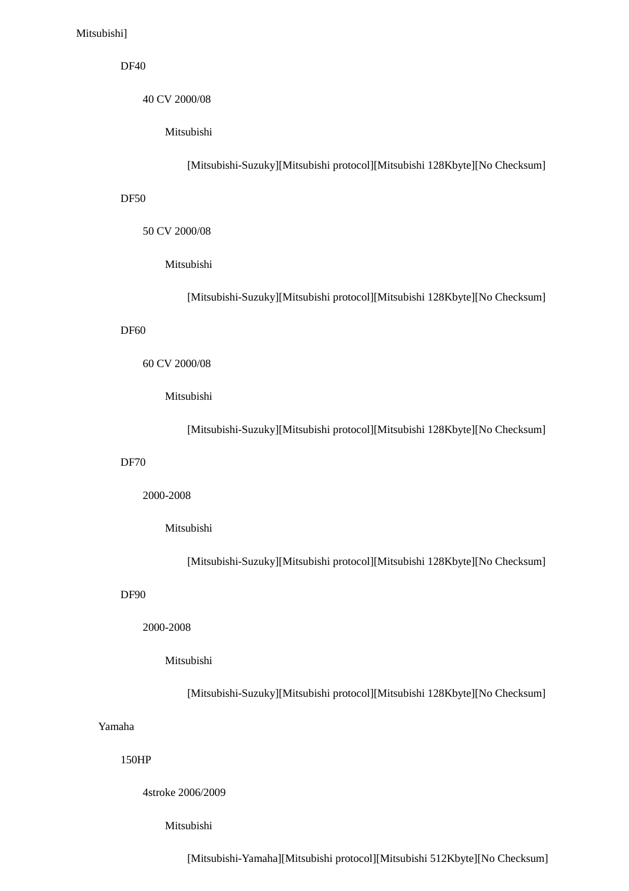Mitsubishi]

DF40

40 CV 2000/08

Mitsubishi

[Mitsubishi-Suzuky][Mitsubishi protocol][Mitsubishi 128Kbyte][No Checksum]

DF50

50 CV 2000/08

Mitsubishi

[Mitsubishi-Suzuky][Mitsubishi protocol][Mitsubishi 128Kbyte][No Checksum]

DF60

60 CV 2000/08

Mitsubishi

[Mitsubishi-Suzuky][Mitsubishi protocol][Mitsubishi 128Kbyte][No Checksum]

DF70

2000-2008

Mitsubishi

[Mitsubishi-Suzuky][Mitsubishi protocol][Mitsubishi 128Kbyte][No Checksum]

DF90

2000-2008

Mitsubishi

[Mitsubishi-Suzuky][Mitsubishi protocol][Mitsubishi 128Kbyte][No Checksum]

Yamaha

150HP

4stroke 2006/2009

Mitsubishi

[Mitsubishi-Yamaha][Mitsubishi protocol][Mitsubishi 512Kbyte][No Checksum]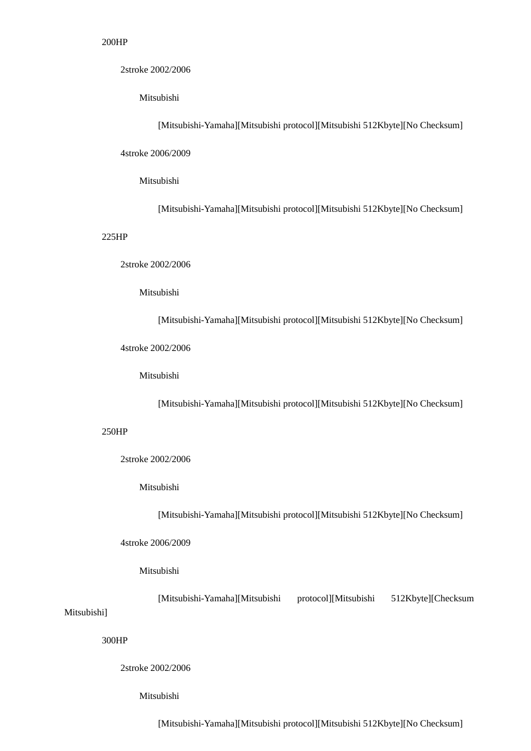200HP

2stroke 2002/2006

Mitsubishi

[Mitsubishi-Yamaha][Mitsubishi protocol][Mitsubishi 512Kbyte][No Checksum]

4stroke 2006/2009

Mitsubishi

[Mitsubishi-Yamaha][Mitsubishi protocol][Mitsubishi 512Kbyte][No Checksum]

225HP

2stroke 2002/2006

Mitsubishi

[Mitsubishi-Yamaha][Mitsubishi protocol][Mitsubishi 512Kbyte][No Checksum]

4stroke 2002/2006

Mitsubishi

[Mitsubishi-Yamaha][Mitsubishi protocol][Mitsubishi 512Kbyte][No Checksum]

250HP

2stroke 2002/2006

Mitsubishi

[Mitsubishi-Yamaha][Mitsubishi protocol][Mitsubishi 512Kbyte][No Checksum]

4stroke 2006/2009

Mitsubishi

[Mitsubishi-Yamaha][Mitsubishi protocol][Mitsubishi 512Kbyte][Checksum Mitsubishi]

300HP

2stroke 2002/2006

Mitsubishi

[Mitsubishi-Yamaha][Mitsubishi protocol][Mitsubishi 512Kbyte][No Checksum]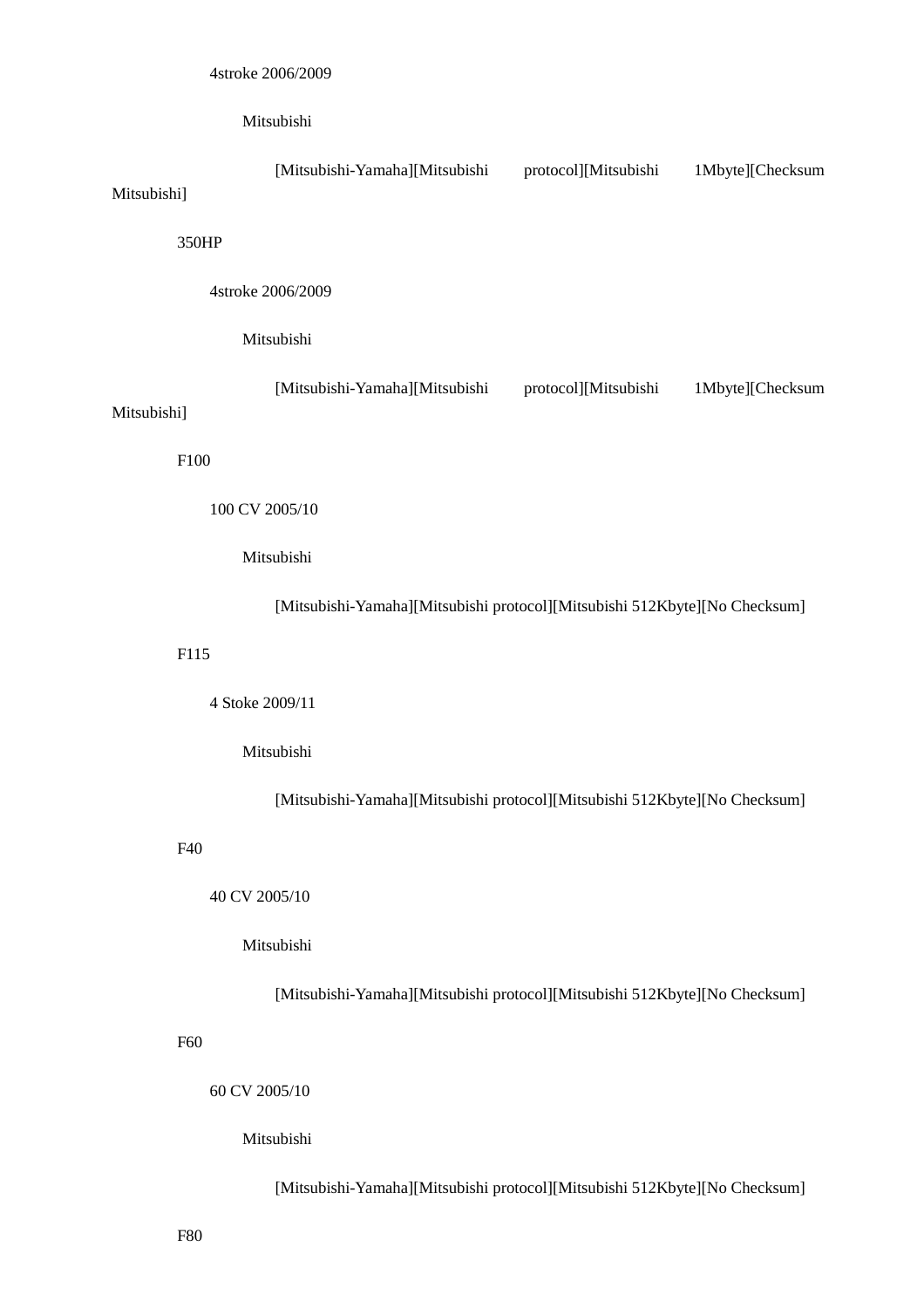4stroke 2006/2009

Mitsubishi

[Mitsubishi-Yamaha][Mitsubishi protocol][Mitsubishi 1Mbyte][Checksum Mitsubishi]

350HP

4stroke 2006/2009

Mitsubishi

[Mitsubishi-Yamaha][Mitsubishi protocol][Mitsubishi 1Mbyte][Checksum Mitsubishi]

F100

100 CV 2005/10

Mitsubishi

[Mitsubishi-Yamaha][Mitsubishi protocol][Mitsubishi 512Kbyte][No Checksum]

F115

4 Stoke 2009/11

Mitsubishi

[Mitsubishi-Yamaha][Mitsubishi protocol][Mitsubishi 512Kbyte][No Checksum]

F40

40 CV 2005/10

Mitsubishi

[Mitsubishi-Yamaha][Mitsubishi protocol][Mitsubishi 512Kbyte][No Checksum]

F60

60 CV 2005/10

Mitsubishi

[Mitsubishi-Yamaha][Mitsubishi protocol][Mitsubishi 512Kbyte][No Checksum]

F80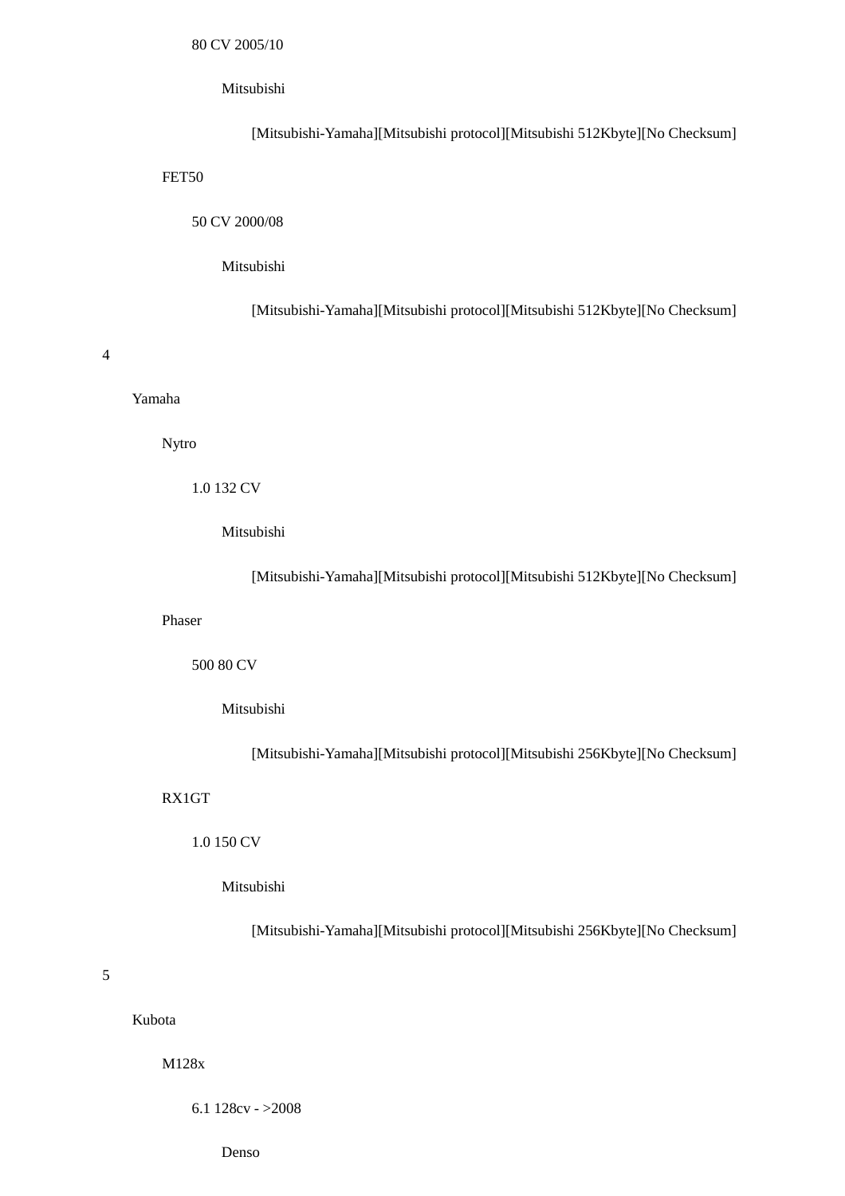80 CV 2005/10

Mitsubishi

[Mitsubishi-Yamaha][Mitsubishi protocol][Mitsubishi 512Kbyte][No Checksum]

FET50

50 CV 2000/08

Mitsubishi

[Mitsubishi-Yamaha][Mitsubishi protocol][Mitsubishi 512Kbyte][No Checksum]

4

Yamaha

Nytro

1.0 132 CV

Mitsubishi

[Mitsubishi-Yamaha][Mitsubishi protocol][Mitsubishi 512Kbyte][No Checksum]

Phaser

500 80 CV

Mitsubishi

[Mitsubishi-Yamaha][Mitsubishi protocol][Mitsubishi 256Kbyte][No Checksum]

RX1GT

1.0 150 CV

Mitsubishi

[Mitsubishi-Yamaha][Mitsubishi protocol][Mitsubishi 256Kbyte][No Checksum]

5

Kubota

M128x

6.1 128cv - >2008

Denso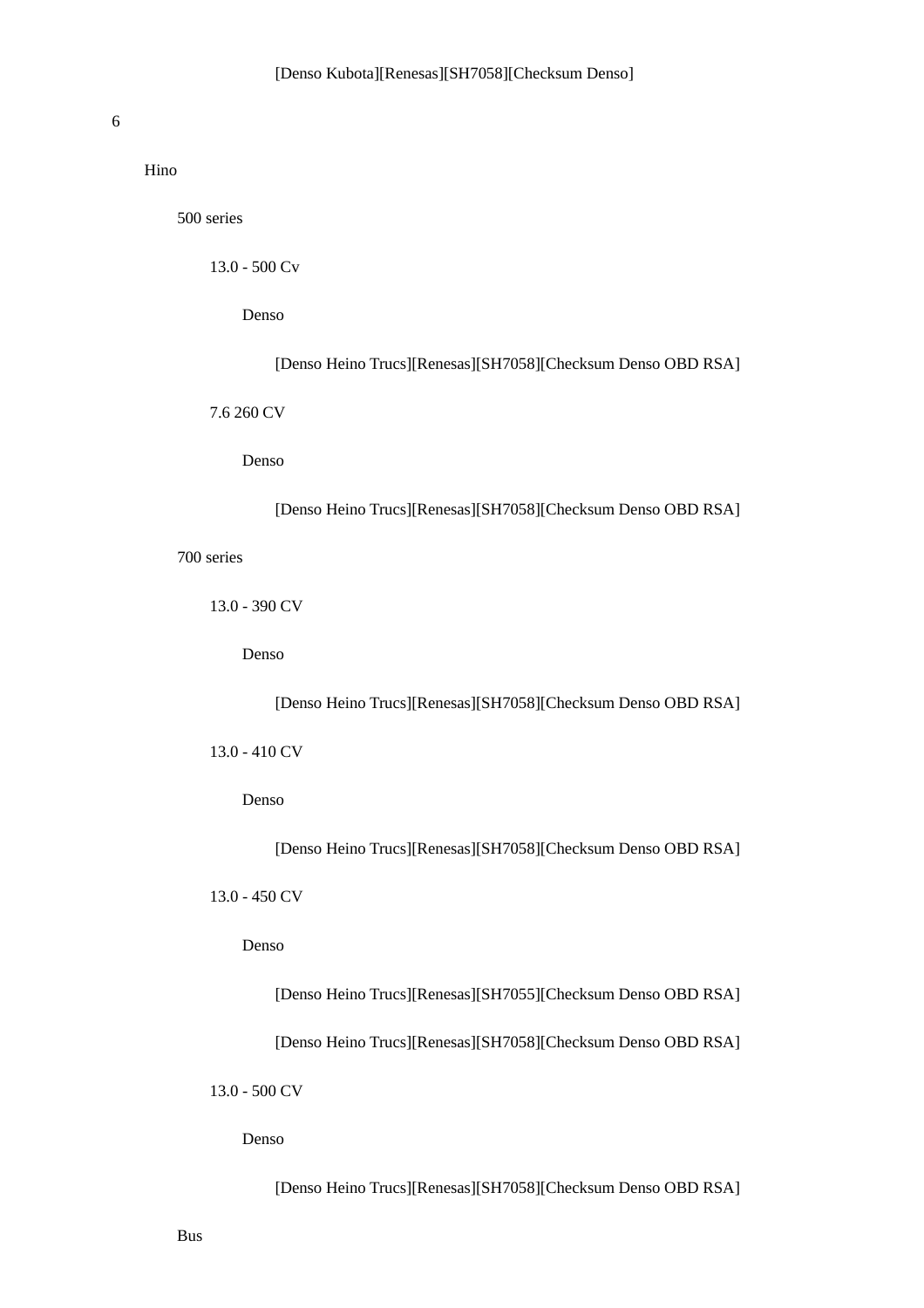[Denso Kubota][Renesas][SH7058][Checksum Denso]

6

- Hino
  - 500 series
    - 13.0 - 500 Cv
      - Denso
        - [Denso Heino Trucs][Renesas][SH7058][Checksum Denso OBD RSA]
    - 7.6 260 CV
      - Denso
        - [Denso Heino Trucs][Renesas][SH7058][Checksum Denso OBD RSA]
  - 700 series
    - 13.0 - 390 CV
      - Denso
        - [Denso Heino Trucs][Renesas][SH7058][Checksum Denso OBD RSA]
    - 13.0 - 410 CV
      - Denso
        - [Denso Heino Trucs][Renesas][SH7058][Checksum Denso OBD RSA]
    - 13.0 - 450 CV
      - Denso
        - [Denso Heino Trucs][Renesas][SH7055][Checksum Denso OBD RSA]
        - [Denso Heino Trucs][Renesas][SH7058][Checksum Denso OBD RSA]
    - 13.0 - 500 CV
      - Denso
        - [Denso Heino Trucs][Renesas][SH7058][Checksum Denso OBD RSA]
  - Bus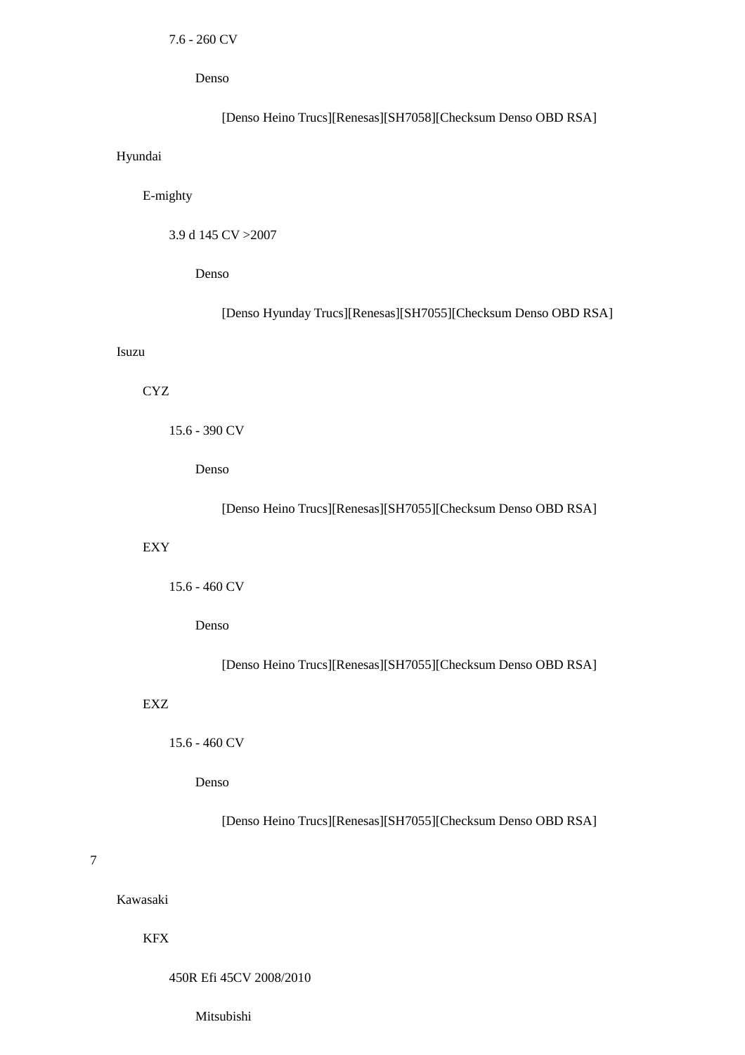7.6 - 260 CV

Denso

[Denso Heino Trucs][Renesas][SH7058][Checksum Denso OBD RSA]

Hyundai

E-mighty

3.9 d 145 CV >2007

Denso

[Denso Hyunday Trucs][Renesas][SH7055][Checksum Denso OBD RSA]

Isuzu

CYZ

15.6 - 390 CV

Denso

[Denso Heino Trucs][Renesas][SH7055][Checksum Denso OBD RSA]

EXY

15.6 - 460 CV

Denso

[Denso Heino Trucs][Renesas][SH7055][Checksum Denso OBD RSA]

EXZ

15.6 - 460 CV

Denso

[Denso Heino Trucs][Renesas][SH7055][Checksum Denso OBD RSA]

7

Kawasaki

KFX

450R Efi 45CV 2008/2010

Mitsubishi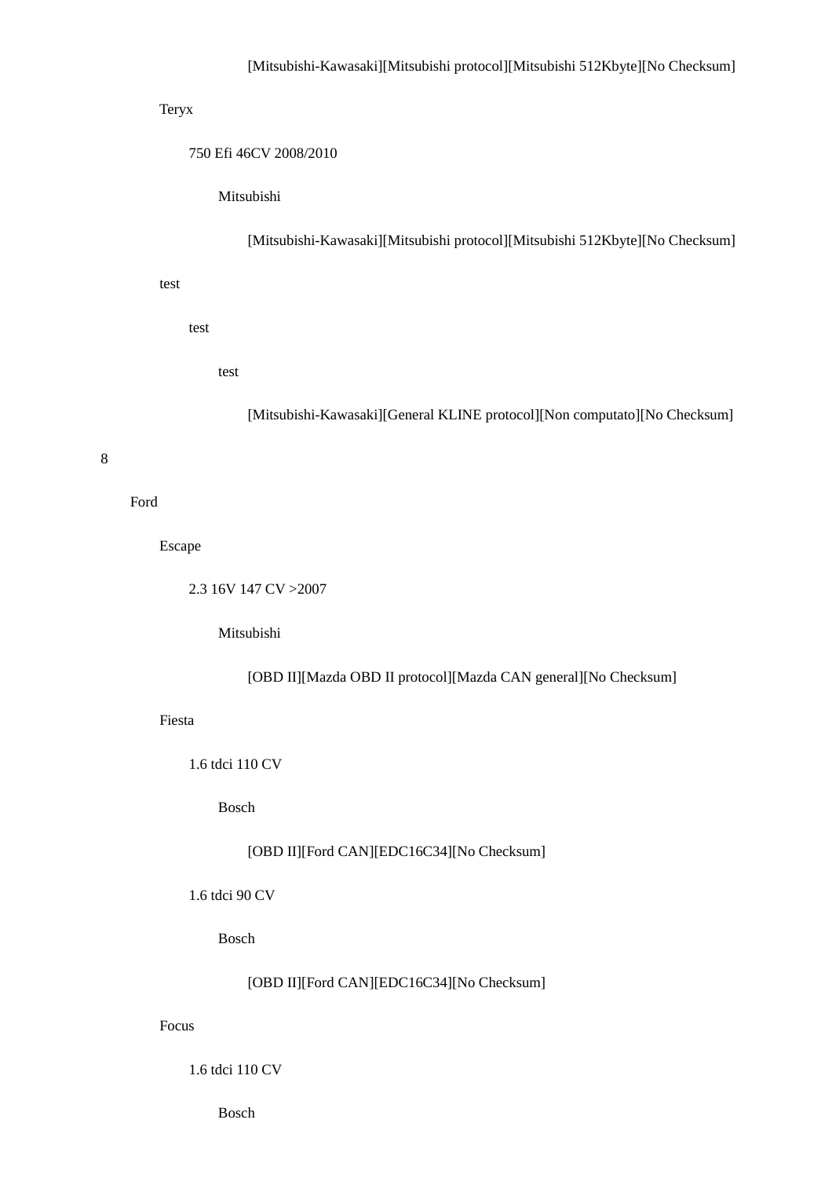[Mitsubishi-Kawasaki][Mitsubishi protocol][Mitsubishi 512Kbyte][No Checksum]

Teryx

750 Efi 46CV 2008/2010

Mitsubishi

[Mitsubishi-Kawasaki][Mitsubishi protocol][Mitsubishi 512Kbyte][No Checksum]

test

test

test

[Mitsubishi-Kawasaki][General KLINE protocol][Non computato][No Checksum]

8

Ford

Escape

2.3 16V 147 CV >2007

Mitsubishi

[OBD II][Mazda OBD II protocol][Mazda CAN general][No Checksum]

Fiesta

1.6 tdci 110 CV

Bosch

[OBD II][Ford CAN][EDC16C34][No Checksum]

1.6 tdci 90 CV

Bosch

[OBD II][Ford CAN][EDC16C34][No Checksum]

Focus

1.6 tdci 110 CV

Bosch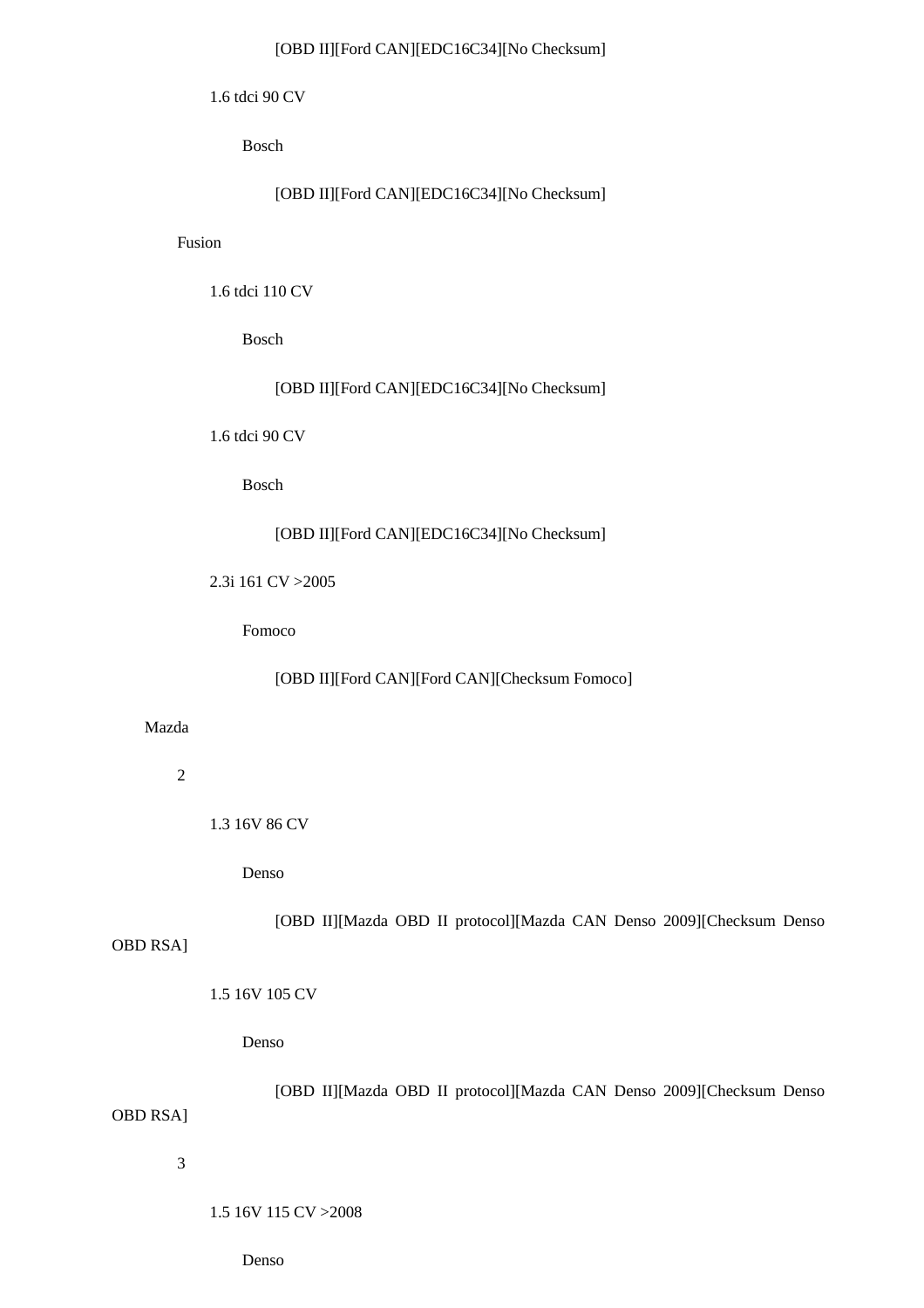[OBD II][Ford CAN][EDC16C34][No Checksum]

1.6 tdci 90 CV

Bosch

[OBD II][Ford CAN][EDC16C34][No Checksum]

Fusion

1.6 tdci 110 CV

Bosch

[OBD II][Ford CAN][EDC16C34][No Checksum]

1.6 tdci 90 CV

Bosch

[OBD II][Ford CAN][EDC16C34][No Checksum]

2.3i 161 CV >2005

Fomoco

[OBD II][Ford CAN][Ford CAN][Checksum Fomoco]

Mazda

2

1.3 16V 86 CV

Denso

[OBD II][Mazda OBD II protocol][Mazda CAN Denso 2009][Checksum Denso OBD RSA]

1.5 16V 105 CV

Denso

[OBD II][Mazda OBD II protocol][Mazda CAN Denso 2009][Checksum Denso OBD RSA]

3

1.5 16V 115 CV >2008

Denso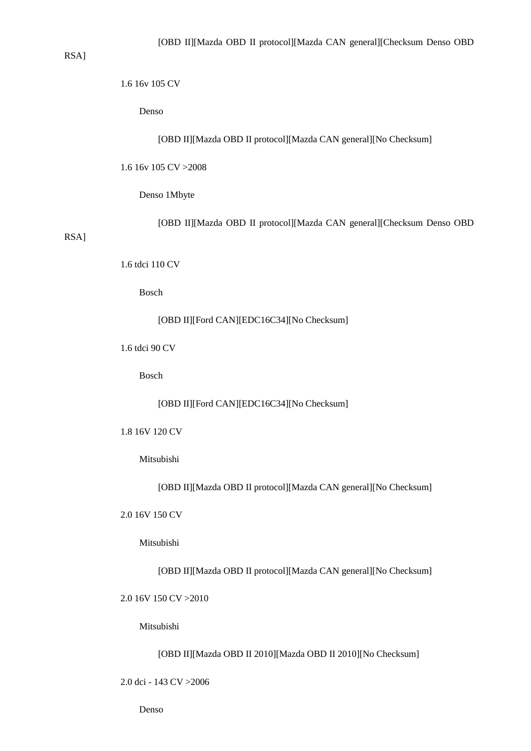[OBD II][Mazda OBD II protocol][Mazda CAN general][Checksum Denso OBD RSA]

1.6 16v 105 CV

Denso

[OBD II][Mazda OBD II protocol][Mazda CAN general][No Checksum]

1.6 16v 105 CV >2008

Denso 1Mbyte

[OBD II][Mazda OBD II protocol][Mazda CAN general][Checksum Denso OBD RSA]

1.6 tdci 110 CV

Bosch

[OBD II][Ford CAN][EDC16C34][No Checksum]

1.6 tdci 90 CV

Bosch

[OBD II][Ford CAN][EDC16C34][No Checksum]

1.8 16V 120 CV

Mitsubishi

[OBD II][Mazda OBD II protocol][Mazda CAN general][No Checksum]

2.0 16V 150 CV

Mitsubishi

[OBD II][Mazda OBD II protocol][Mazda CAN general][No Checksum]

2.0 16V 150 CV >2010

Mitsubishi

[OBD II][Mazda OBD II 2010][Mazda OBD II 2010][No Checksum]

2.0 dci - 143 CV >2006

Denso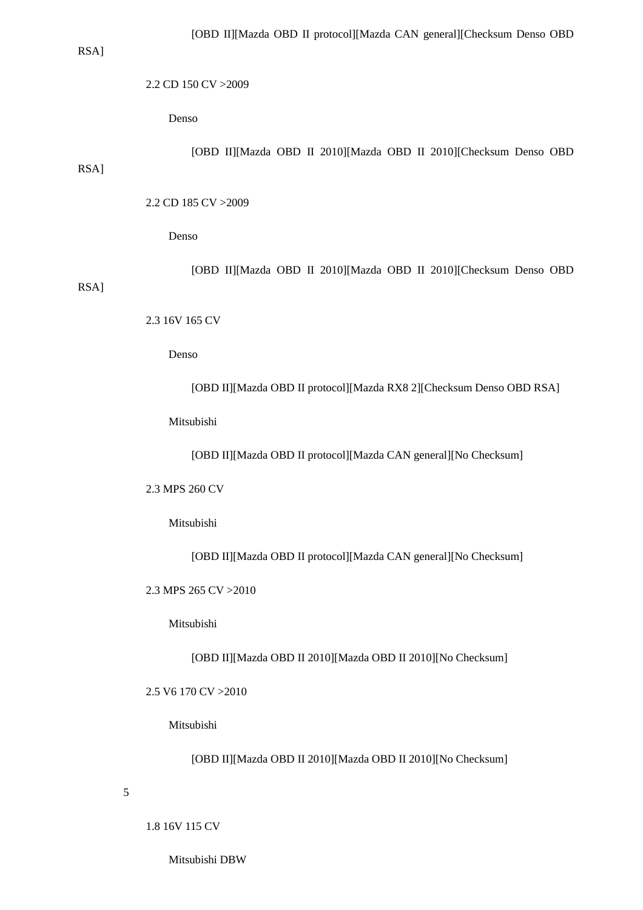[OBD II][Mazda OBD II protocol][Mazda CAN general][Checksum Denso OBD RSA]

2.2 CD 150 CV >2009

Denso

[OBD II][Mazda OBD II 2010][Mazda OBD II 2010][Checksum Denso OBD RSA]

2.2 CD 185 CV >2009

Denso

[OBD II][Mazda OBD II 2010][Mazda OBD II 2010][Checksum Denso OBD RSA]

2.3 16V 165 CV

Denso

[OBD II][Mazda OBD II protocol][Mazda RX8 2][Checksum Denso OBD RSA]

Mitsubishi

[OBD II][Mazda OBD II protocol][Mazda CAN general][No Checksum]

2.3 MPS 260 CV

Mitsubishi

[OBD II][Mazda OBD II protocol][Mazda CAN general][No Checksum]

2.3 MPS 265 CV >2010

Mitsubishi

[OBD II][Mazda OBD II 2010][Mazda OBD II 2010][No Checksum]

2.5 V6 170 CV >2010

Mitsubishi

[OBD II][Mazda OBD II 2010][Mazda OBD II 2010][No Checksum]

5

1.8 16V 115 CV

Mitsubishi DBW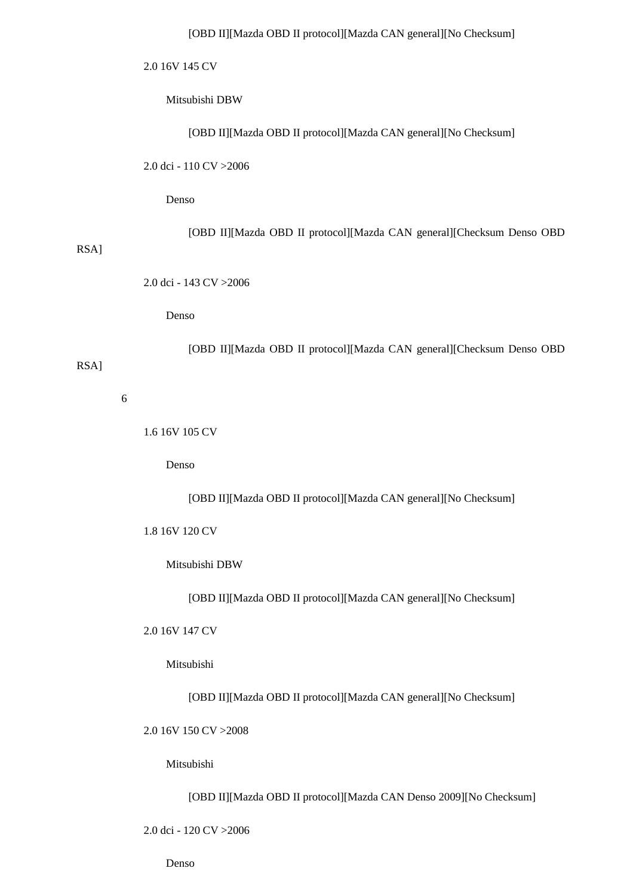[OBD II][Mazda OBD II protocol][Mazda CAN general][No Checksum]

2.0 16V 145 CV

Mitsubishi DBW

[OBD II][Mazda OBD II protocol][Mazda CAN general][No Checksum]

2.0 dci - 110 CV >2006

Denso

[OBD II][Mazda OBD II protocol][Mazda CAN general][Checksum Denso OBD RSA]

2.0 dci - 143 CV >2006

Denso

[OBD II][Mazda OBD II protocol][Mazda CAN general][Checksum Denso OBD RSA]

6

1.6 16V 105 CV

Denso

[OBD II][Mazda OBD II protocol][Mazda CAN general][No Checksum]

1.8 16V 120 CV

Mitsubishi DBW

[OBD II][Mazda OBD II protocol][Mazda CAN general][No Checksum]

2.0 16V 147 CV

Mitsubishi

[OBD II][Mazda OBD II protocol][Mazda CAN general][No Checksum]

2.0 16V 150 CV >2008

Mitsubishi

[OBD II][Mazda OBD II protocol][Mazda CAN Denso 2009][No Checksum]

2.0 dci - 120 CV >2006

Denso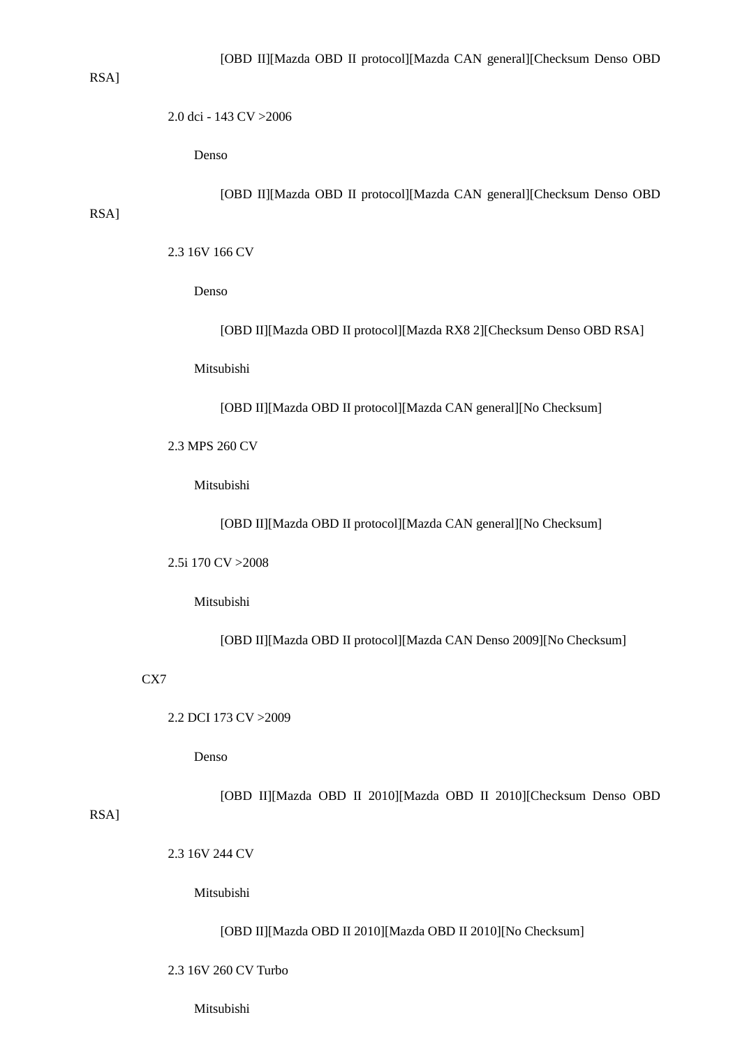[OBD II][Mazda OBD II protocol][Mazda CAN general][Checksum Denso OBD RSA]

2.0 dci - 143 CV >2006

Denso

[OBD II][Mazda OBD II protocol][Mazda CAN general][Checksum Denso OBD RSA]

2.3 16V 166 CV

Denso

[OBD II][Mazda OBD II protocol][Mazda RX8 2][Checksum Denso OBD RSA]

Mitsubishi

[OBD II][Mazda OBD II protocol][Mazda CAN general][No Checksum]

2.3 MPS 260 CV

Mitsubishi

[OBD II][Mazda OBD II protocol][Mazda CAN general][No Checksum]

2.5i 170 CV >2008

Mitsubishi

[OBD II][Mazda OBD II protocol][Mazda CAN Denso 2009][No Checksum]

CX7

2.2 DCI 173 CV >2009

Denso

[OBD II][Mazda OBD II 2010][Mazda OBD II 2010][Checksum Denso OBD RSA]

2.3 16V 244 CV

Mitsubishi

[OBD II][Mazda OBD II 2010][Mazda OBD II 2010][No Checksum]

2.3 16V 260 CV Turbo

Mitsubishi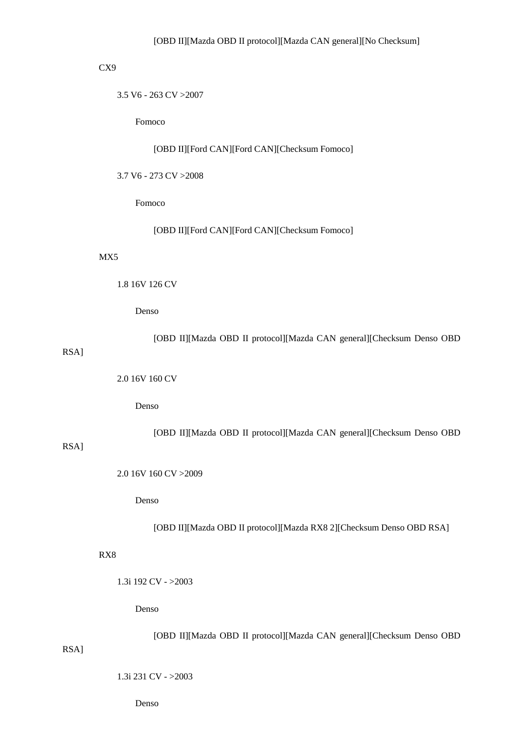[OBD II][Mazda OBD II protocol][Mazda CAN general][No Checksum]

CX9

3.5 V6 - 263 CV >2007

Fomoco

[OBD II][Ford CAN][Ford CAN][Checksum Fomoco]

3.7 V6 - 273 CV >2008

Fomoco

[OBD II][Ford CAN][Ford CAN][Checksum Fomoco]

MX5

1.8 16V 126 CV

Denso

[OBD II][Mazda OBD II protocol][Mazda CAN general][Checksum Denso OBD RSA]

2.0 16V 160 CV

Denso

[OBD II][Mazda OBD II protocol][Mazda CAN general][Checksum Denso OBD RSA]

2.0 16V 160 CV >2009

Denso

[OBD II][Mazda OBD II protocol][Mazda RX8 2][Checksum Denso OBD RSA]

RX8

1.3i 192 CV - >2003

Denso

[OBD II][Mazda OBD II protocol][Mazda CAN general][Checksum Denso OBD RSA]

1.3i 231 CV - >2003

Denso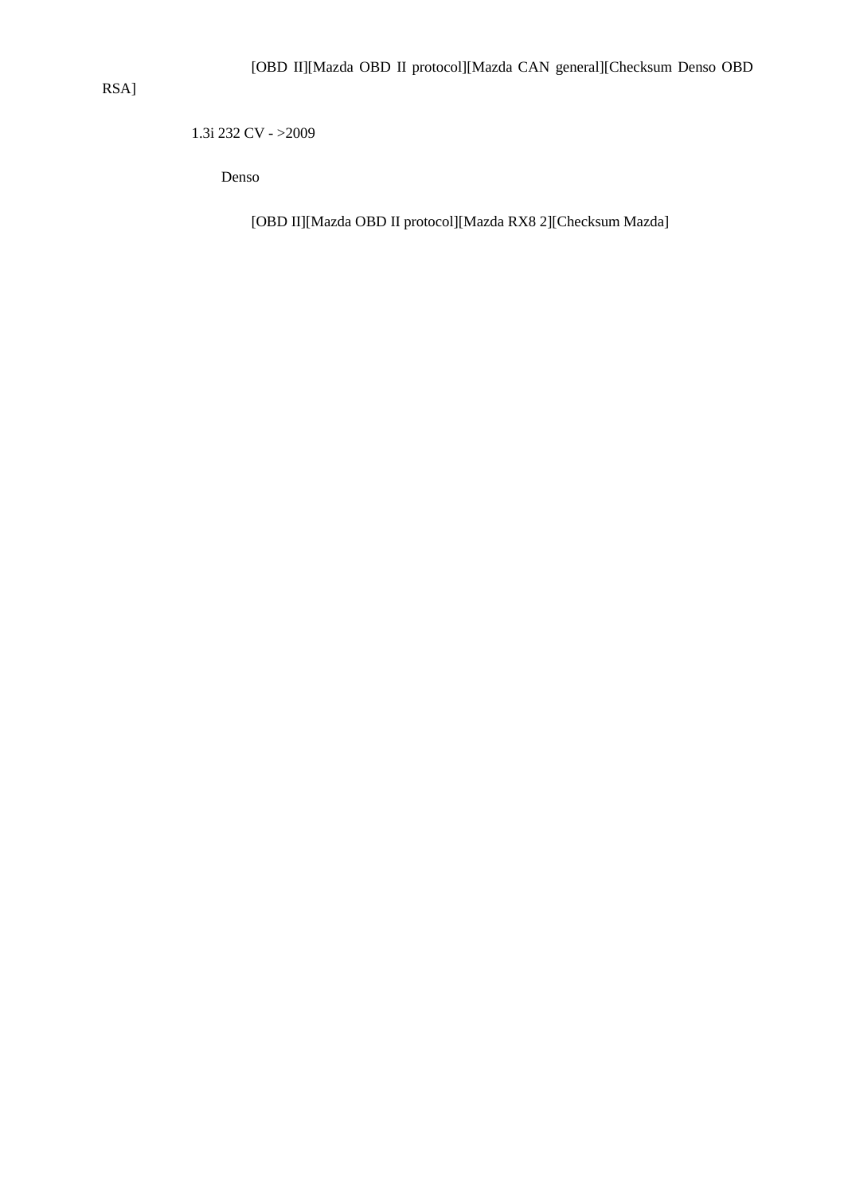[OBD II][Mazda OBD II protocol][Mazda CAN general][Checksum Denso OBD RSA]

1.3i 232 CV - >2009

Denso

[OBD II][Mazda OBD II protocol][Mazda RX8 2][Checksum Mazda]